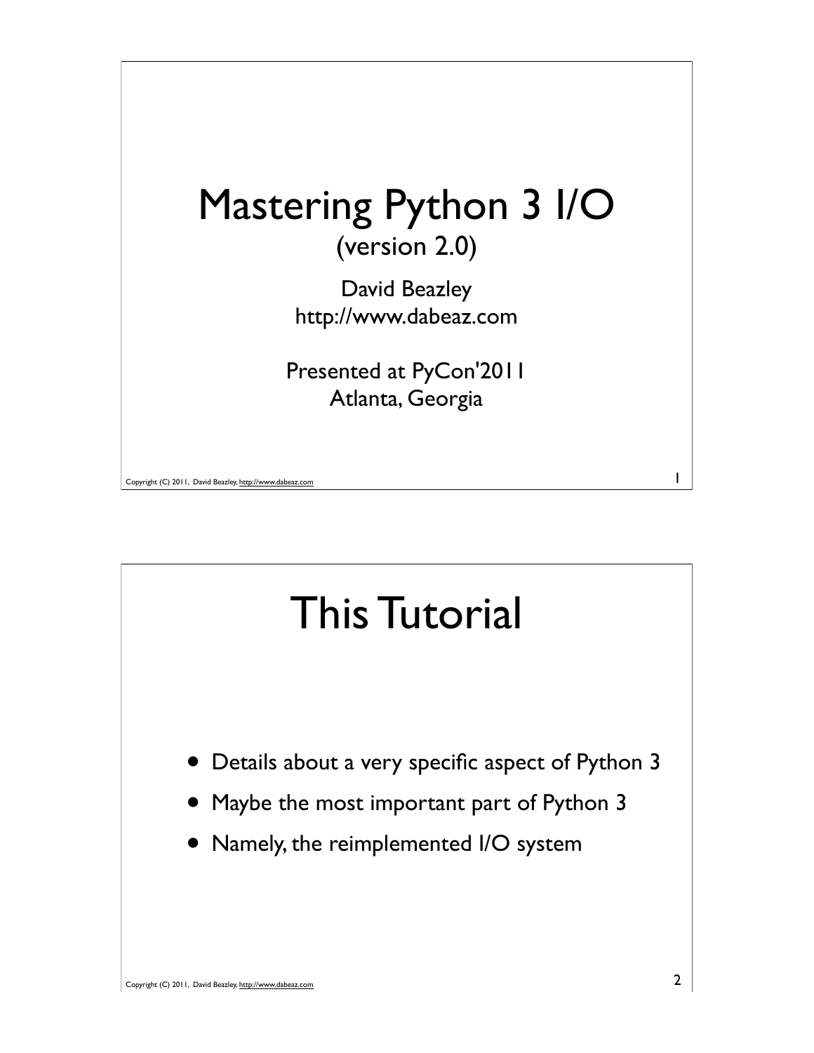# Mastering Python 3 I/O

(version 2.0)

David Beazley
http://www.dabeaz.com

Presented at PyCon'2011
Atlanta, Georgia

Copyright (C) 2011, David Beazley, http://www.dabeaz.com

# This Tutorial

- Details about a very specific aspect of Python 3
- Maybe the most important part of Python 3
- Namely, the reimplemented I/O system

Copyright (C) 2011, David Beazley, http://www.dabeaz.com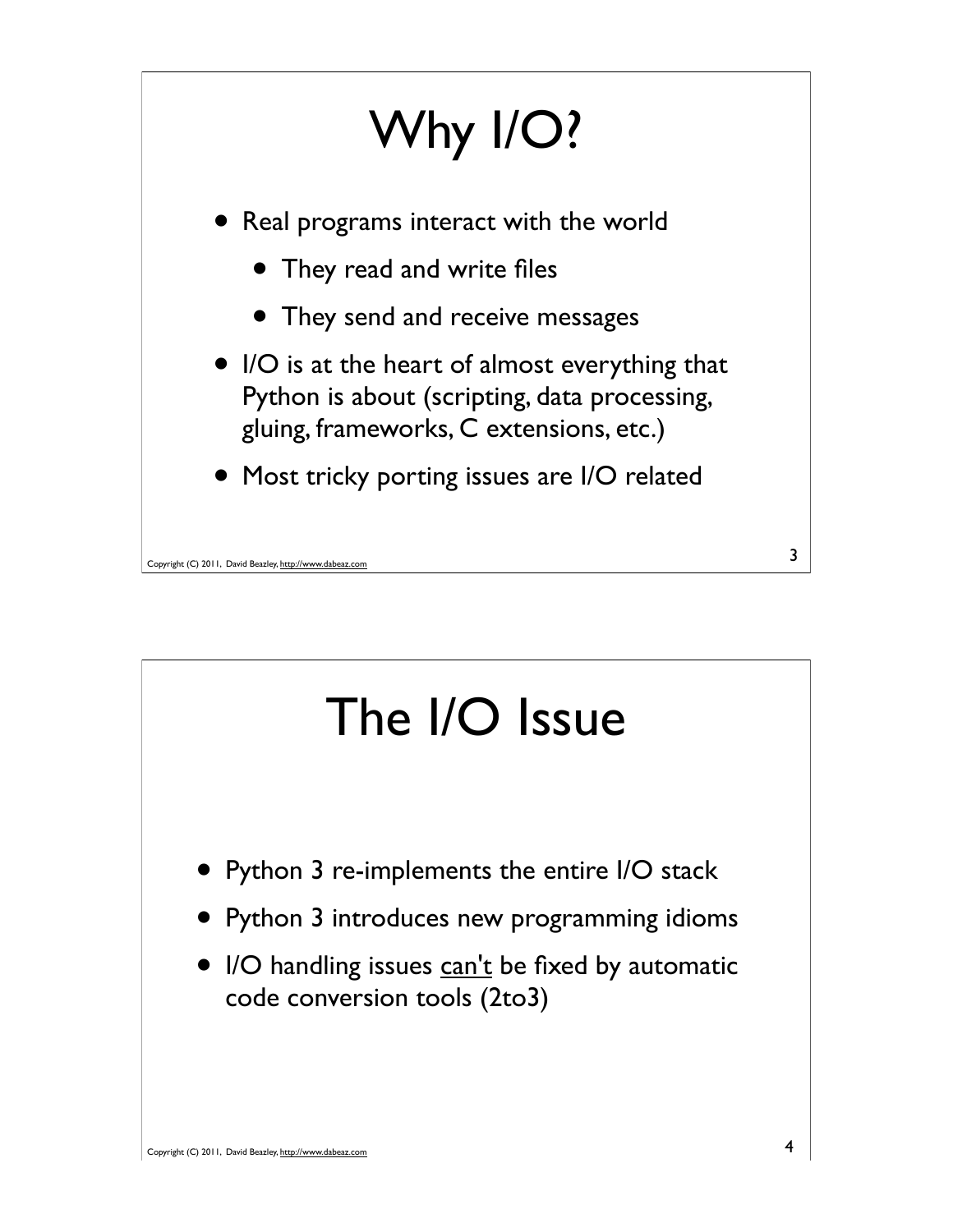# Why I/O?

- Real programs interact with the world
  - They read and write files
  - They send and receive messages
- I/O is at the heart of almost everything that Python is about (scripting, data processing, gluing, frameworks, C extensions, etc.)
- Most tricky porting issues are I/O related

# The I/O Issue

- Python 3 re-implements the entire I/O stack
- Python 3 introduces new programming idioms
- I/O handling issues can't be fixed by automatic code conversion tools (2to3)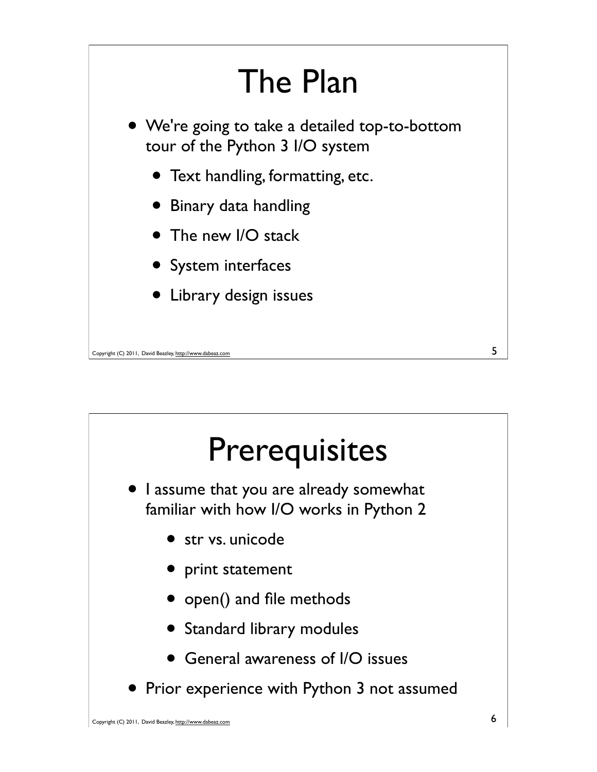# The Plan

- We're going to take a detailed top-to-bottom tour of the Python 3 I/O system
  - Text handling, formatting, etc.
  - Binary data handling
  - The new I/O stack
  - System interfaces
  - Library design issues

# Prerequisites

- I assume that you are already somewhat familiar with how I/O works in Python 2
  - str vs. unicode
  - print statement
  - open() and file methods
  - Standard library modules
  - General awareness of I/O issues
- Prior experience with Python 3 not assumed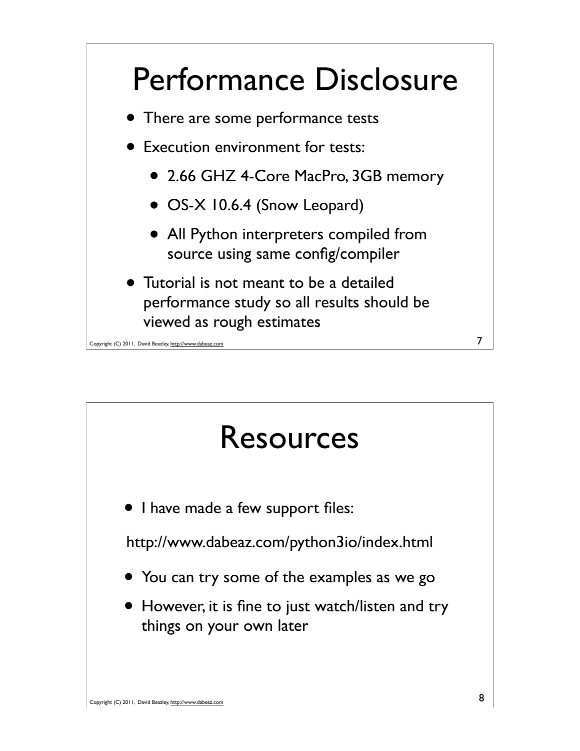# Performance Disclosure

- There are some performance tests
- Execution environment for tests:
  - 2.66 GHZ 4-Core MacPro, 3GB memory
  - OS-X 10.6.4 (Snow Leopard)
  - All Python interpreters compiled from source using same config/compiler
- Tutorial is not meant to be a detailed performance study so all results should be viewed as rough estimates

# Resources

- I have made a few support files:

http://www.dabeaz.com/python3io/index.html

- You can try some of the examples as we go
- However, it is fine to just watch/listen and try things on your own later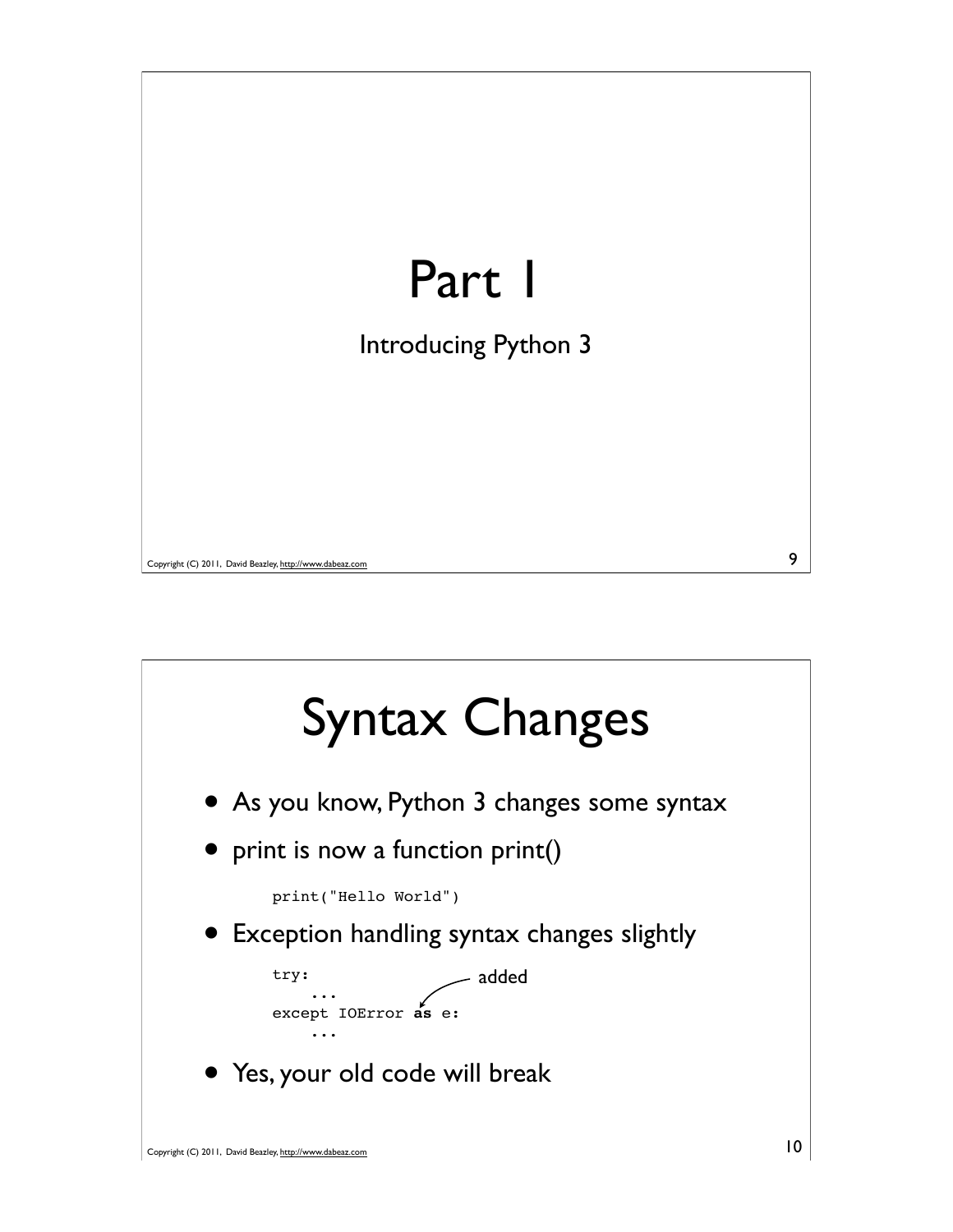# Part 1

Introducing Python 3

# Syntax Changes

- As you know, Python 3 changes some syntax
- print is now a function print()

```
print("Hello World")
```

- Exception handling syntax changes slightly

```
try:
    ...
except IOError as e:
    ...
```

added

- Yes, your old code will break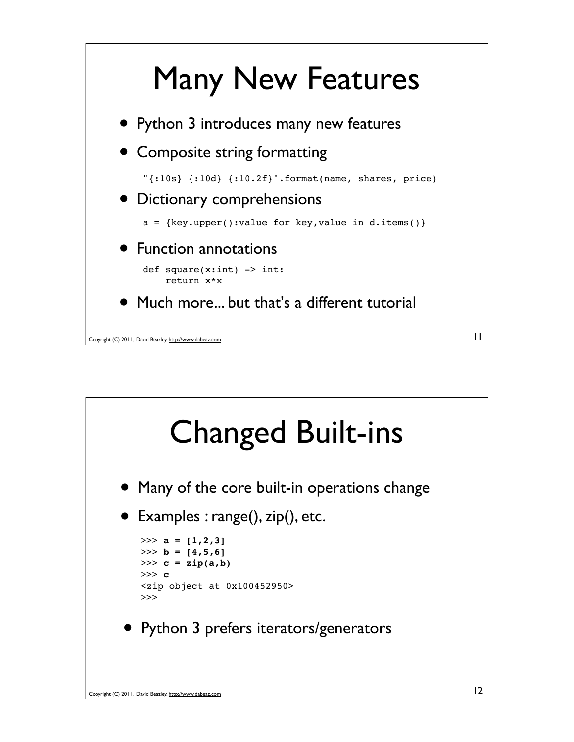# Many New Features

- Python 3 introduces many new features
- Composite string formatting

```
"{:10s} {:10d} {:10.2f}".format(name, shares, price)
```

- Dictionary comprehensions

```
a = {key.upper():value for key,value in d.items()}
```

- Function annotations

```
def square(x:int) -> int:
    return x*x
```

- Much more... but that's a different tutorial

# Changed Built-ins

- Many of the core built-in operations change
- Examples : range(), zip(), etc.

```
>>> a = [1,2,3]
>>> b = [4,5,6]
>>> c = zip(a,b)
>>> c
<zip object at 0x100452950>
>>>
```

- Python 3 prefers iterators/generators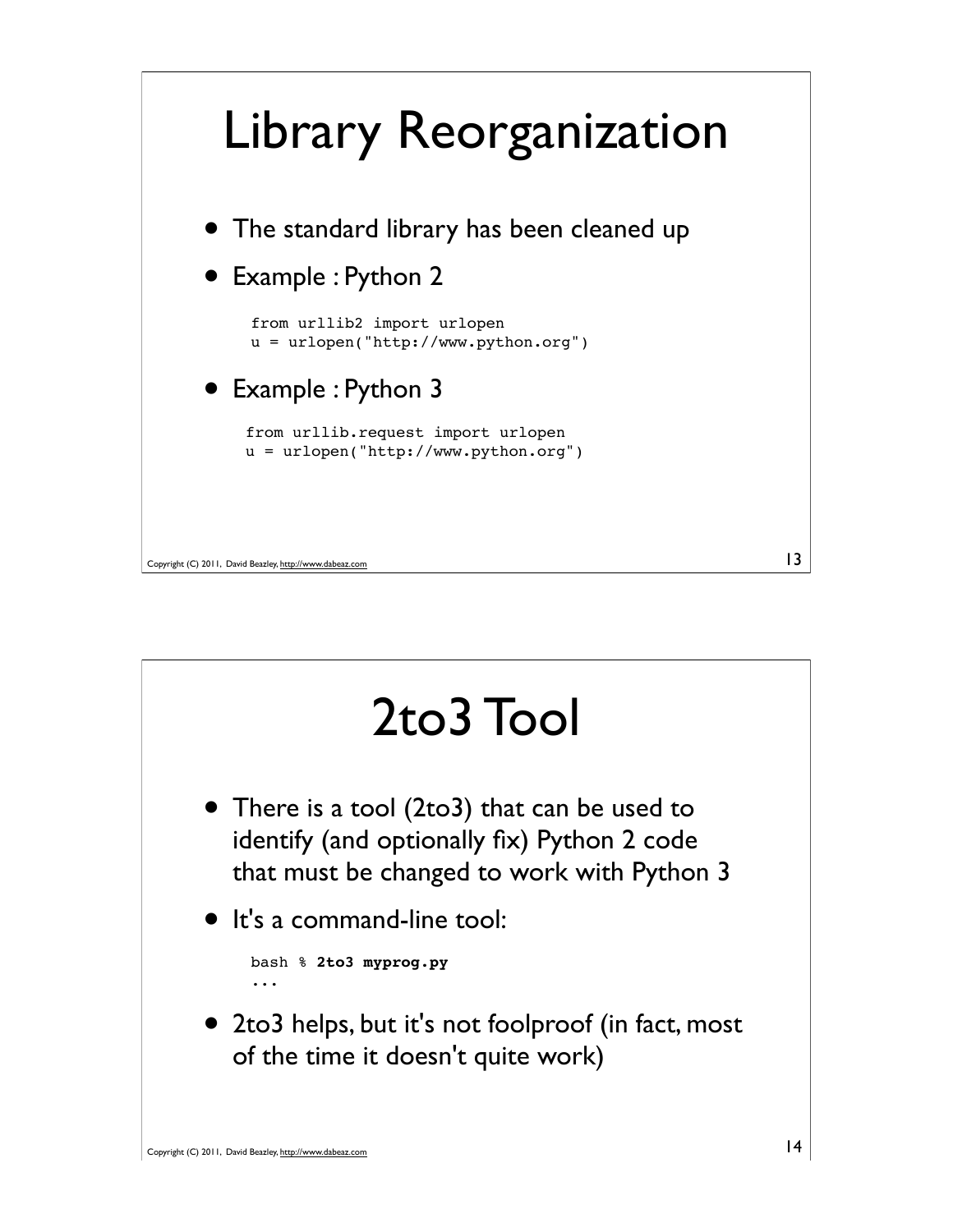# Library Reorganization

- The standard library has been cleaned up
- Example : Python 2

```
from urllib2 import urlopen
u = urlopen("http://www.python.org")
```

- Example : Python 3

```
from urllib.request import urlopen
u = urlopen("http://www.python.org")
```

# 2to3 Tool

- There is a tool (2to3) that can be used to identify (and optionally fix) Python 2 code that must be changed to work with Python 3
- It's a command-line tool:

```
bash % 2to3 myprog.py
...
```

- 2to3 helps, but it's not foolproof (in fact, most of the time it doesn't quite work)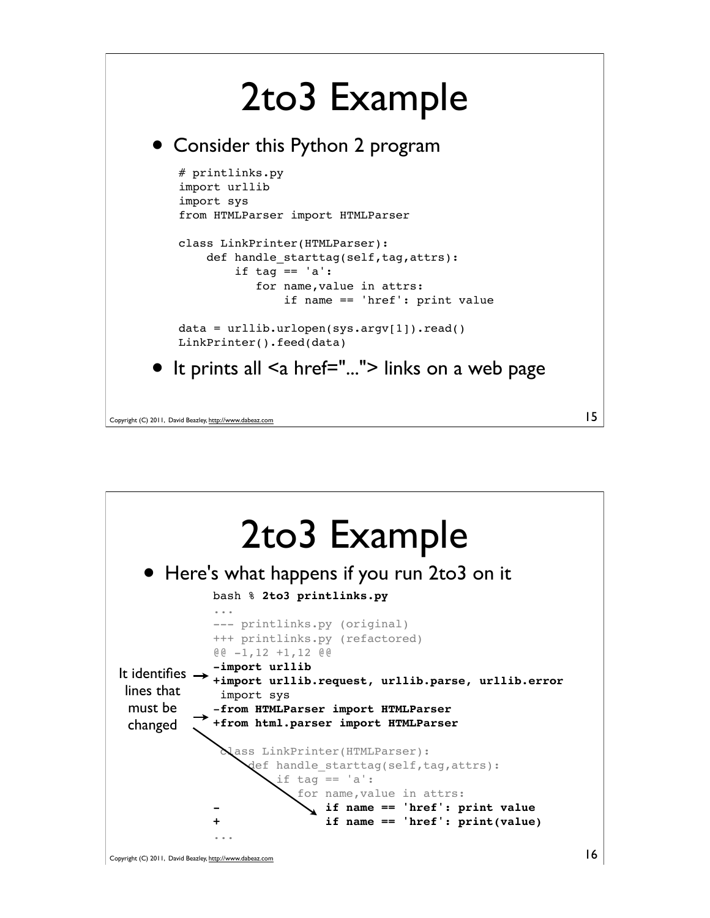# 2to3 Example

- Consider this Python 2 program

```
# printlinks.py
import urllib
import sys
from HTMLParser import HTMLParser

class LinkPrinter(HTMLParser):
    def handle_starttag(self,tag,attrs):
        if tag == 'a':
           for name,value in attrs:
               if name == 'href': print value

data = urllib.urlopen(sys.argv[1]).read()
LinkPrinter().feed(data)
```

- It prints all <a href="..."> links on a web page

# 2to3 Example

- Here's what happens if you run 2to3 on it

```
bash % 2to3 printlinks.py
...
--- printlinks.py (original)
+++ printlinks.py (refactored)
@@ -1,12 +1,12 @@
-import urllib
+import urllib.request, urllib.parse, urllib.error
 import sys
-from HTMLParser import HTMLParser
+from html.parser import HTMLParser

 class LinkPrinter(HTMLParser):
     def handle_starttag(self,tag,attrs):
         if tag == 'a':
            for name,value in attrs:
-               if name == 'href': print value
+               if name == 'href': print(value)
...
```

It identifies lines that must be changed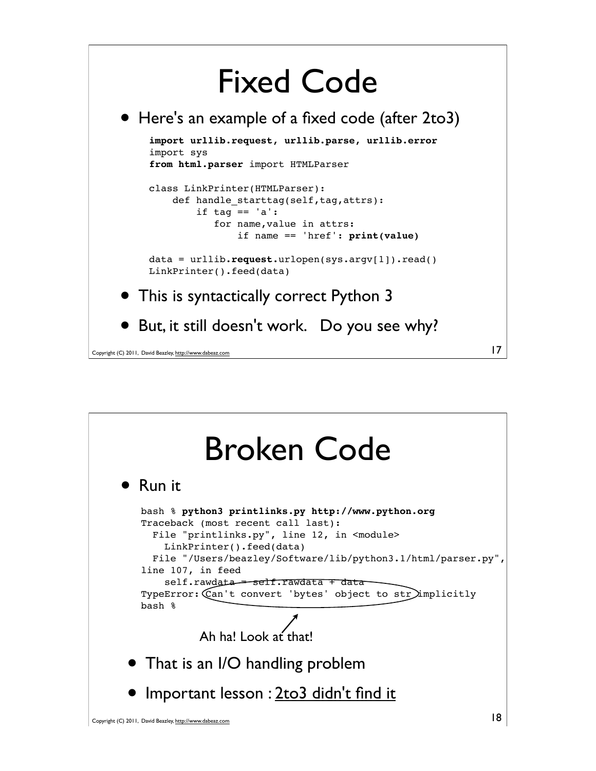# Fixed Code

- Here's an example of a fixed code (after 2to3)

```
import urllib.request, urllib.parse, urllib.error
import sys
from html.parser import HTMLParser

class LinkPrinter(HTMLParser):
    def handle_starttag(self,tag,attrs):
        if tag == 'a':
            for name,value in attrs:
                if name == 'href': print(value)

data = urllib.request.urlopen(sys.argv[1]).read()
LinkPrinter().feed(data)
```

- This is syntactically correct Python 3
- But, it still doesn't work. Do you see why?

# Broken Code

- Run it

```
bash % python3 printlinks.py http://www.python.org
Traceback (most recent call last):
  File "printlinks.py", line 12, in <module>
    LinkPrinter().feed(data)
  File "/Users/beazley/Software/lib/python3.1/html/parser.py",
line 107, in feed
    self.rawdata = self.rawdata + data
TypeError: Can't convert 'bytes' object to str implicitly
bash %
```

Ah ha! Look at that!

- That is an I/O handling problem
- Important lesson : 2to3 didn't find it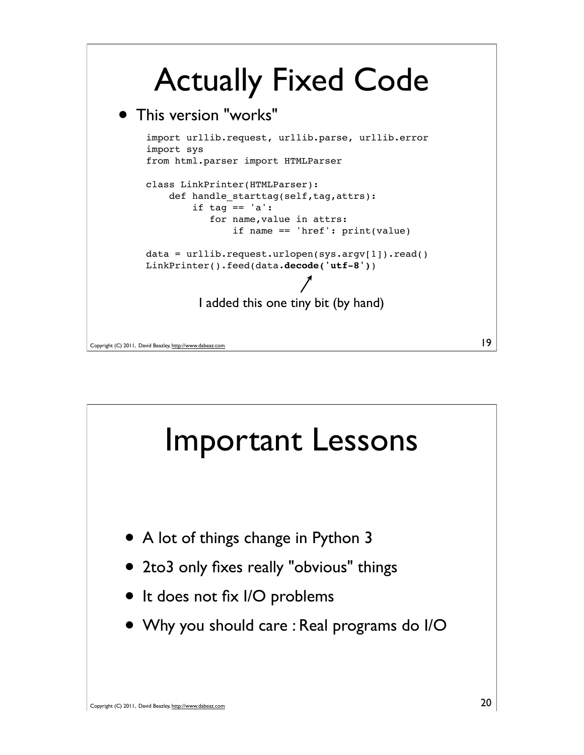# Actually Fixed Code

- This version "works"

```
import urllib.request, urllib.parse, urllib.error
import sys
from html.parser import HTMLParser

class LinkPrinter(HTMLParser):
    def handle_starttag(self,tag,attrs):
        if tag == 'a':
            for name,value in attrs:
                if name == 'href': print(value)

data = urllib.request.urlopen(sys.argv[1]).read()
LinkPrinter().feed(data.decode('utf-8'))
```

I added this one tiny bit (by hand)

# Important Lessons

- A lot of things change in Python 3
- 2to3 only fixes really "obvious" things
- It does not fix I/O problems
- Why you should care : Real programs do I/O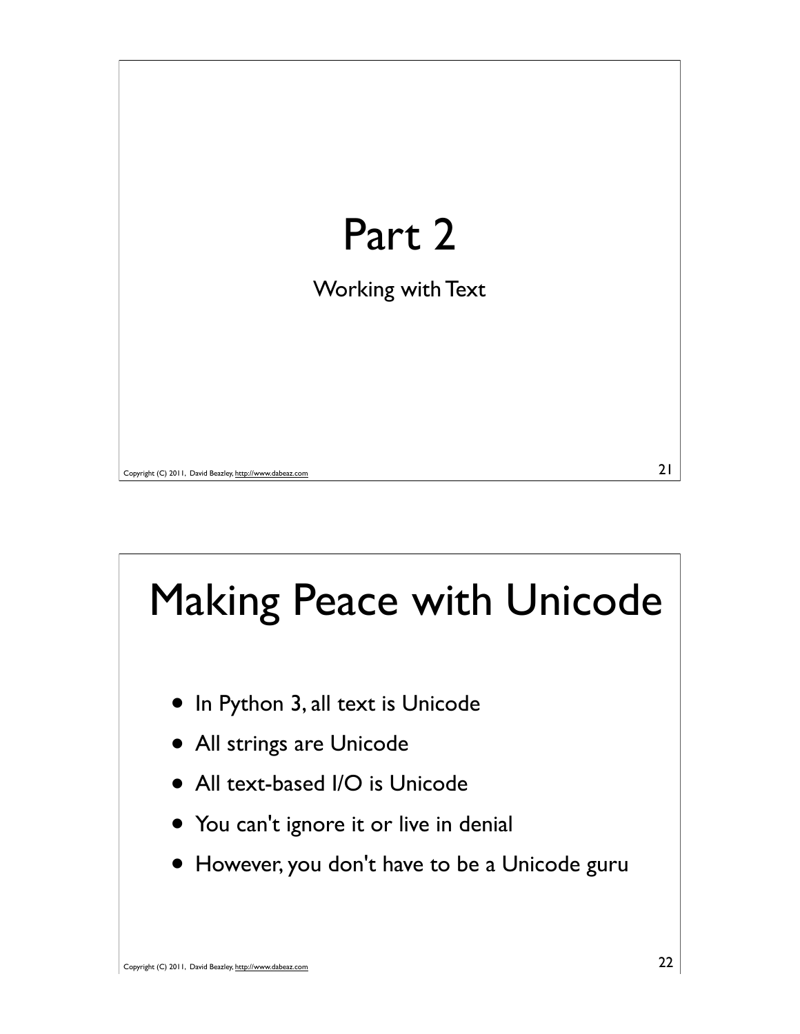# Part 2

Working with Text

# Making Peace with Unicode

- In Python 3, all text is Unicode
- All strings are Unicode
- All text-based I/O is Unicode
- You can't ignore it or live in denial
- However, you don't have to be a Unicode guru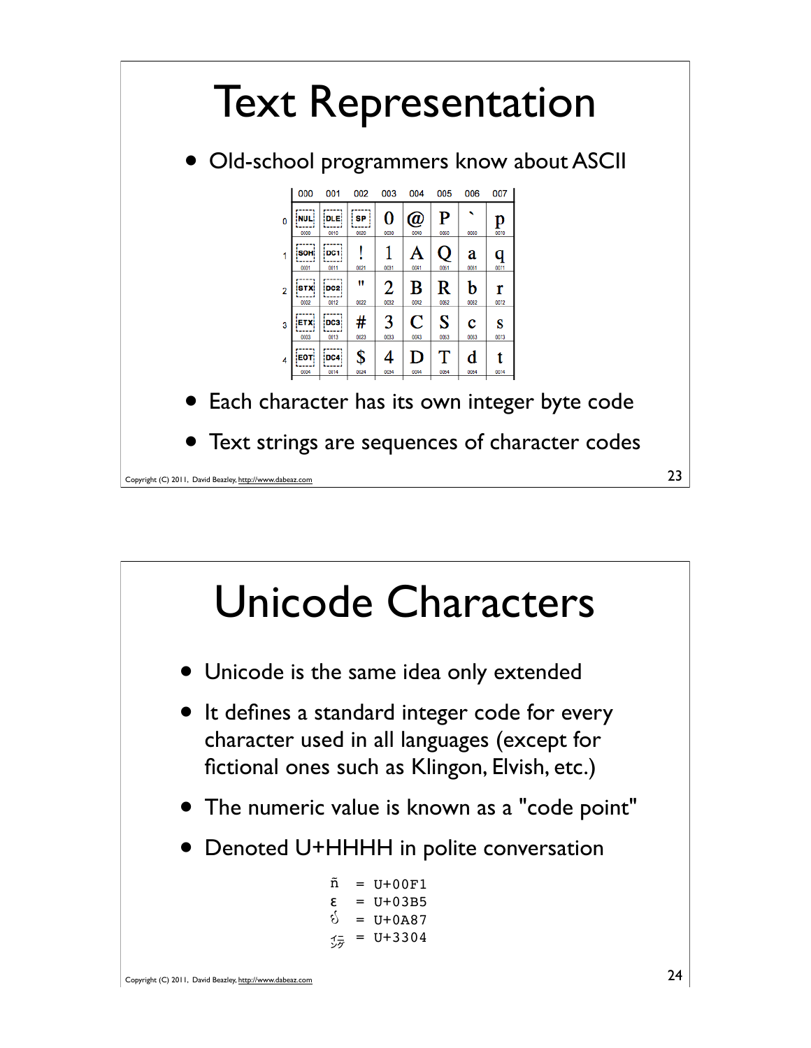# Text Representation

- Old-school programmers know about ASCII

|   | 000 | 001 | 002 | 003 | 004 | 005 | 006 | 007 |
|---|---|---|---|---|---|---|---|---|
| 0 | NUL | DLE | SP | 0 | @ | P | ` | p |
| 1 | SOH | DC1 | ! | 1 | A | Q | a | q |
| 2 | STX | DC2 | " | 2 | B | R | b | r |
| 3 | ETX | DC3 | # | 3 | C | S | c | s |
| 4 | EOT | DC4 | $ | 4 | D | T | d | t |

- Each character has its own integer byte code
- Text strings are sequences of character codes

# Unicode Characters

- Unicode is the same idea only extended
- It defines a standard integer code for every character used in all languages (except for fictional ones such as Klingon, Elvish, etc.)
- The numeric value is known as a "code point"
- Denoted U+HHHH in polite conversation

```
ñ  = U+00F1
ε  = U+03B5
ઇ  = U+0A87
㌄  = U+3304
```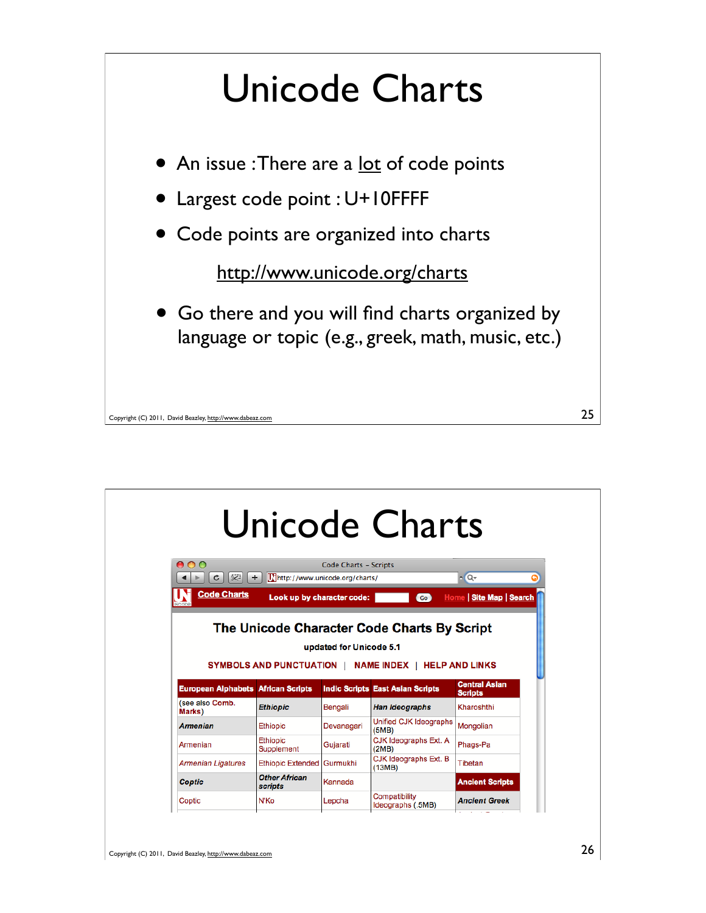# Unicode Charts

- An issue : There are a lot of code points
- Largest code point : U+10FFFF
- Code points are organized into charts

  http://www.unicode.org/charts

- Go there and you will find charts organized by language or topic (e.g., greek, math, music, etc.)

# Unicode Charts

Code Charts – Scripts

http://www.unicode.org/charts/

Code Charts | Look up by character code: | Go | Home | Site Map | Search

## The Unicode Character Code Charts By Script

updated for Unicode 5.1

SYMBOLS AND PUNCTUATION | NAME INDEX | HELP AND LINKS

| European Alphabets | African Scripts | Indic Scripts | East Asian Scripts | Central Asian Scripts |
|---|---|---|---|---|
| (see also Comb. Marks) | *Ethiopic* | Bengali | *Han Ideographs* | Kharoshthi |
| *Armenian* | Ethiopic | Devanagari | Unified CJK Ideographs (5MB) | Mongolian |
| Armenian | Ethiopic Supplement | Gujarati | CJK Ideographs Ext. A (2MB) | Phags-Pa |
| *Armenian Ligatures* | Ethiopic Extended | Gurmukhi | CJK Ideographs Ext. B (13MB) | Tibetan |
| *Coptic* | *Other African scripts* | Kannada | | **Ancient Scripts** |
| Coptic | N'Ko | Lepcha | Compatibility Ideographs (.5MB) | *Ancient Greek* |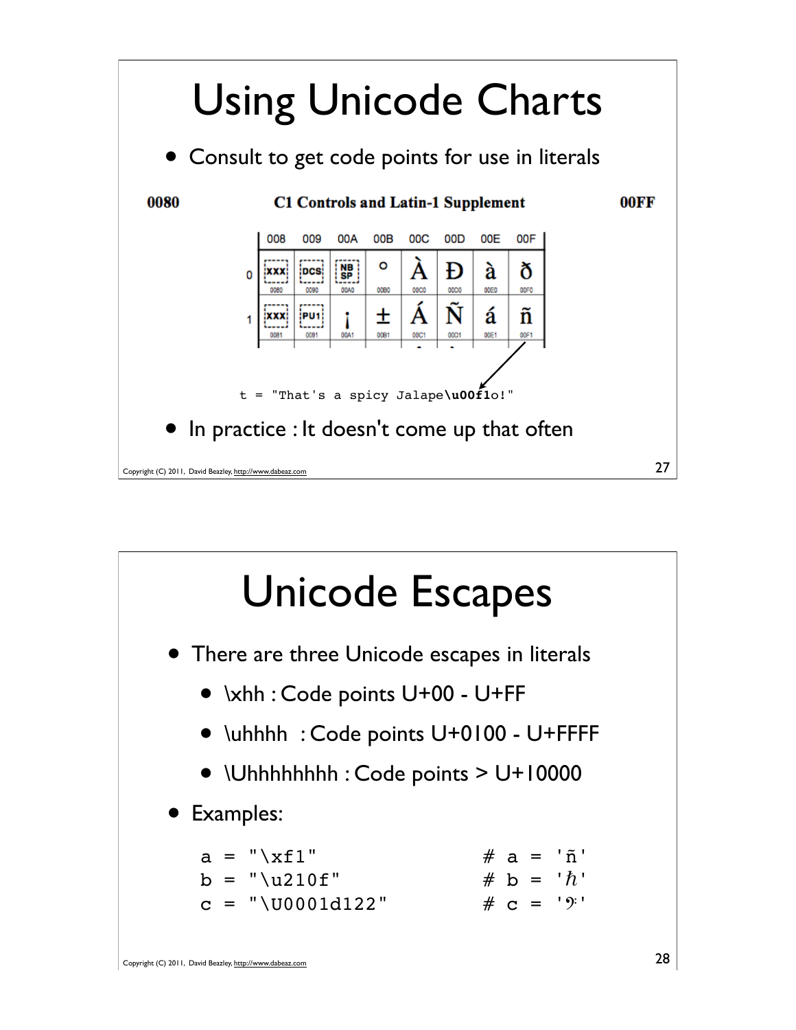# Using Unicode Charts

- Consult to get code points for use in literals

**0080** — **C1 Controls and Latin-1 Supplement** — **00FF**

| | 008 | 009 | 00A | 00B | 00C | 00D | 00E | 00F |
|---|---|---|---|---|---|---|---|---|
| 0 | XXX (0080) | DCS (0090) | NBSP (00A0) | ° (00B0) | À (00C0) | Ð (00D0) | à (00E0) | ð (00F0) |
| 1 | XXX (0081) | PU1 (0091) | ¡ (00A1) | ± (00B1) | Á (00C1) | Ñ (00D1) | á (00E1) | ñ (00F1) |

```
t = "That's a spicy Jalape\u00f1o!"
```

- In practice : It doesn't come up that often

# Unicode Escapes

- There are three Unicode escapes in literals
  - \xhh : Code points U+00 - U+FF
  - \uhhhh : Code points U+0100 - U+FFFF
  - \Uhhhhhhhh : Code points > U+10000
- Examples:

```
a = "\xf1"              # a = 'ñ'
b = "\u210f"            # b = 'ℏ'
c = "\U0001d122"        # c = '𝄢'
```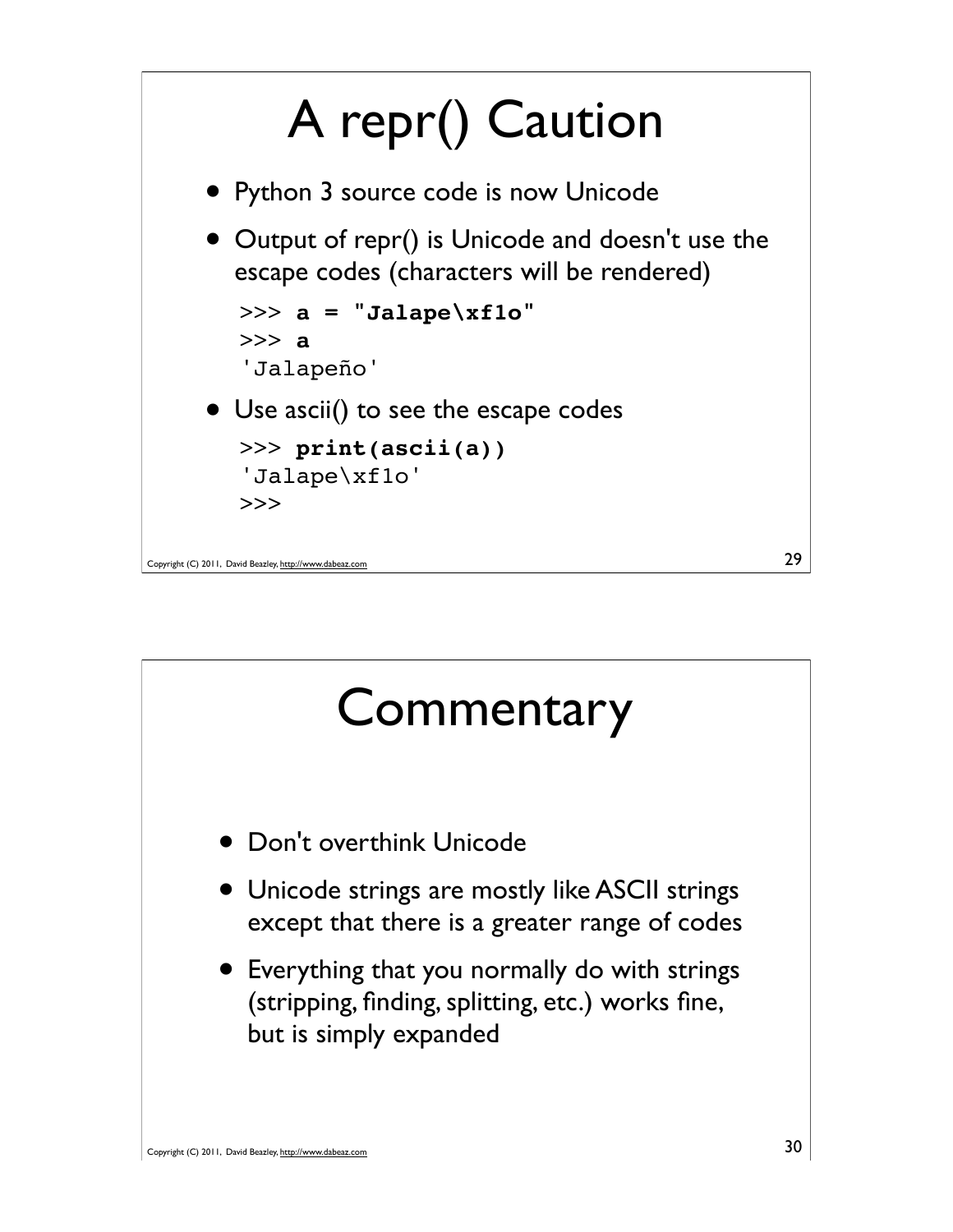# A repr() Caution

- Python 3 source code is now Unicode
- Output of repr() is Unicode and doesn't use the escape codes (characters will be rendered)

```
>>> a = "Jalape\xf1o"
>>> a
'Jalapeño'
```

- Use ascii() to see the escape codes

```
>>> print(ascii(a))
'Jalape\xf1o'
>>>
```

# Commentary

- Don't overthink Unicode
- Unicode strings are mostly like ASCII strings except that there is a greater range of codes
- Everything that you normally do with strings (stripping, finding, splitting, etc.) works fine, but is simply expanded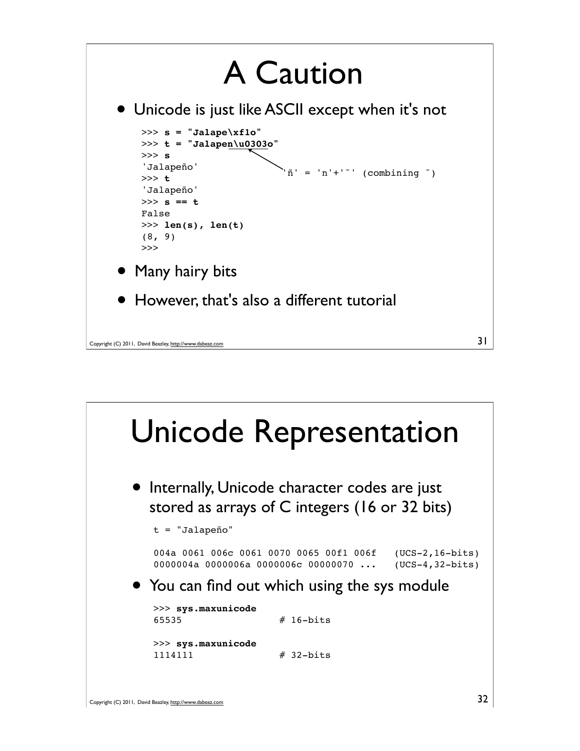# A Caution

- Unicode is just like ASCII except when it's not

```
>>> s = "Jalape\xf1o"
>>> t = "Jalapen\u0303o"
>>> s
'Jalapeño'
>>> t
'Jalapeño'
>>> s == t
False
>>> len(s), len(t)
(8, 9)
>>>
```

'ñ' = 'n'+'˜' (combining ˜)

- Many hairy bits
- However, that's also a different tutorial

# Unicode Representation

- Internally, Unicode character codes are just stored as arrays of C integers (16 or 32 bits)

```
t = "Jalapeño"

004a 0061 006c 0061 0070 0065 00f1 006f   (UCS-2,16-bits)
0000004a 0000006a 0000006c 00000070 ...   (UCS-4,32-bits)
```

- You can find out which using the sys module

```
>>> sys.maxunicode
65535                 # 16-bits

>>> sys.maxunicode
1114111               # 32-bits
```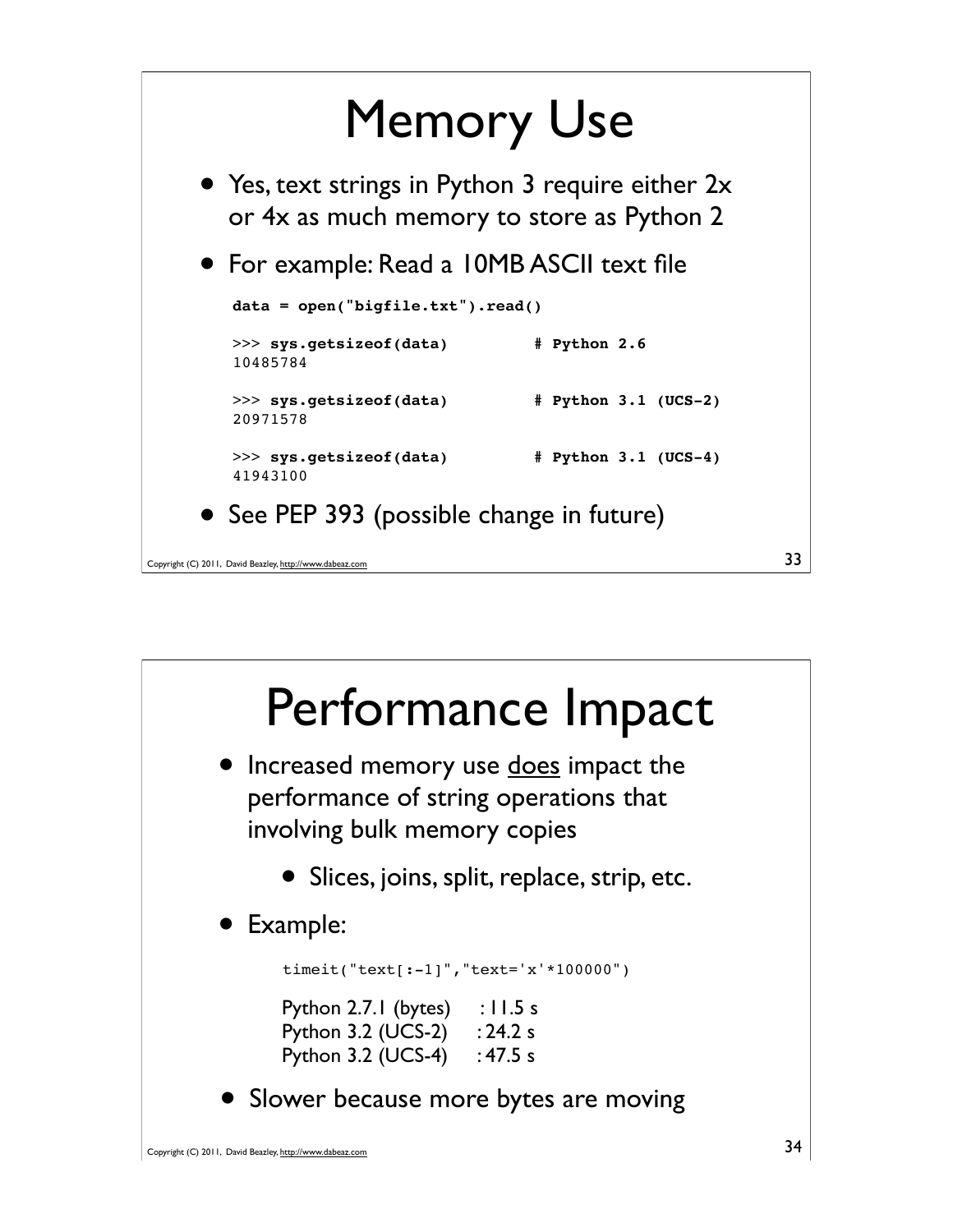# Memory Use

- Yes, text strings in Python 3 require either 2x or 4x as much memory to store as Python 2
- For example: Read a 10MB ASCII text file

```
data = open("bigfile.txt").read()

>>> sys.getsizeof(data)          # Python 2.6
10485784

>>> sys.getsizeof(data)          # Python 3.1 (UCS-2)
20971578

>>> sys.getsizeof(data)          # Python 3.1 (UCS-4)
41943100
```

- See PEP 393 (possible change in future)

# Performance Impact

- Increased memory use does impact the performance of string operations that involving bulk memory copies
  - Slices, joins, split, replace, strip, etc.
- Example:

```
timeit("text[:-1]","text='x'*100000")
```

Python 2.7.1 (bytes) : 11.5 s
Python 3.2 (UCS-2) : 24.2 s
Python 3.2 (UCS-4) : 47.5 s

- Slower because more bytes are moving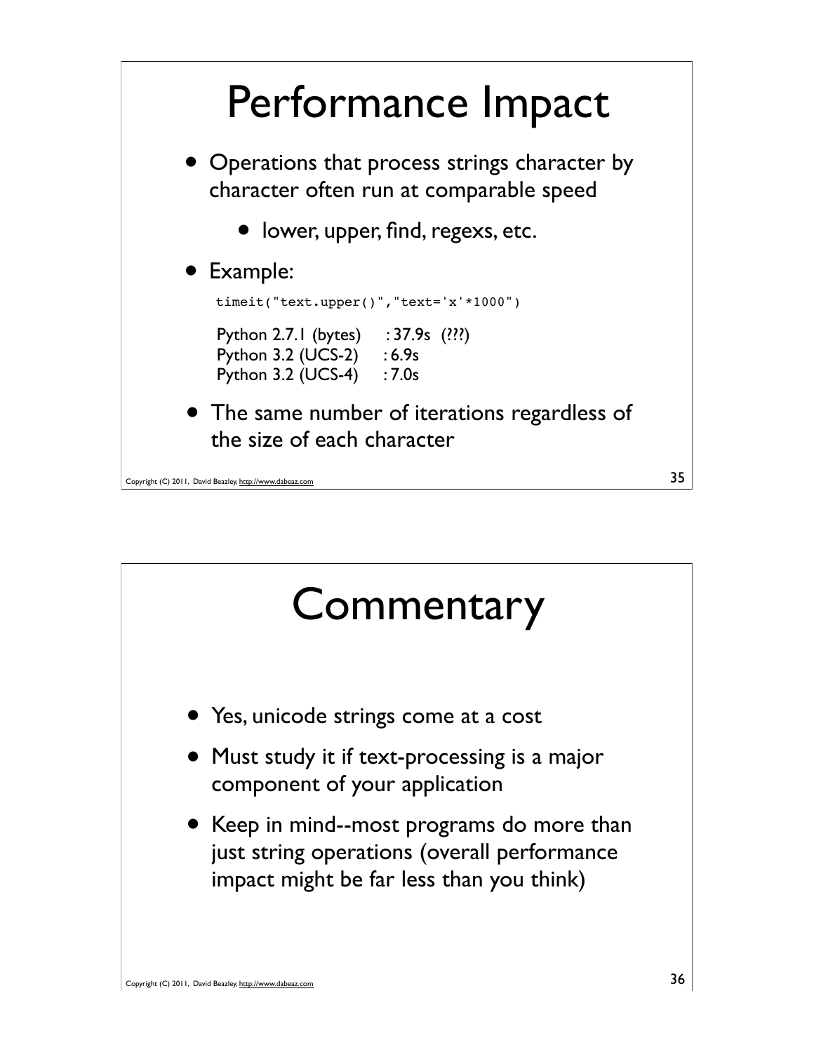# Performance Impact

- Operations that process strings character by character often run at comparable speed
  - lower, upper, find, regexs, etc.
- Example:

```
timeit("text.upper()","text='x'*1000")
```

```
Python 2.7.1 (bytes)    : 37.9s  (???)
Python 3.2 (UCS-2)      : 6.9s
Python 3.2 (UCS-4)      : 7.0s
```

- The same number of iterations regardless of the size of each character

# Commentary

- Yes, unicode strings come at a cost
- Must study it if text-processing is a major component of your application
- Keep in mind--most programs do more than just string operations (overall performance impact might be far less than you think)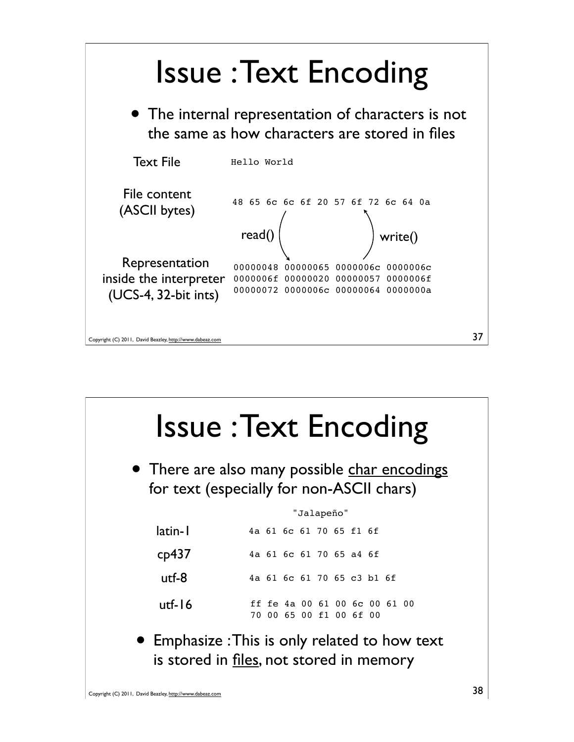# Issue : Text Encoding

- The internal representation of characters is not the same as how characters are stored in files

| | |
|---|---|
| Text File | `Hello World` |
| File content (ASCII bytes) | `48 65 6c 6c 6f 20 57 6f 72 6c 64 0a` |
| | read() ↓ ↑ write() |
| Representation inside the interpreter (UCS-4, 32-bit ints) | `00000048 00000065 0000006c 0000006c`<br>`0000006f 00000020 00000057 0000006f`<br>`00000072 0000006c 00000064 0000000a` |

Copyright (C) 2011, David Beazley, http://www.dabeaz.com

# Issue : Text Encoding

- There are also many possible char encodings for text (especially for non-ASCII chars)

| | "Jalapeño" |
|---|---|
| latin-1 | `4a 61 6c 61 70 65 f1 6f` |
| cp437 | `4a 61 6c 61 70 65 a4 6f` |
| utf-8 | `4a 61 6c 61 70 65 c3 b1 6f` |
| utf-16 | `ff fe 4a 00 61 00 6c 00 61 00`<br>`70 00 65 00 f1 00 6f 00` |

- Emphasize : This is only related to how text is stored in files, not stored in memory

Copyright (C) 2011, David Beazley, http://www.dabeaz.com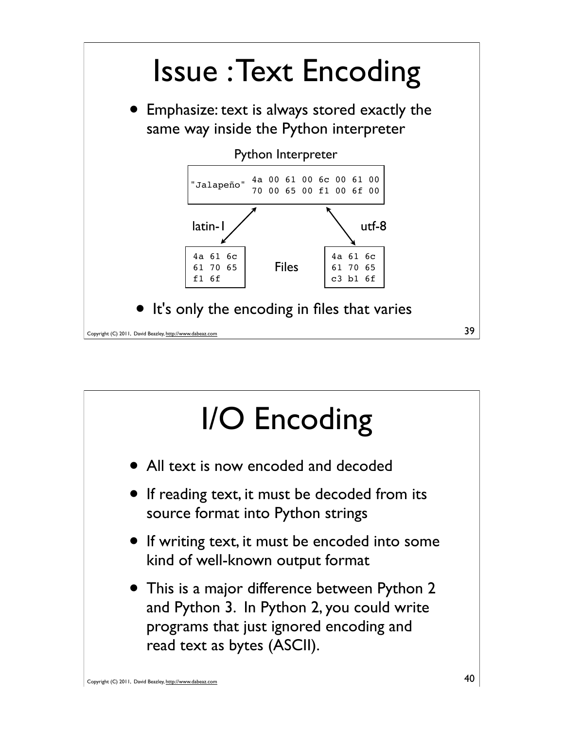# Issue : Text Encoding

- Emphasize: text is always stored exactly the same way inside the Python interpreter

Python Interpreter

```
"Jalapeño"  4a 00 61 00 6c 00 61 00
            70 00 65 00 f1 00 6f 00
```

latin-1 / utf-8

Files

```
4a 61 6c
61 70 65
f1 6f
```

```
4a 61 6c
61 70 65
c3 b1 6f
```

- It's only the encoding in files that varies

# I/O Encoding

- All text is now encoded and decoded
- If reading text, it must be decoded from its source format into Python strings
- If writing text, it must be encoded into some kind of well-known output format
- This is a major difference between Python 2 and Python 3. In Python 2, you could write programs that just ignored encoding and read text as bytes (ASCII).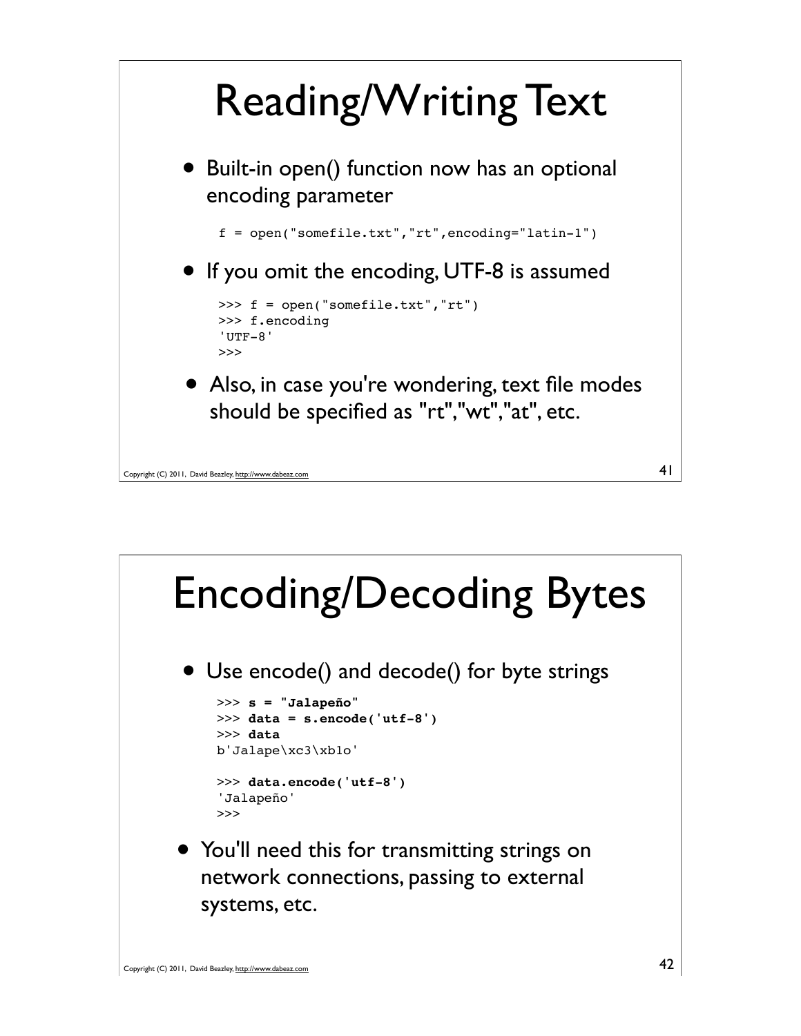# Reading/Writing Text

- Built-in open() function now has an optional encoding parameter

```
f = open("somefile.txt","rt",encoding="latin-1")
```

- If you omit the encoding, UTF-8 is assumed

```
>>> f = open("somefile.txt","rt")
>>> f.encoding
'UTF-8'
>>>
```

- Also, in case you're wondering, text file modes should be specified as "rt","wt","at", etc.

# Encoding/Decoding Bytes

- Use encode() and decode() for byte strings

```
>>> s = "Jalapeño"
>>> data = s.encode('utf-8')
>>> data
b'Jalape\xc3\xb1o'

>>> data.encode('utf-8')
'Jalapeño'
>>>
```

- You'll need this for transmitting strings on network connections, passing to external systems, etc.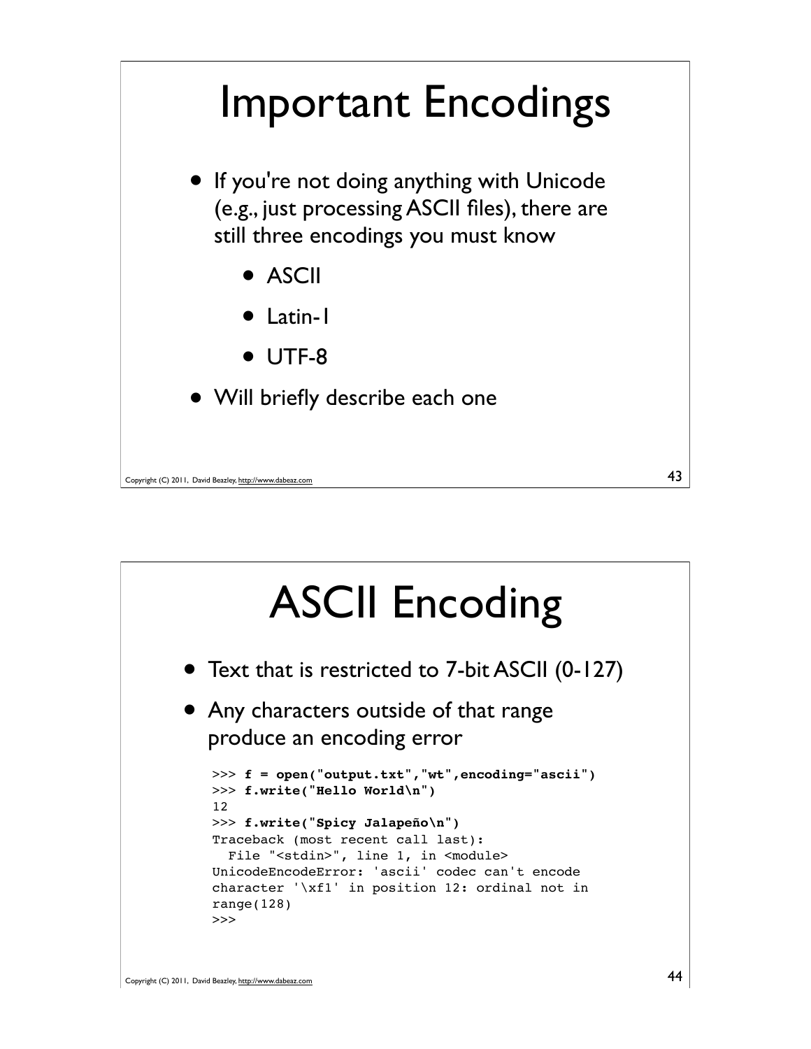# Important Encodings

- If you're not doing anything with Unicode (e.g., just processing ASCII files), there are still three encodings you must know
  - ASCII
  - Latin-1
  - UTF-8
- Will briefly describe each one

# ASCII Encoding

- Text that is restricted to 7-bit ASCII (0-127)
- Any characters outside of that range produce an encoding error

```
>>> f = open("output.txt","wt",encoding="ascii")
>>> f.write("Hello World\n")
12
>>> f.write("Spicy Jalapeño\n")
Traceback (most recent call last):
  File "<stdin>", line 1, in <module>
UnicodeEncodeError: 'ascii' codec can't encode
character '\xf1' in position 12: ordinal not in
range(128)
>>>
```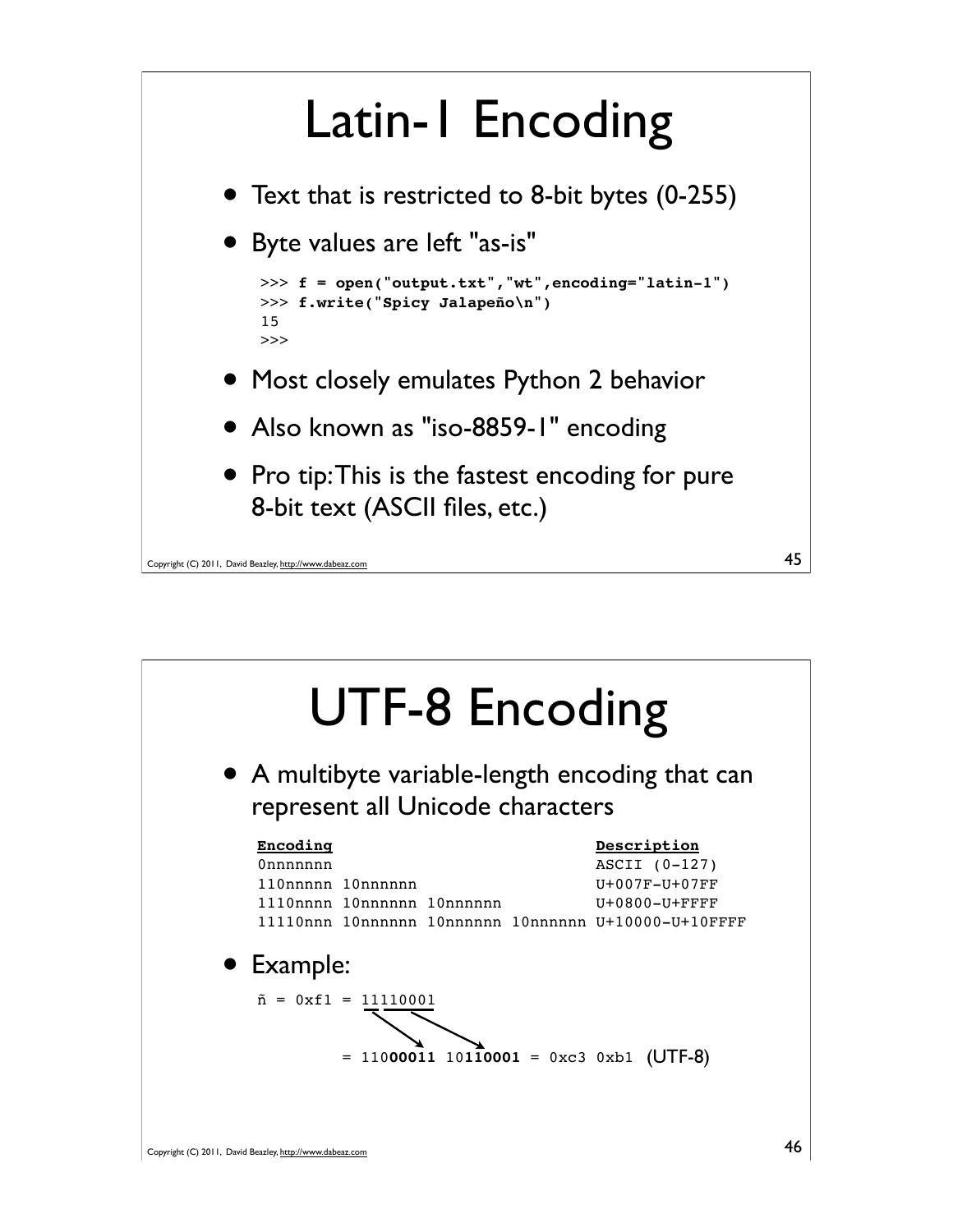# Latin-1 Encoding

- Text that is restricted to 8-bit bytes (0-255)
- Byte values are left "as-is"

```
>>> f = open("output.txt","wt",encoding="latin-1")
>>> f.write("Spicy Jalapeño\n")
15
>>>
```

- Most closely emulates Python 2 behavior
- Also known as "iso-8859-1" encoding
- Pro tip: This is the fastest encoding for pure 8-bit text (ASCII files, etc.)

# UTF-8 Encoding

- A multibyte variable-length encoding that can represent all Unicode characters

```
Encoding                                 Description
0nnnnnnn                                 ASCII (0-127)
110nnnnn 10nnnnnn                        U+007F-U+07FF
1110nnnn 10nnnnnn 10nnnnnn               U+0800-U+FFFF
11110nnn 10nnnnnn 10nnnnnn 10nnnnnn      U+10000-U+10FFFF
```

- Example:

```
ñ = 0xf1 = 11110001

         = 11000011 10110001 = 0xc3 0xb1  (UTF-8)
```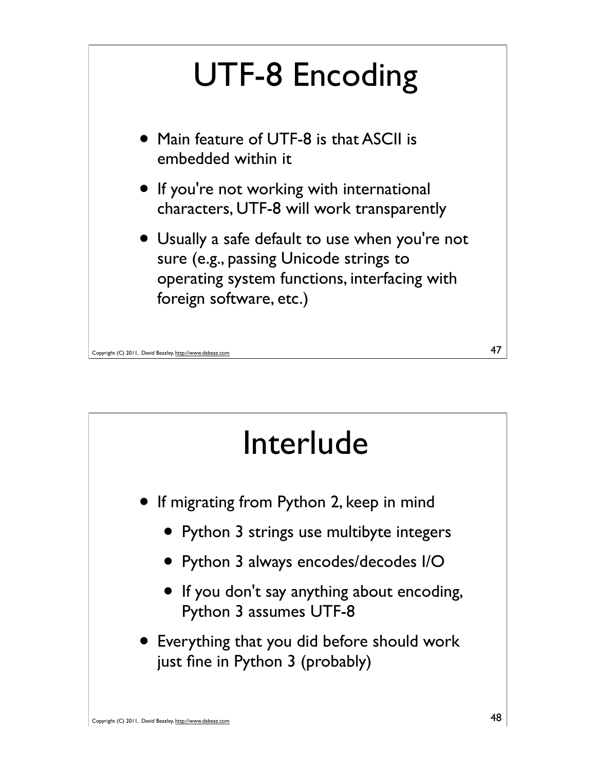# UTF-8 Encoding

- Main feature of UTF-8 is that ASCII is embedded within it
- If you're not working with international characters, UTF-8 will work transparently
- Usually a safe default to use when you're not sure (e.g., passing Unicode strings to operating system functions, interfacing with foreign software, etc.)

# Interlude

- If migrating from Python 2, keep in mind
  - Python 3 strings use multibyte integers
  - Python 3 always encodes/decodes I/O
  - If you don't say anything about encoding, Python 3 assumes UTF-8
- Everything that you did before should work just fine in Python 3 (probably)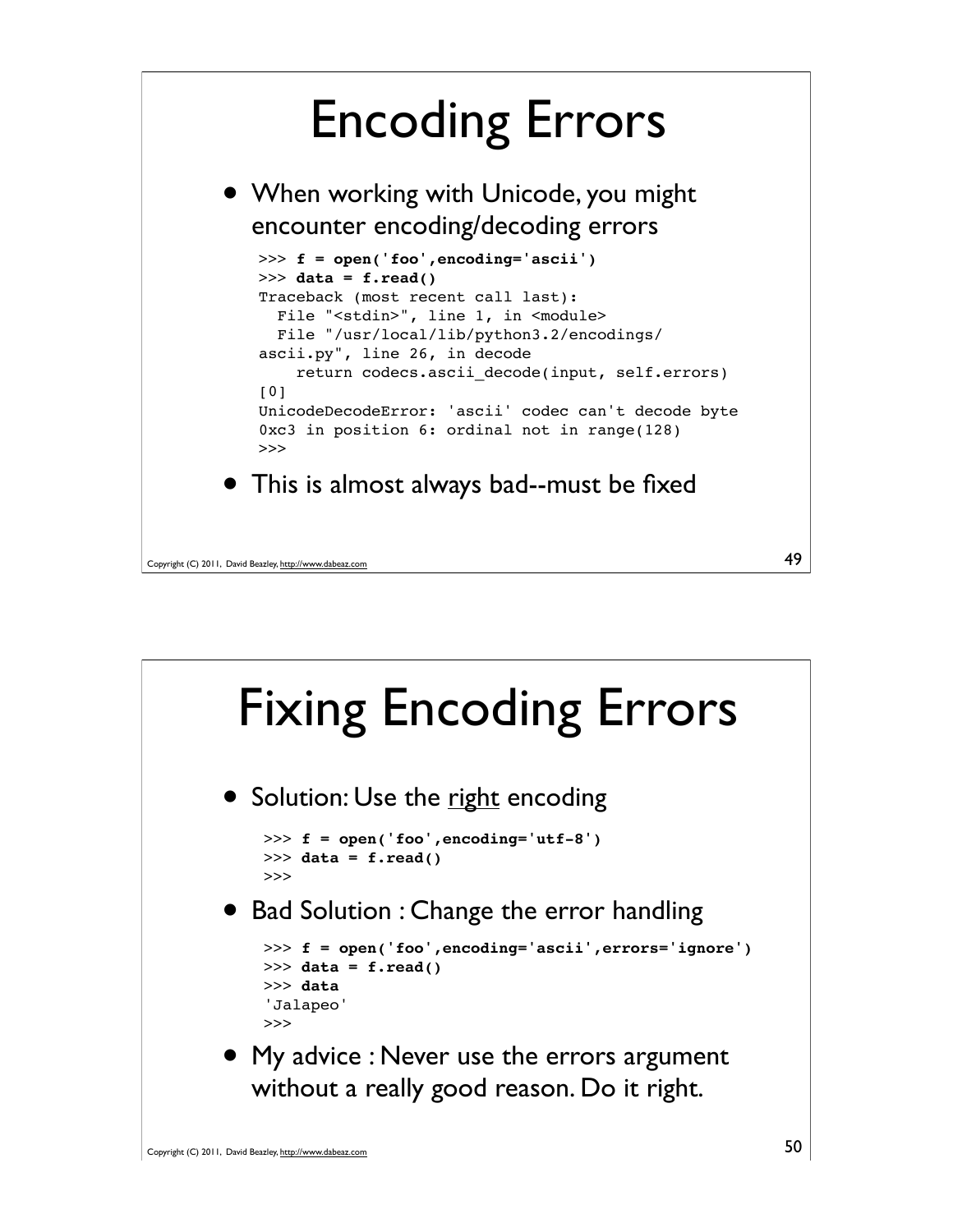# Encoding Errors

- When working with Unicode, you might encounter encoding/decoding errors

```
>>> f = open('foo',encoding='ascii')
>>> data = f.read()
Traceback (most recent call last):
  File "<stdin>", line 1, in <module>
  File "/usr/local/lib/python3.2/encodings/
ascii.py", line 26, in decode
    return codecs.ascii_decode(input, self.errors)
[0]
UnicodeDecodeError: 'ascii' codec can't decode byte
0xc3 in position 6: ordinal not in range(128)
>>>
```

- This is almost always bad--must be fixed

# Fixing Encoding Errors

- Solution: Use the right encoding

```
>>> f = open('foo',encoding='utf-8')
>>> data = f.read()
>>>
```

- Bad Solution : Change the error handling

```
>>> f = open('foo',encoding='ascii',errors='ignore')
>>> data = f.read()
>>> data
'Jalapeo'
>>>
```

- My advice : Never use the errors argument without a really good reason. Do it right.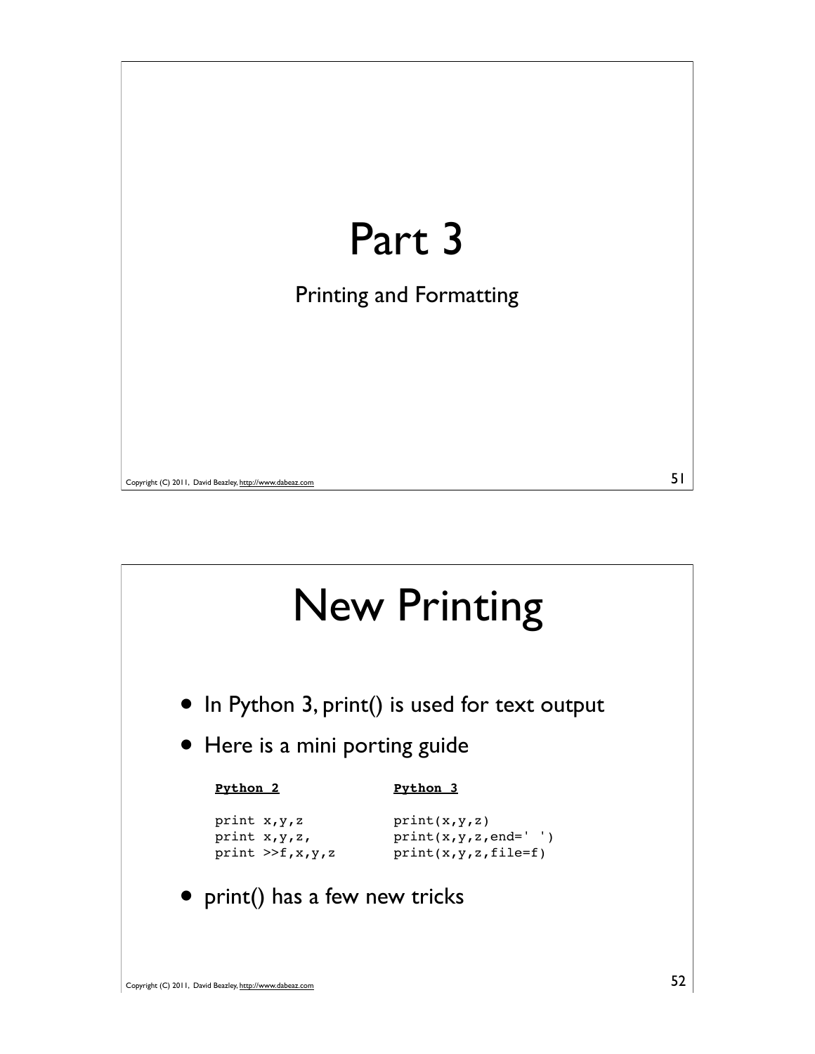# Part 3

Printing and Formatting

# New Printing

- In Python 3, print() is used for text output
- Here is a mini porting guide

```
Python 2              Python 3

print x,y,z           print(x,y,z)
print x,y,z,          print(x,y,z,end=' ')
print >>f,x,y,z       print(x,y,z,file=f)
```

- print() has a few new tricks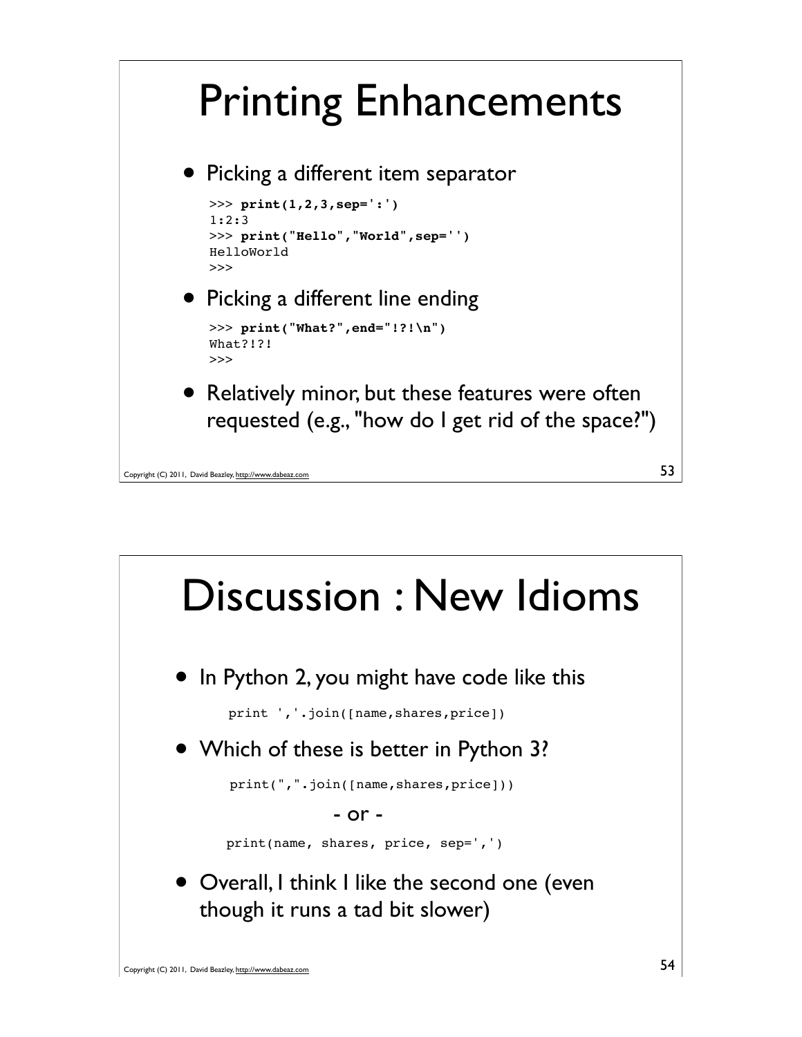# Printing Enhancements

- Picking a different item separator

```
>>> print(1,2,3,sep=':')
1:2:3
>>> print("Hello","World",sep='')
HelloWorld
>>>
```

- Picking a different line ending

```
>>> print("What?",end="!?!\n")
What?!?!
>>>
```

- Relatively minor, but these features were often requested (e.g., "how do I get rid of the space?")

# Discussion : New Idioms

- In Python 2, you might have code like this

```
print ','.join([name,shares,price])
```

- Which of these is better in Python 3?

```
print(",".join([name,shares,price]))
```

- or -

```
print(name, shares, price, sep=',')
```

- Overall, I think I like the second one (even though it runs a tad bit slower)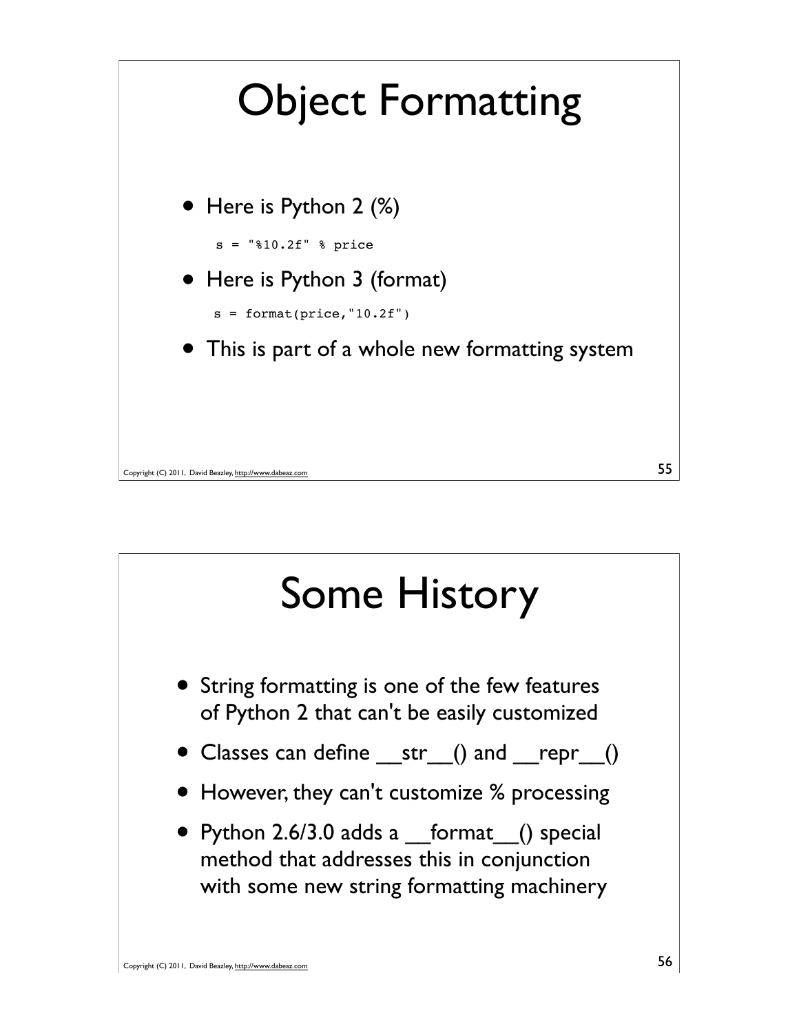# Object Formatting

- Here is Python 2 (%)

```
s = "%10.2f" % price
```

- Here is Python 3 (format)

```
s = format(price,"10.2f")
```

- This is part of a whole new formatting system

# Some History

- String formatting is one of the few features of Python 2 that can't be easily customized
- Classes can define __str__() and __repr__()
- However, they can't customize % processing
- Python 2.6/3.0 adds a __format__() special method that addresses this in conjunction with some new string formatting machinery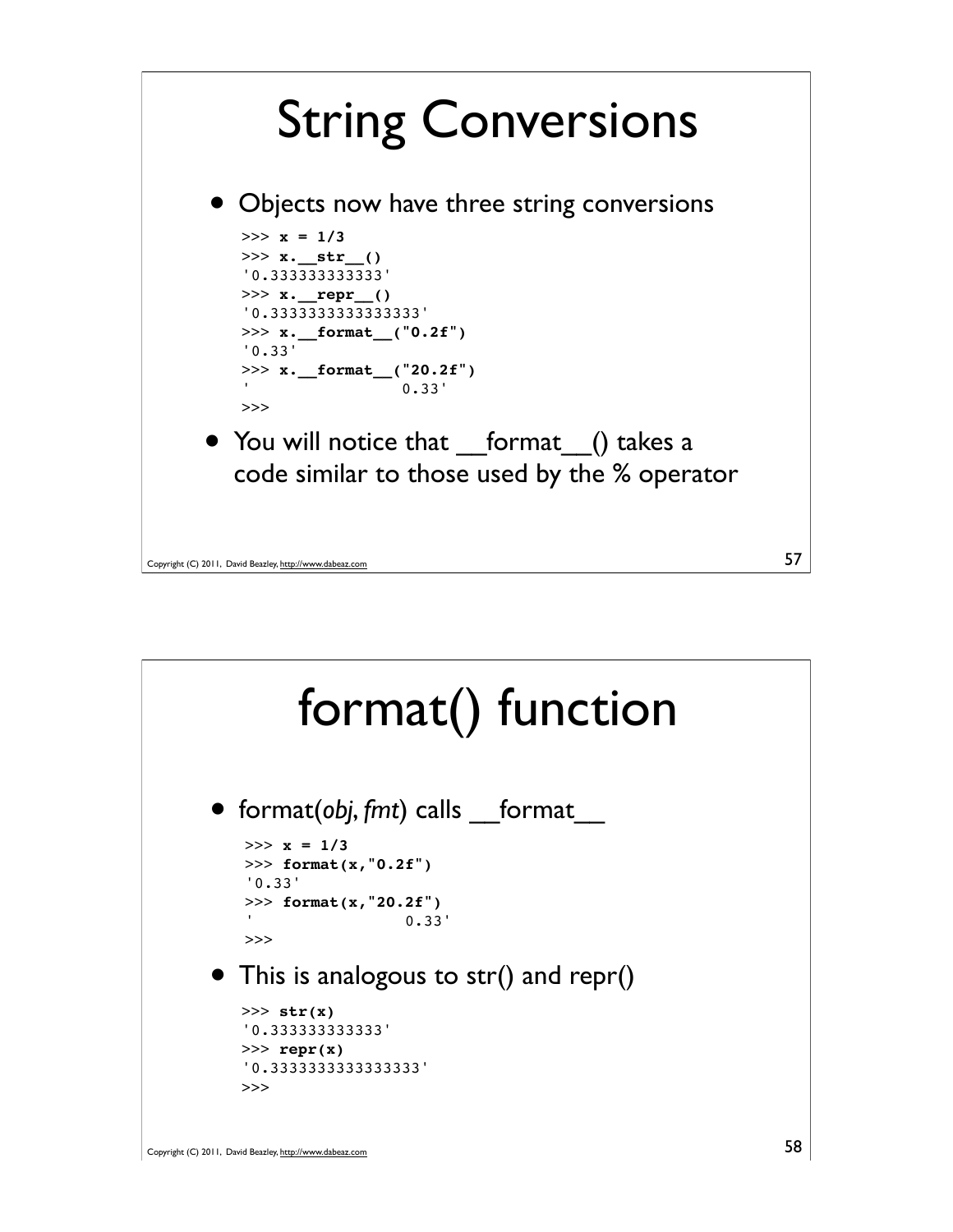# String Conversions

- Objects now have three string conversions

```
>>> x = 1/3
>>> x.__str__()
'0.333333333333'
>>> x.__repr__()
'0.3333333333333333'
>>> x.__format__("0.2f")
'0.33'
>>> x.__format__("20.2f")
'                0.33'
>>>
```

- You will notice that __format__() takes a code similar to those used by the % operator

# format() function

- format(*obj*, *fmt*) calls __format__

```
>>> x = 1/3
>>> format(x,"0.2f")
'0.33'
>>> format(x,"20.2f")
'                0.33'
>>>
```

- This is analogous to str() and repr()

```
>>> str(x)
'0.333333333333'
>>> repr(x)
'0.3333333333333333'
>>>
```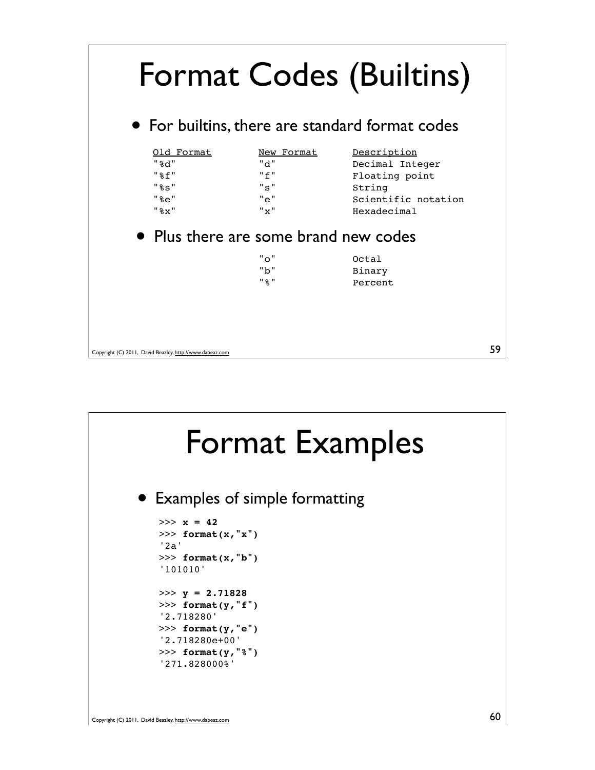# Format Codes (Builtins)

- For builtins, there are standard format codes

| Old Format | New Format | Description |
|---|---|---|
| "%d" | "d" | Decimal Integer |
| "%f" | "f" | Floating point |
| "%s" | "s" | String |
| "%e" | "e" | Scientific notation |
| "%x" | "x" | Hexadecimal |

- Plus there are some brand new codes

| New Format | Description |
|---|---|
| "o" | Octal |
| "b" | Binary |
| "%" | Percent |

Copyright (C) 2011, David Beazley, http://www.dabeaz.com

# Format Examples

- Examples of simple formatting

```
>>> x = 42
>>> format(x,"x")
'2a'
>>> format(x,"b")
'101010'

>>> y = 2.71828
>>> format(y,"f")
'2.718280'
>>> format(y,"e")
'2.718280e+00'
>>> format(y,"%")
'271.828000%'
```

Copyright (C) 2011, David Beazley, http://www.dabeaz.com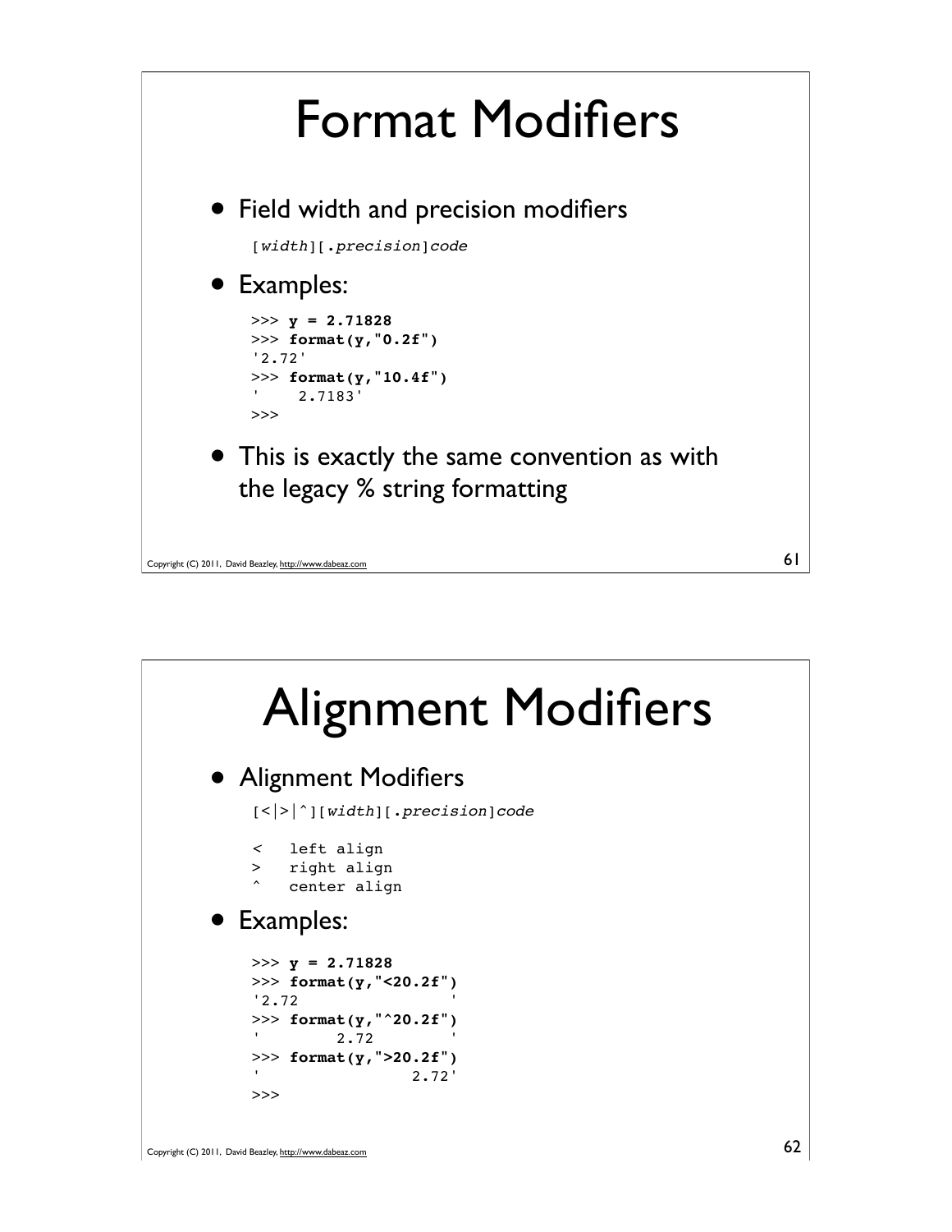# Format Modifiers

- Field width and precision modifiers

```
[width][.precision]code
```

- Examples:

```
>>> y = 2.71828
>>> format(y,"0.2f")
'2.72'
>>> format(y,"10.4f")
'    2.7183'
>>>
```

- This is exactly the same convention as with the legacy % string formatting

Copyright (C) 2011, David Beazley, http://www.dabeaz.com

# Alignment Modifiers

- Alignment Modifiers

```
[<|>|^][width][.precision]code

<   left align
>   right align
^   center align
```

- Examples:

```
>>> y = 2.71828
>>> format(y,"<20.2f")
'2.72                '
>>> format(y,"^20.2f")
'        2.72        '
>>> format(y,">20.2f")
'                2.72'
>>>
```

Copyright (C) 2011, David Beazley, http://www.dabeaz.com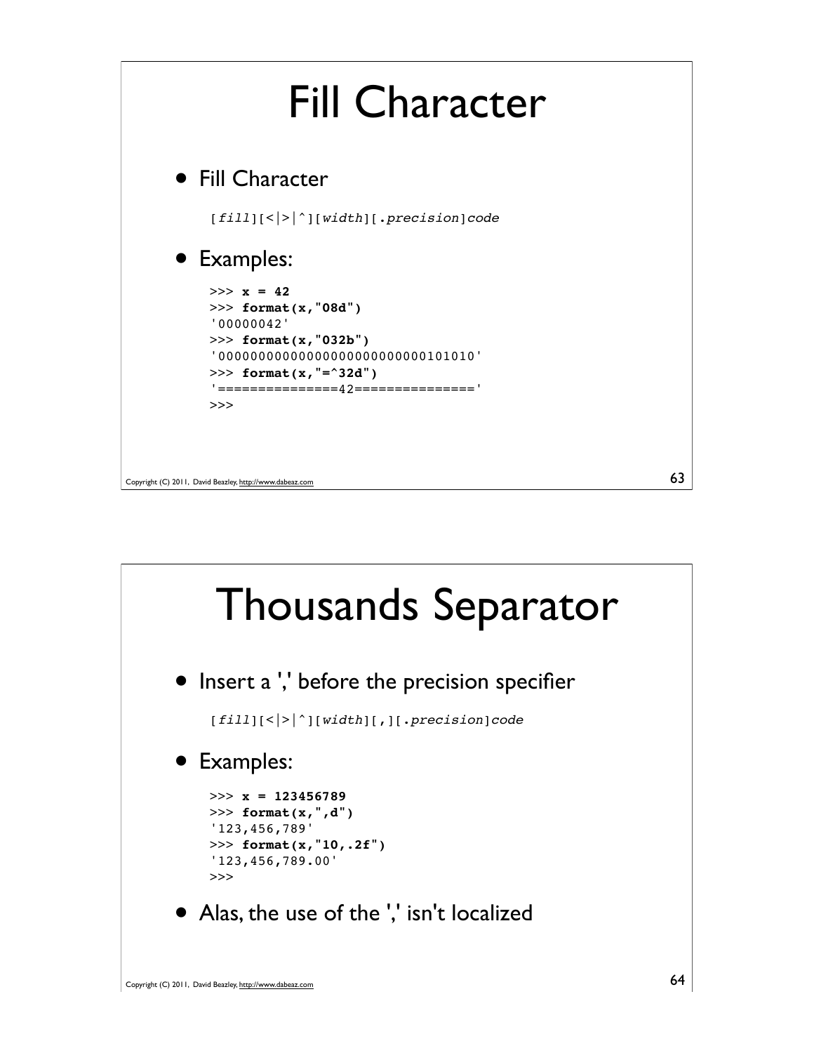# Fill Character

- Fill Character

```
[fill][<|>|^][width][.precision]code
```

- Examples:

```
>>> x = 42
>>> format(x,"08d")
'00000042'
>>> format(x,"032b")
'00000000000000000000000000101010'
>>> format(x,"=^32d")
'===============42==============='
>>>
```

Copyright (C) 2011, David Beazley, http://www.dabeaz.com

# Thousands Separator

- Insert a ',' before the precision specifier

```
[fill][<|>|^][width][,][.precision]code
```

- Examples:

```
>>> x = 123456789
>>> format(x,",d")
'123,456,789'
>>> format(x,"10,.2f")
'123,456,789.00'
>>>
```

- Alas, the use of the ',' isn't localized

Copyright (C) 2011, David Beazley, http://www.dabeaz.com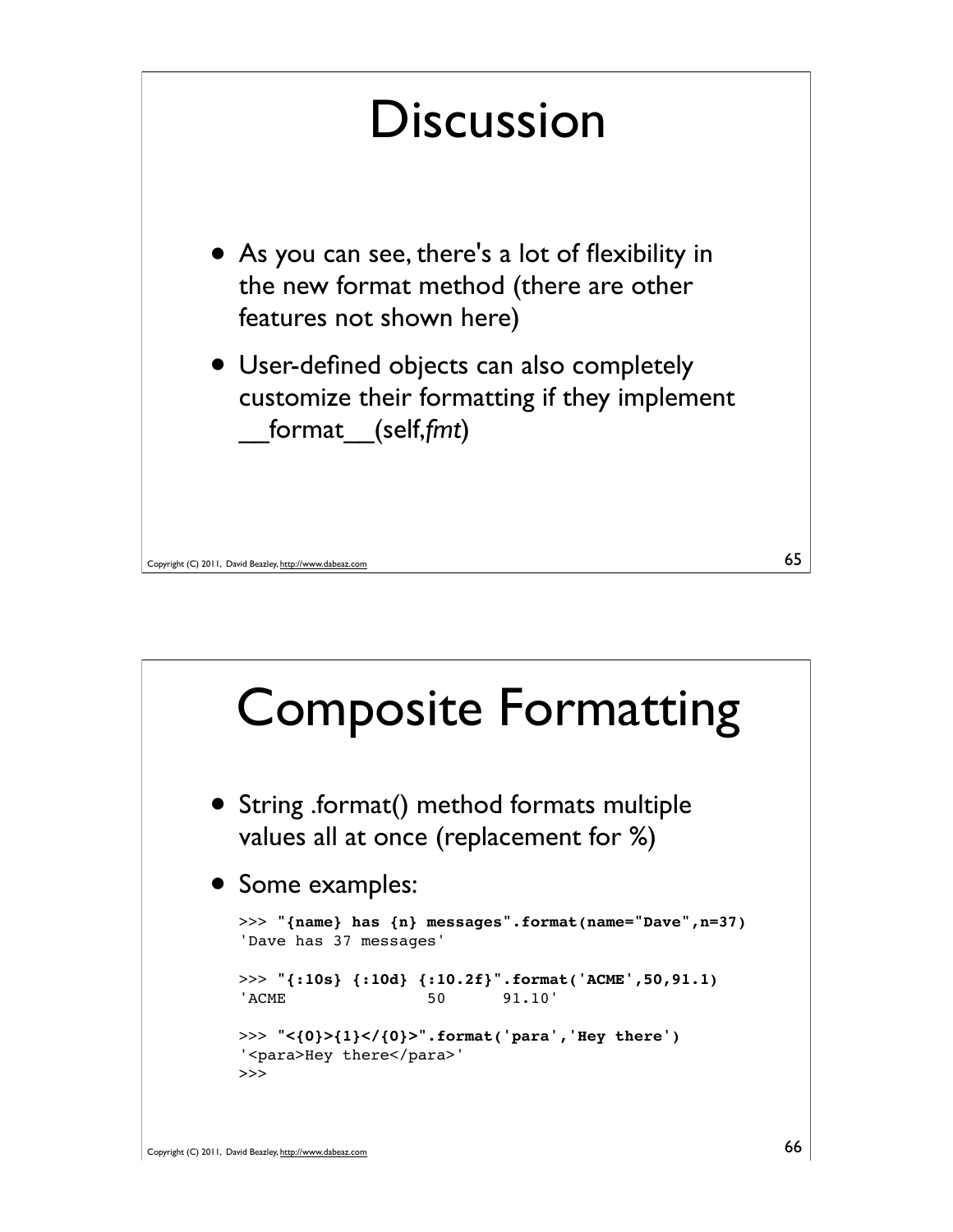# Discussion

- As you can see, there's a lot of flexibility in the new format method (there are other features not shown here)
- User-defined objects can also completely customize their formatting if they implement __format__(self,*fmt*)

# Composite Formatting

- String .format() method formats multiple values all at once (replacement for %)
- Some examples:

```
>>> "{name} has {n} messages".format(name="Dave",n=37)
'Dave has 37 messages'

>>> "{:10s} {:10d} {:10.2f}".format('ACME',50,91.1)
'ACME               50      91.10'

>>> "<{0}>{1}</{0}>".format('para','Hey there')
'<para>Hey there</para>'
>>>
```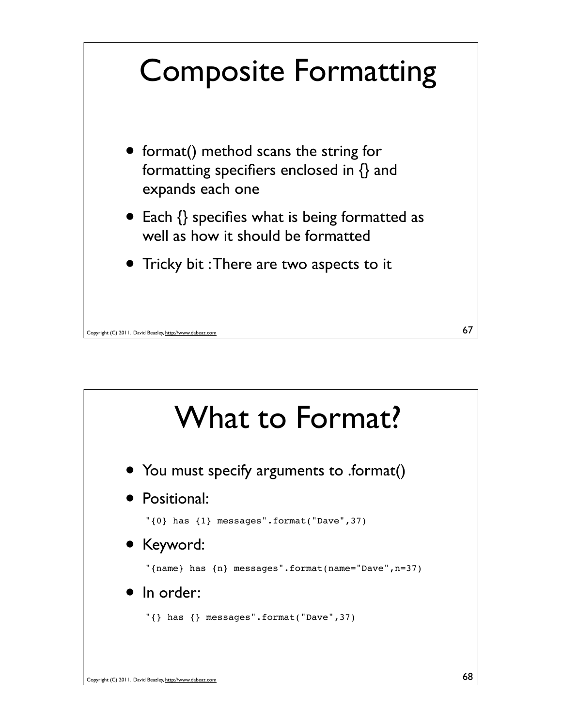# Composite Formatting

- format() method scans the string for formatting specifiers enclosed in {} and expands each one
- Each {} specifies what is being formatted as well as how it should be formatted
- Tricky bit : There are two aspects to it

# What to Format?

- You must specify arguments to .format()
- Positional:

```
"{0} has {1} messages".format("Dave",37)
```

- Keyword:

```
"{name} has {n} messages".format(name="Dave",n=37)
```

- In order:

```
"{} has {} messages".format("Dave",37)
```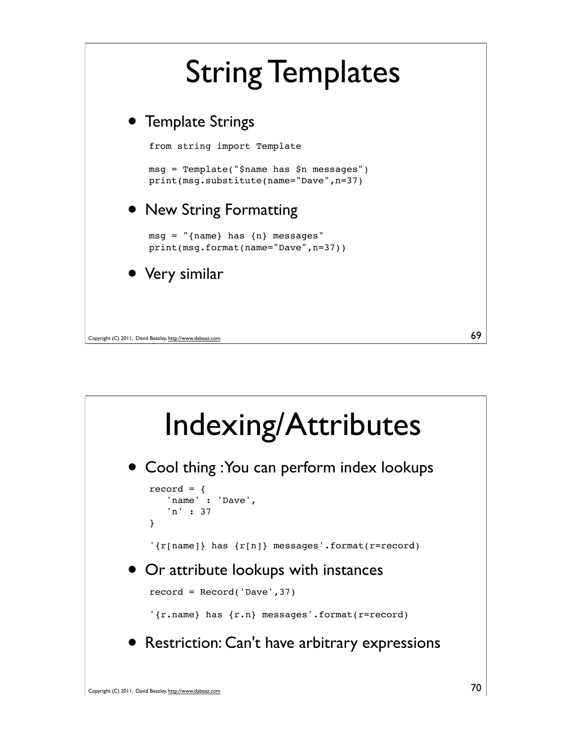# String Templates

- Template Strings

```
from string import Template

msg = Template("$name has $n messages")
print(msg.substitute(name="Dave",n=37)
```

- New String Formatting

```
msg = "{name} has {n} messages"
print(msg.format(name="Dave",n=37))
```

- Very similar

Copyright (C) 2011, David Beazley, http://www.dabeaz.com

# Indexing/Attributes

- Cool thing : You can perform index lookups

```
record = {
   'name' : 'Dave',
   'n' : 37
}

'{r[name]} has {r[n]} messages'.format(r=record)
```

- Or attribute lookups with instances

```
record = Record('Dave',37)

'{r.name} has {r.n} messages'.format(r=record)
```

- Restriction: Can't have arbitrary expressions

Copyright (C) 2011, David Beazley, http://www.dabeaz.com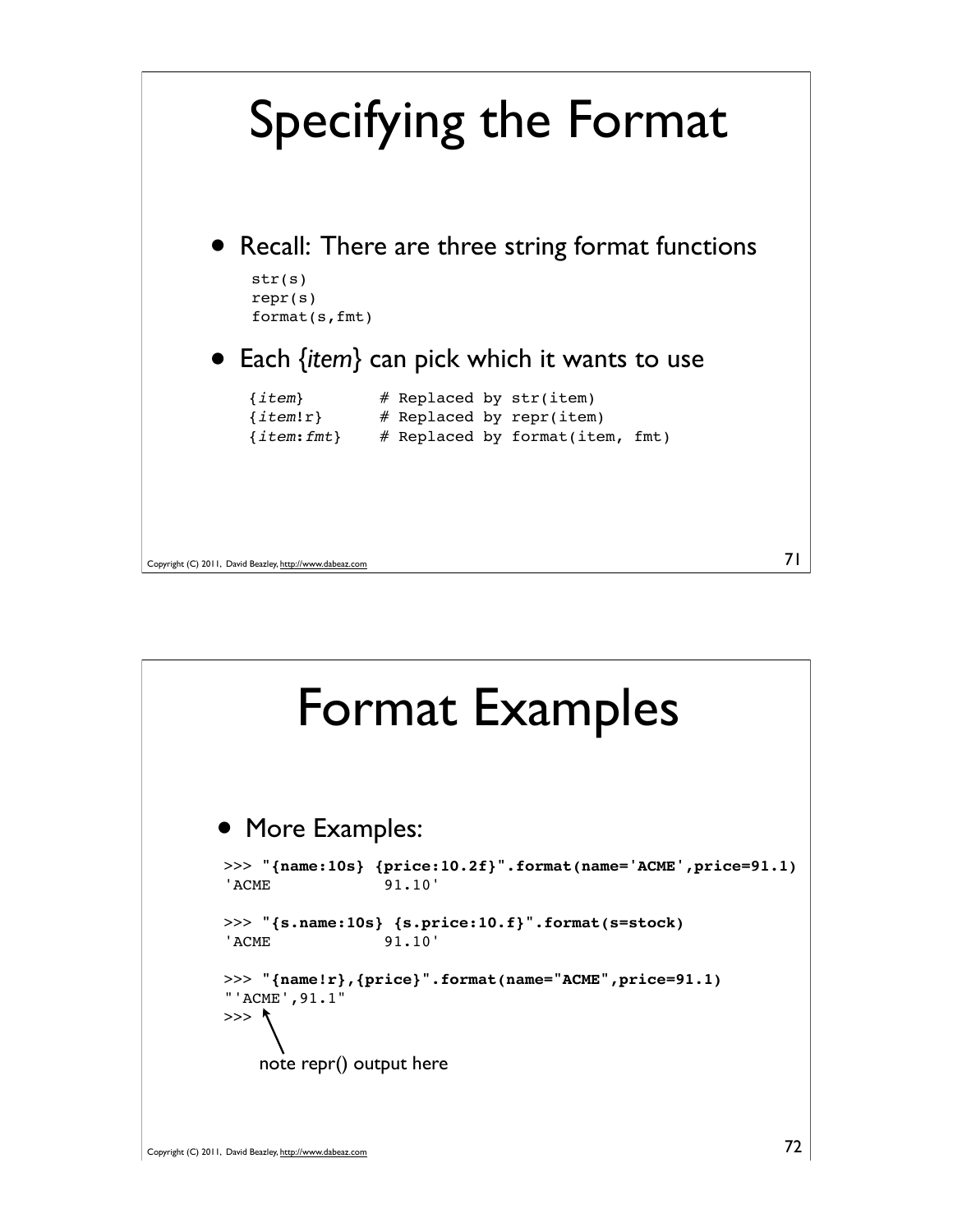# Specifying the Format

- Recall: There are three string format functions

```
str(s)
repr(s)
format(s,fmt)
```

- Each {*item*} can pick which it wants to use

```
{item}        # Replaced by str(item)
{item!r}      # Replaced by repr(item)
{item:fmt}    # Replaced by format(item, fmt)
```

# Format Examples

- More Examples:

```
>>> "{name:10s} {price:10.2f}".format(name='ACME',price=91.1)
'ACME            91.10'

>>> "{s.name:10s} {s.price:10.f}".format(s=stock)
'ACME            91.10'

>>> "{name!r},{price}".format(name="ACME",price=91.1)
"'ACME',91.1"
>>>
```

note repr() output here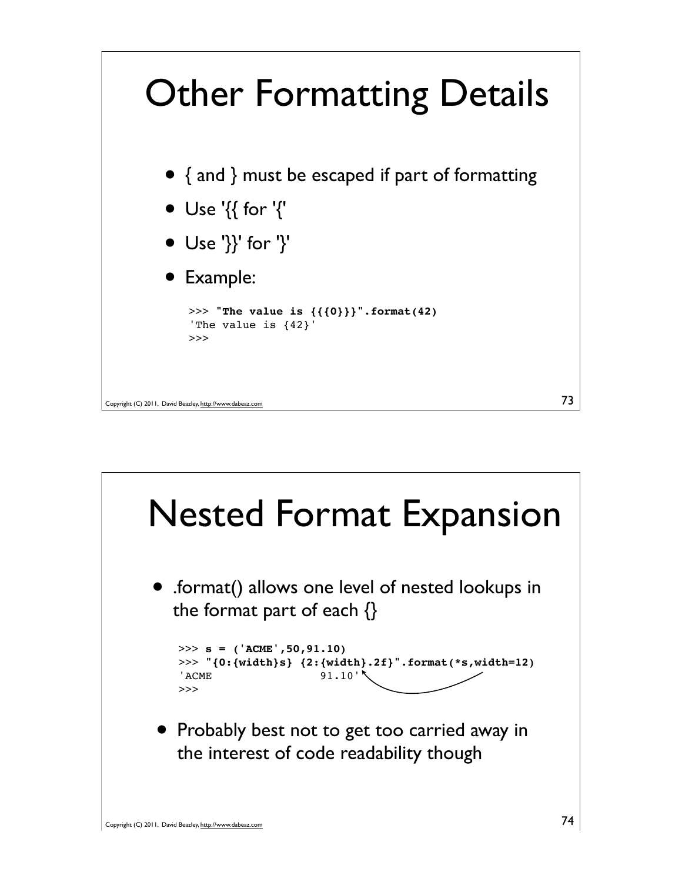# Other Formatting Details

- { and } must be escaped if part of formatting
- Use '{{ for '{'
- Use '}}' for '}'
- Example:

```
>>> "The value is {{{0}}}".format(42)
'The value is {42}'
>>>
```

# Nested Format Expansion

- .format() allows one level of nested lookups in the format part of each {}

```
>>> s = ('ACME',50,91.10)
>>> "{0:{width}s} {2:{width}.2f}".format(*s,width=12)
'ACME               91.10'
>>>
```

- Probably best not to get too carried away in the interest of code readability though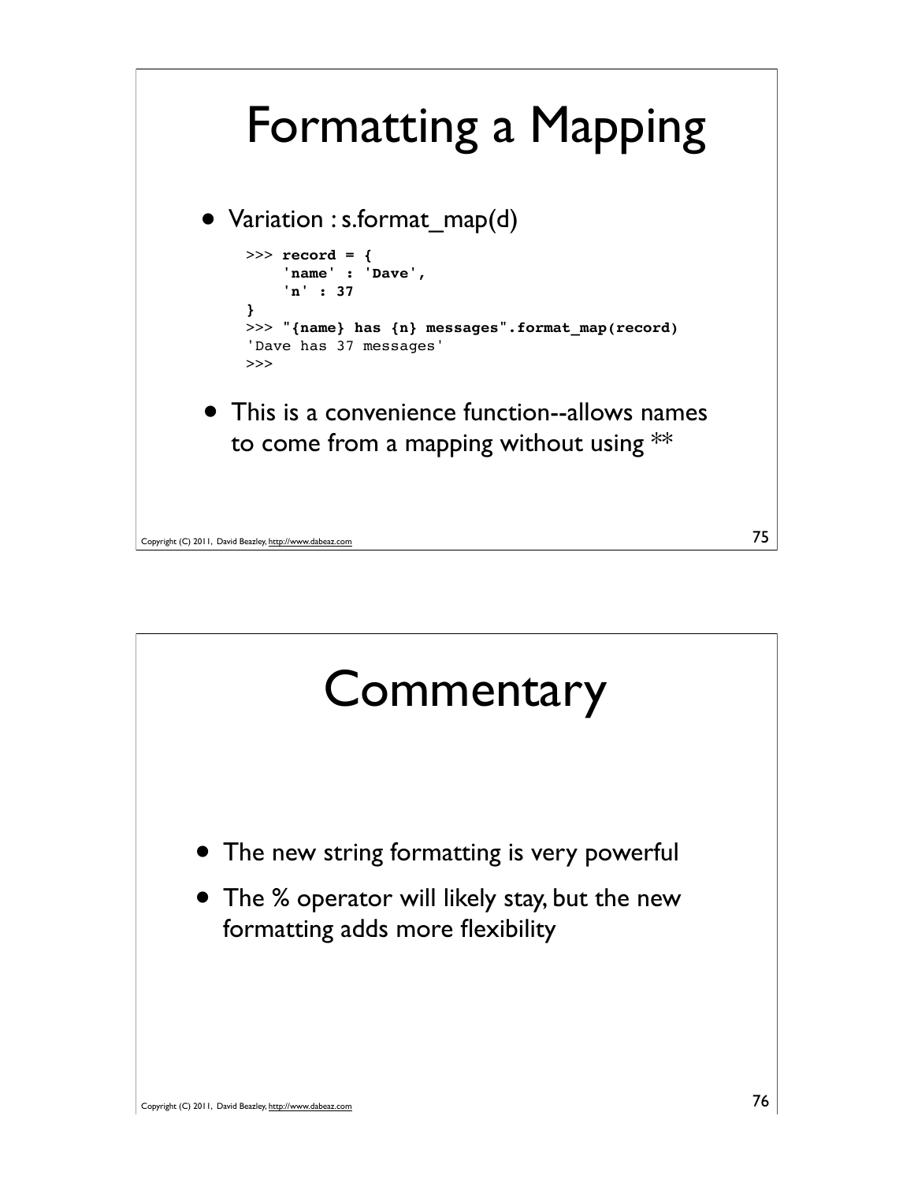# Formatting a Mapping

- Variation : s.format_map(d)

```
>>> record = {
    'name' : 'Dave',
    'n' : 37
}
>>> "{name} has {n} messages".format_map(record)
'Dave has 37 messages'
>>>
```

- This is a convenience function--allows names to come from a mapping without using **

# Commentary

- The new string formatting is very powerful
- The % operator will likely stay, but the new formatting adds more flexibility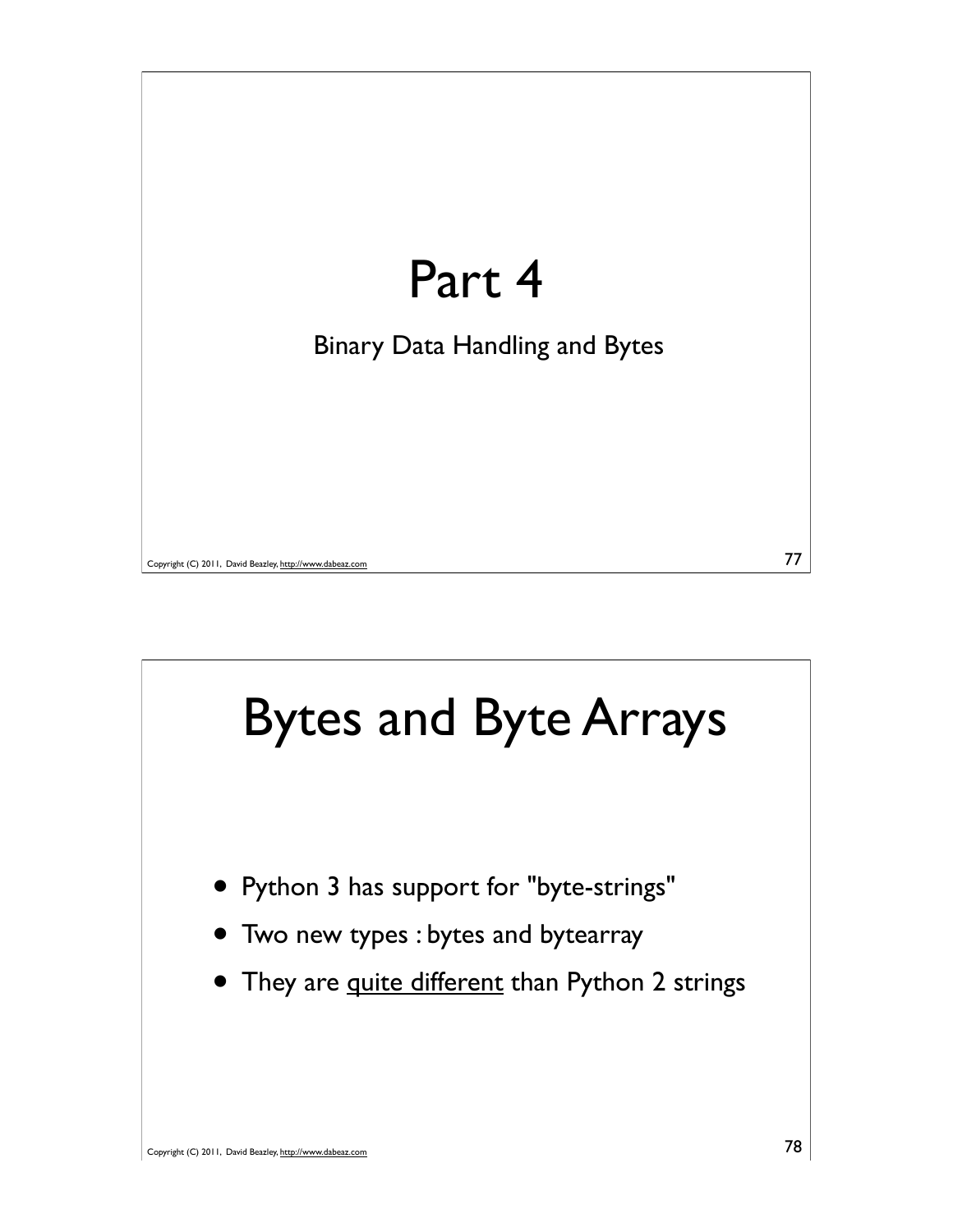# Part 4

Binary Data Handling and Bytes

# Bytes and Byte Arrays

- Python 3 has support for "byte-strings"
- Two new types : bytes and bytearray
- They are <u>quite different</u> than Python 2 strings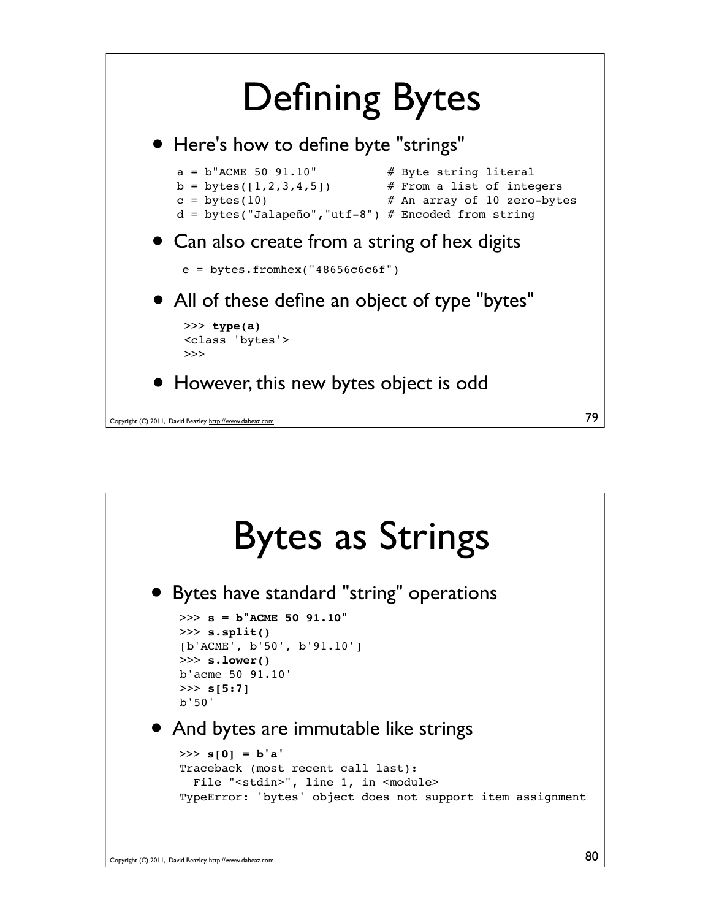# Defining Bytes

- Here's how to define byte "strings"

```
a = b"ACME 50 91.10"          # Byte string literal
b = bytes([1,2,3,4,5])        # From a list of integers
c = bytes(10)                 # An array of 10 zero-bytes
d = bytes("Jalapeño","utf-8") # Encoded from string
```

- Can also create from a string of hex digits

```
e = bytes.fromhex("48656c6c6f")
```

- All of these define an object of type "bytes"

```
>>> type(a)
<class 'bytes'>
>>>
```

- However, this new bytes object is odd

# Bytes as Strings

- Bytes have standard "string" operations

```
>>> s = b"ACME 50 91.10"
>>> s.split()
[b'ACME', b'50', b'91.10']
>>> s.lower()
b'acme 50 91.10'
>>> s[5:7]
b'50'
```

- And bytes are immutable like strings

```
>>> s[0] = b'a'
Traceback (most recent call last):
  File "<stdin>", line 1, in <module>
TypeError: 'bytes' object does not support item assignment
```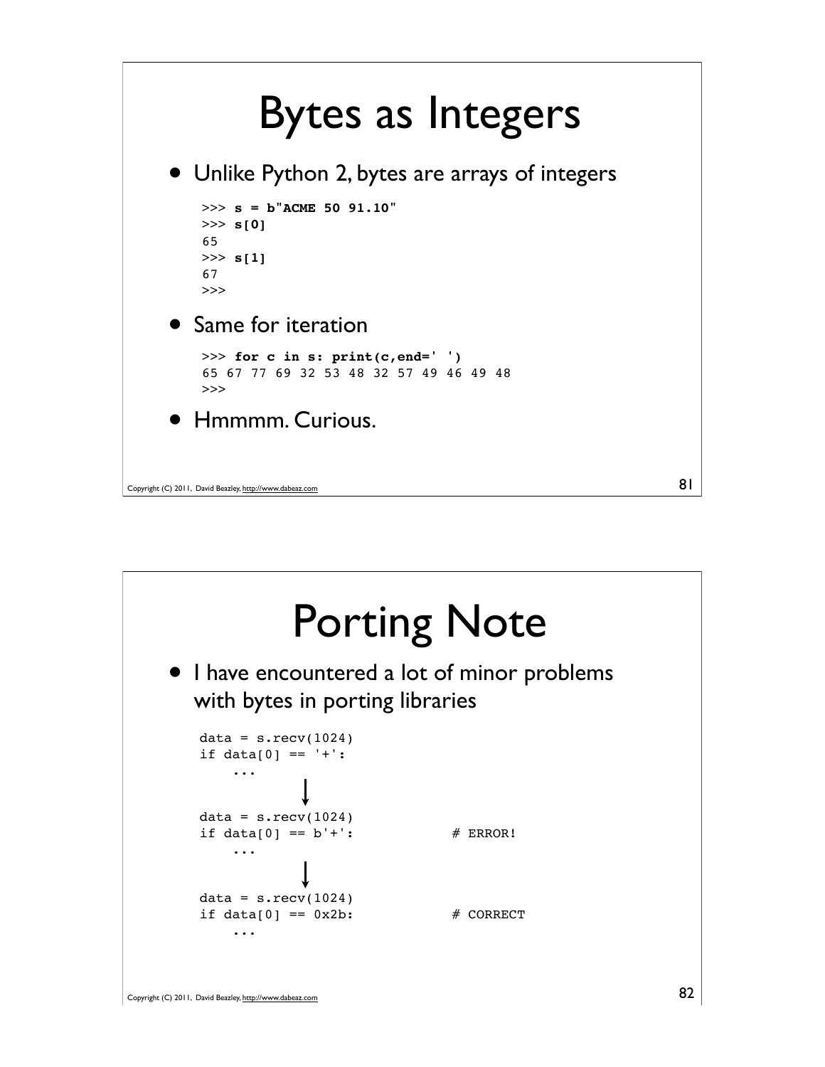# Bytes as Integers

- Unlike Python 2, bytes are arrays of integers

```
>>> s = b"ACME 50 91.10"
>>> s[0]
65
>>> s[1]
67
>>>
```

- Same for iteration

```
>>> for c in s: print(c,end=' ')
65 67 77 69 32 53 48 32 57 49 46 49 48
>>>
```

- Hmmmm. Curious.

# Porting Note

- I have encountered a lot of minor problems with bytes in porting libraries

```
data = s.recv(1024)
if data[0] == '+':
    ...
```

↓

```
data = s.recv(1024)
if data[0] == b'+':            # ERROR!
    ...
```

↓

```
data = s.recv(1024)
if data[0] == 0x2b:            # CORRECT
    ...
```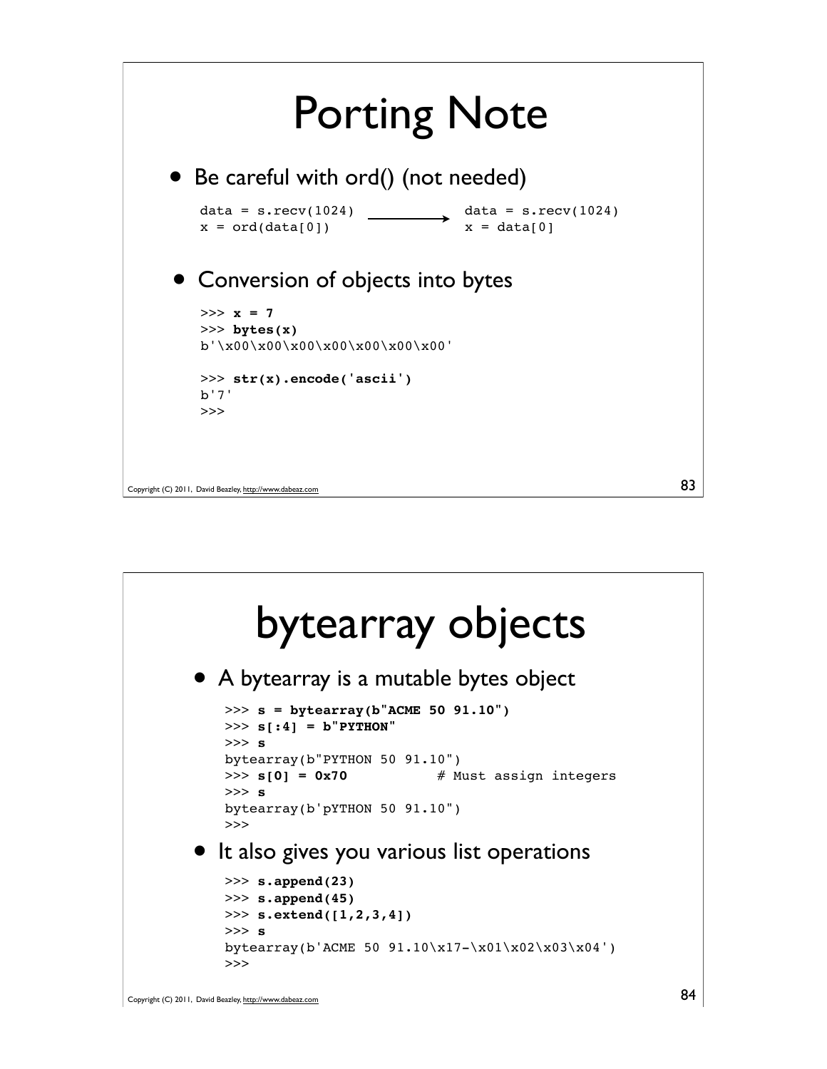# Porting Note

- Be careful with ord() (not needed)

```
data = s.recv(1024)          data = s.recv(1024)
x = ord(data[0])      ──>    x = data[0]
```

- Conversion of objects into bytes

```
>>> x = 7
>>> bytes(x)
b'\x00\x00\x00\x00\x00\x00\x00'

>>> str(x).encode('ascii')
b'7'
>>>
```

Copyright (C) 2011, David Beazley, http://www.dabeaz.com

# bytearray objects

- A bytearray is a mutable bytes object

```
>>> s = bytearray(b"ACME 50 91.10")
>>> s[:4] = b"PYTHON"
>>> s
bytearray(b"PYTHON 50 91.10")
>>> s[0] = 0x70          # Must assign integers
>>> s
bytearray(b'pYTHON 50 91.10")
>>>
```

- It also gives you various list operations

```
>>> s.append(23)
>>> s.append(45)
>>> s.extend([1,2,3,4])
>>> s
bytearray(b'ACME 50 91.10\x17-\x01\x02\x03\x04')
>>>
```

Copyright (C) 2011, David Beazley, http://www.dabeaz.com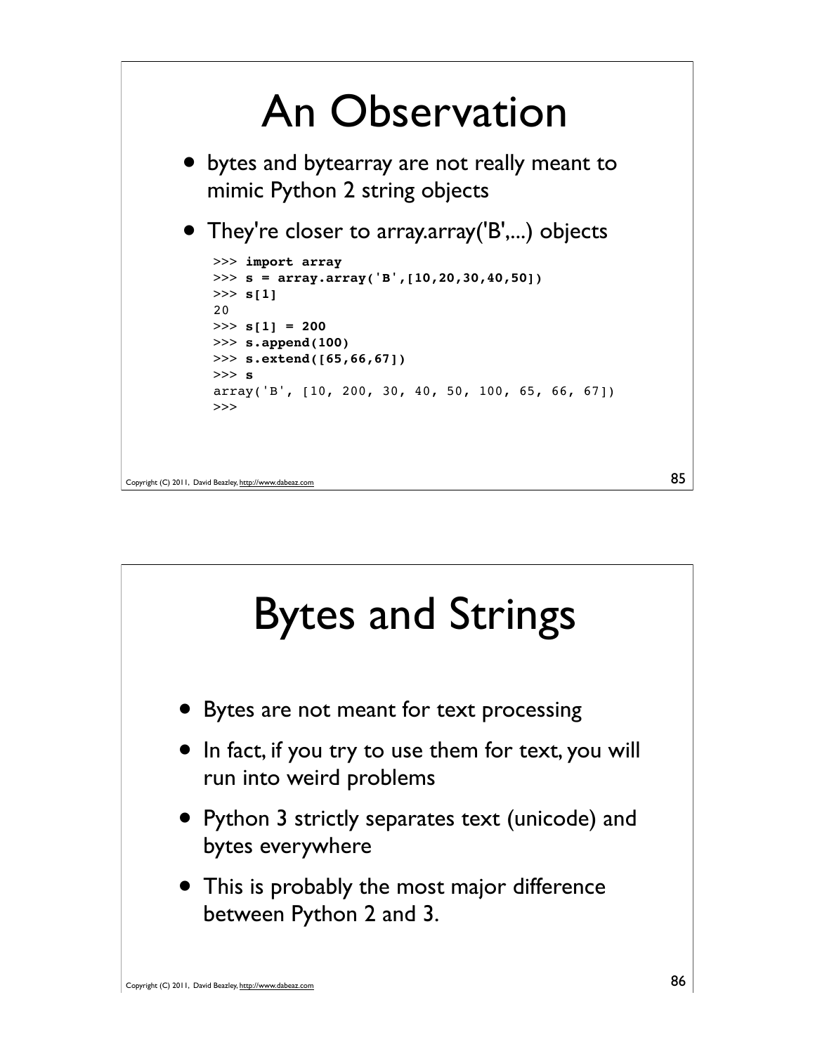# An Observation

- bytes and bytearray are not really meant to mimic Python 2 string objects
- They're closer to array.array('B',...) objects

```
>>> import array
>>> s = array.array('B',[10,20,30,40,50])
>>> s[1]
20
>>> s[1] = 200
>>> s.append(100)
>>> s.extend([65,66,67])
>>> s
array('B', [10, 200, 30, 40, 50, 100, 65, 66, 67])
>>>
```

# Bytes and Strings

- Bytes are not meant for text processing
- In fact, if you try to use them for text, you will run into weird problems
- Python 3 strictly separates text (unicode) and bytes everywhere
- This is probably the most major difference between Python 2 and 3.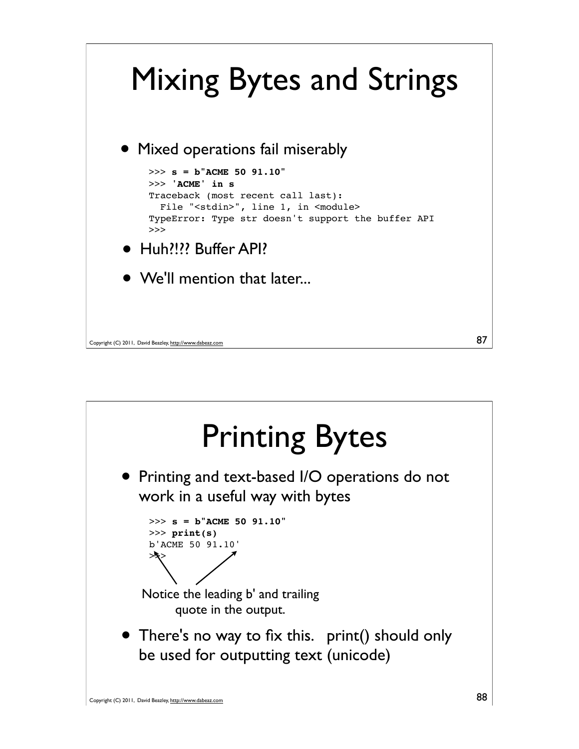# Mixing Bytes and Strings

- Mixed operations fail miserably

```
>>> s = b"ACME 50 91.10"
>>> 'ACME' in s
Traceback (most recent call last):
  File "<stdin>", line 1, in <module>
TypeError: Type str doesn't support the buffer API
>>>
```

- Huh?!?? Buffer API?
- We'll mention that later...

# Printing Bytes

- Printing and text-based I/O operations do not work in a useful way with bytes

```
>>> s = b"ACME 50 91.10"
>>> print(s)
b'ACME 50 91.10'
>>>
```

Notice the leading b' and trailing quote in the output.

- There's no way to fix this. print() should only be used for outputting text (unicode)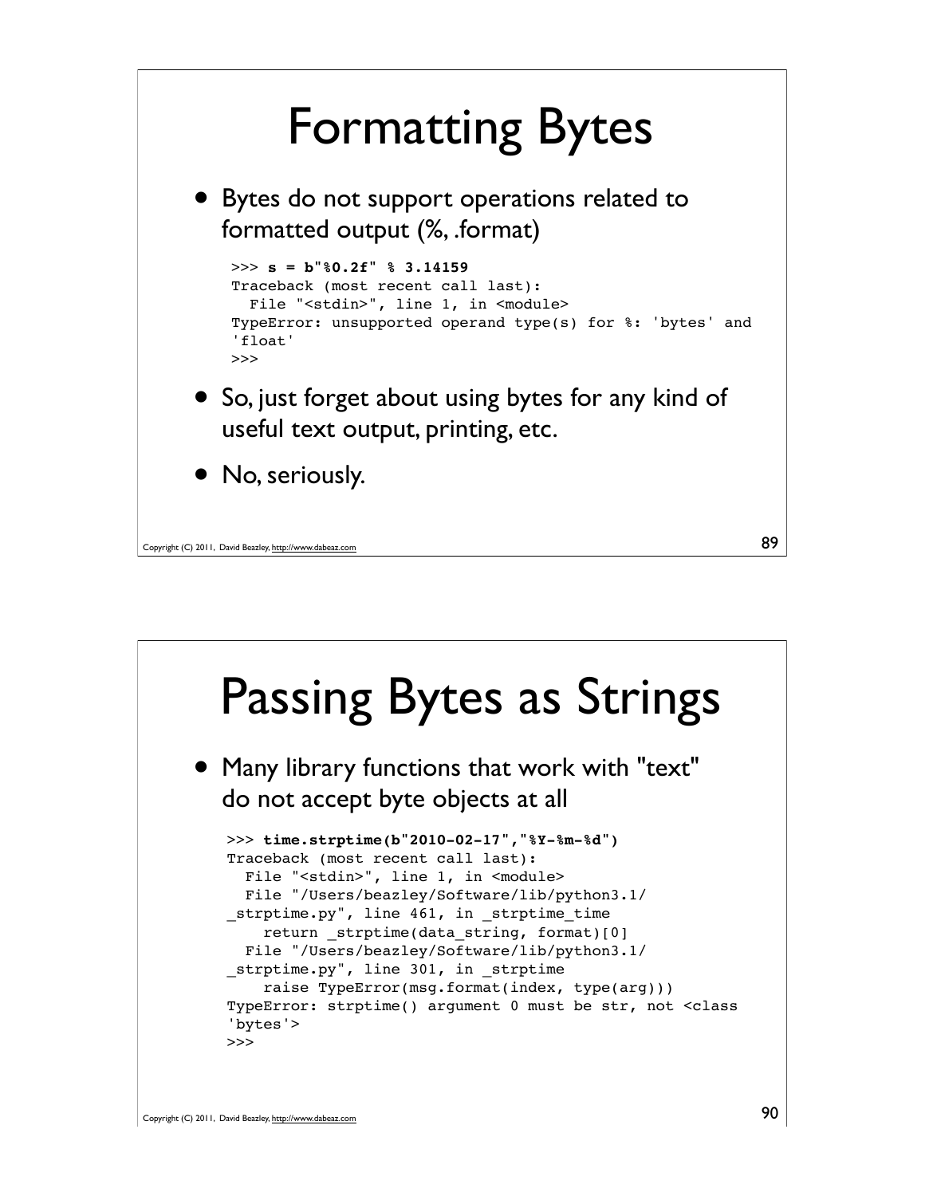# Formatting Bytes

- Bytes do not support operations related to formatted output (%, .format)

```
>>> s = b"%0.2f" % 3.14159
Traceback (most recent call last):
  File "<stdin>", line 1, in <module>
TypeError: unsupported operand type(s) for %: 'bytes' and
'float'
>>>
```

- So, just forget about using bytes for any kind of useful text output, printing, etc.
- No, seriously.

# Passing Bytes as Strings

- Many library functions that work with "text" do not accept byte objects at all

```
>>> time.strptime(b"2010-02-17","%Y-%m-%d")
Traceback (most recent call last):
  File "<stdin>", line 1, in <module>
  File "/Users/beazley/Software/lib/python3.1/
_strptime.py", line 461, in _strptime_time
    return _strptime(data_string, format)[0]
  File "/Users/beazley/Software/lib/python3.1/
_strptime.py", line 301, in _strptime
    raise TypeError(msg.format(index, type(arg)))
TypeError: strptime() argument 0 must be str, not <class
'bytes'>
>>>
```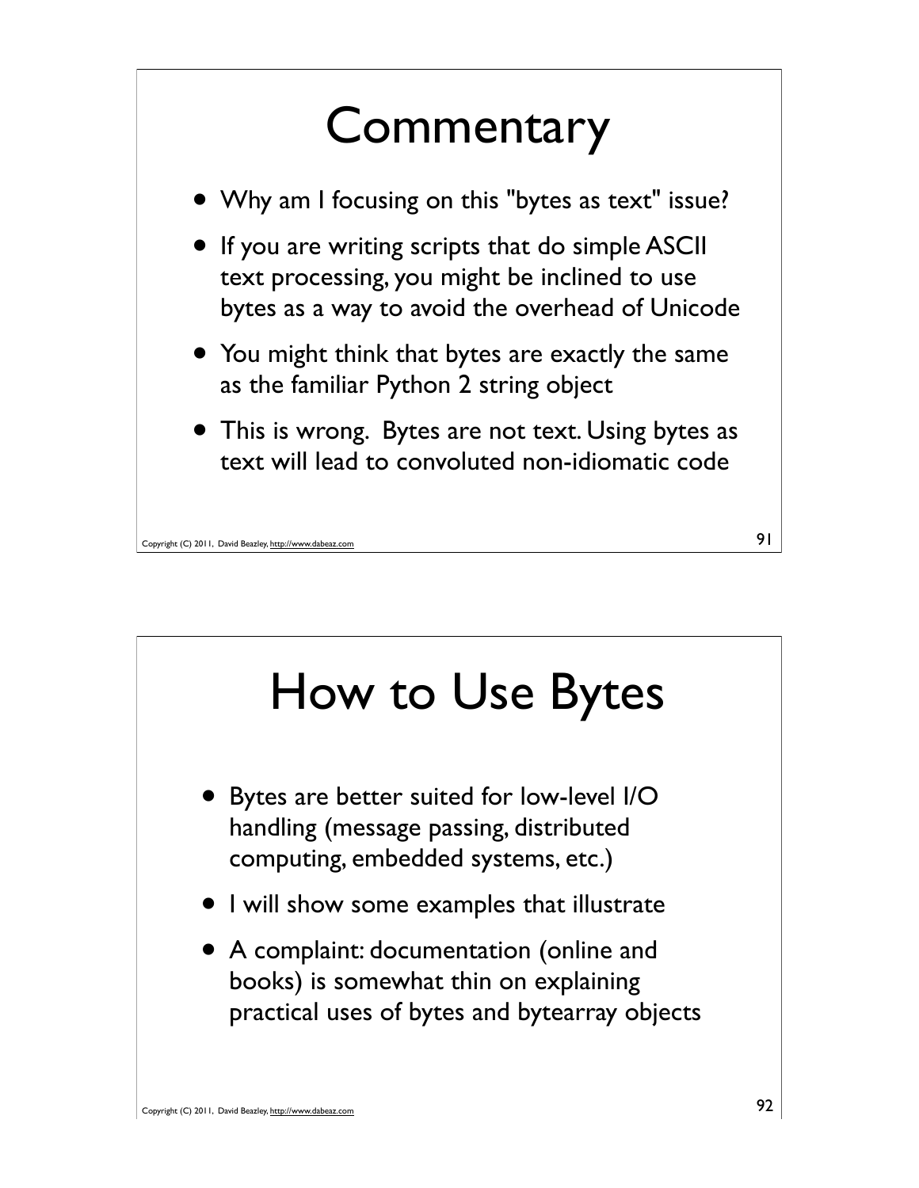# Commentary

- Why am I focusing on this "bytes as text" issue?
- If you are writing scripts that do simple ASCII text processing, you might be inclined to use bytes as a way to avoid the overhead of Unicode
- You might think that bytes are exactly the same as the familiar Python 2 string object
- This is wrong. Bytes are not text. Using bytes as text will lead to convoluted non-idiomatic code

# How to Use Bytes

- Bytes are better suited for low-level I/O handling (message passing, distributed computing, embedded systems, etc.)
- I will show some examples that illustrate
- A complaint: documentation (online and books) is somewhat thin on explaining practical uses of bytes and bytearray objects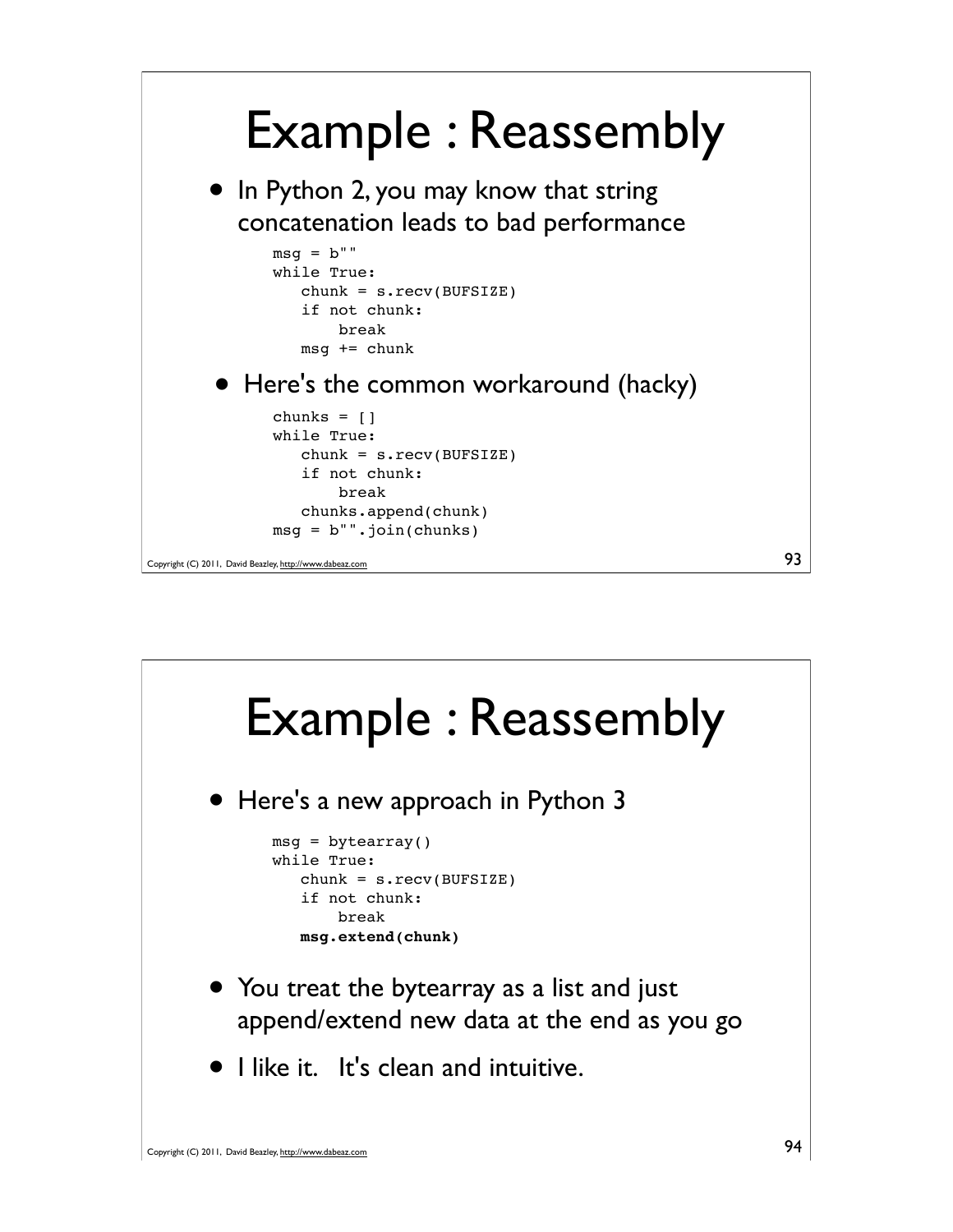# Example : Reassembly

- In Python 2, you may know that string concatenation leads to bad performance

```
msg = b""
while True:
   chunk = s.recv(BUFSIZE)
   if not chunk:
       break
   msg += chunk
```

- Here's the common workaround (hacky)

```
chunks = []
while True:
   chunk = s.recv(BUFSIZE)
   if not chunk:
       break
   chunks.append(chunk)
msg = b"".join(chunks)
```

# Example : Reassembly

- Here's a new approach in Python 3

```
msg = bytearray()
while True:
   chunk = s.recv(BUFSIZE)
   if not chunk:
       break
   msg.extend(chunk)
```

- You treat the bytearray as a list and just append/extend new data at the end as you go
- I like it. It's clean and intuitive.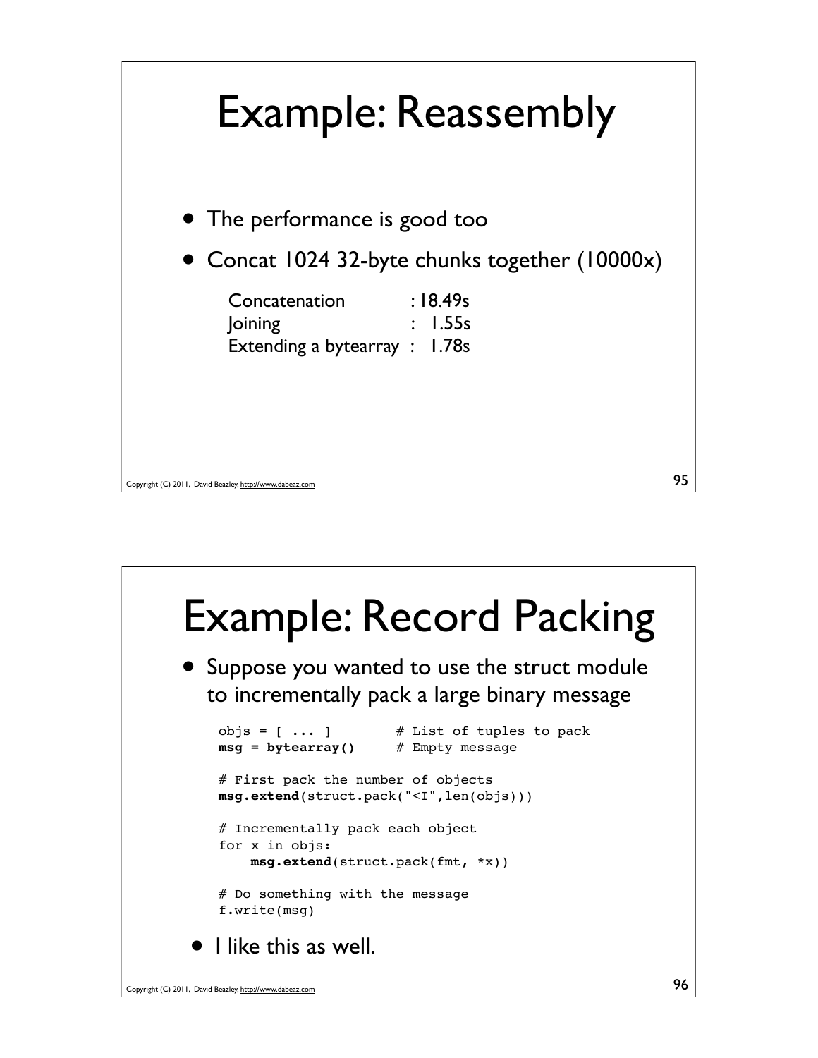# Example: Reassembly

- The performance is good too
- Concat 1024 32-byte chunks together (10000x)

```
Concatenation          : 18.49s
Joining                :  1.55s
Extending a bytearray  :  1.78s
```

# Example: Record Packing

- Suppose you wanted to use the struct module to incrementally pack a large binary message

```
objs = [ ... ]        # List of tuples to pack
msg = bytearray()     # Empty message

# First pack the number of objects
msg.extend(struct.pack("<I",len(objs)))

# Incrementally pack each object
for x in objs:
    msg.extend(struct.pack(fmt, *x))

# Do something with the message
f.write(msg)
```

- I like this as well.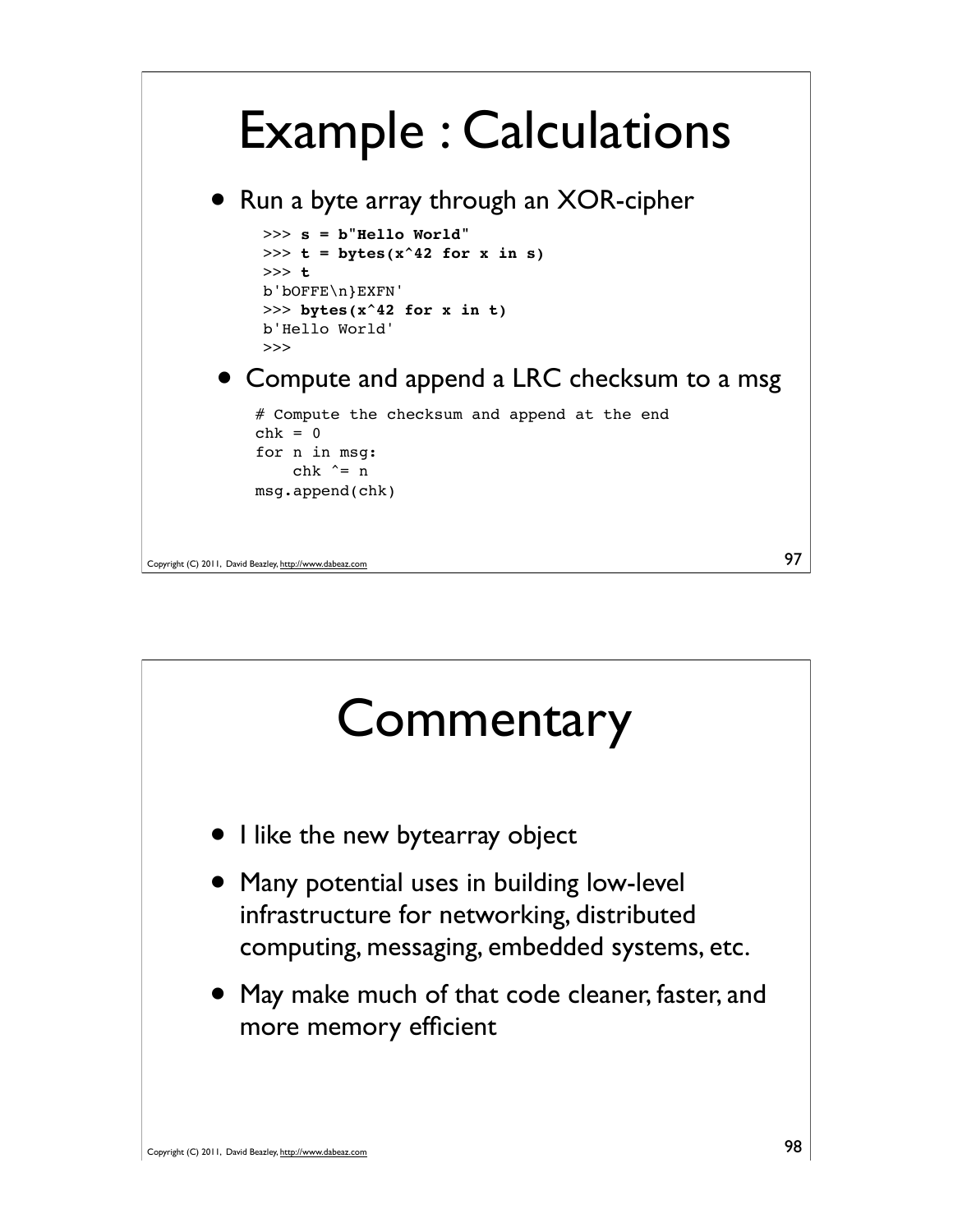# Example : Calculations

- Run a byte array through an XOR-cipher

```
>>> s = b"Hello World"
>>> t = bytes(x^42 for x in s)
>>> t
b'bOFFE\n}EXFN'
>>> bytes(x^42 for x in t)
b'Hello World'
>>>
```

- Compute and append a LRC checksum to a msg

```
# Compute the checksum and append at the end
chk = 0
for n in msg:
    chk ^= n
msg.append(chk)
```

# Commentary

- I like the new bytearray object
- Many potential uses in building low-level infrastructure for networking, distributed computing, messaging, embedded systems, etc.
- May make much of that code cleaner, faster, and more memory efficient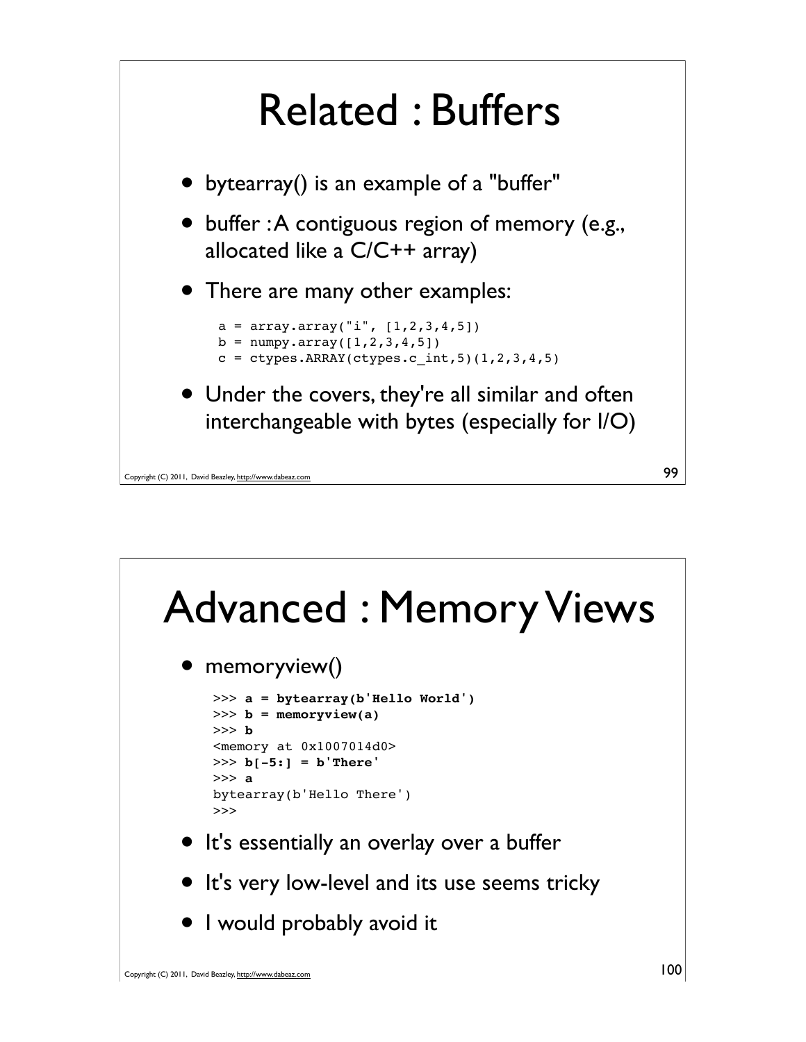# Related : Buffers

- bytearray() is an example of a "buffer"
- buffer : A contiguous region of memory (e.g., allocated like a C/C++ array)
- There are many other examples:

```
a = array.array("i", [1,2,3,4,5])
b = numpy.array([1,2,3,4,5])
c = ctypes.ARRAY(ctypes.c_int,5)(1,2,3,4,5)
```

- Under the covers, they're all similar and often interchangeable with bytes (especially for I/O)

# Advanced : Memory Views

- memoryview()

```
>>> a = bytearray(b'Hello World')
>>> b = memoryview(a)
>>> b
<memory at 0x1007014d0>
>>> b[-5:] = b'There'
>>> a
bytearray(b'Hello There')
>>>
```

- It's essentially an overlay over a buffer
- It's very low-level and its use seems tricky
- I would probably avoid it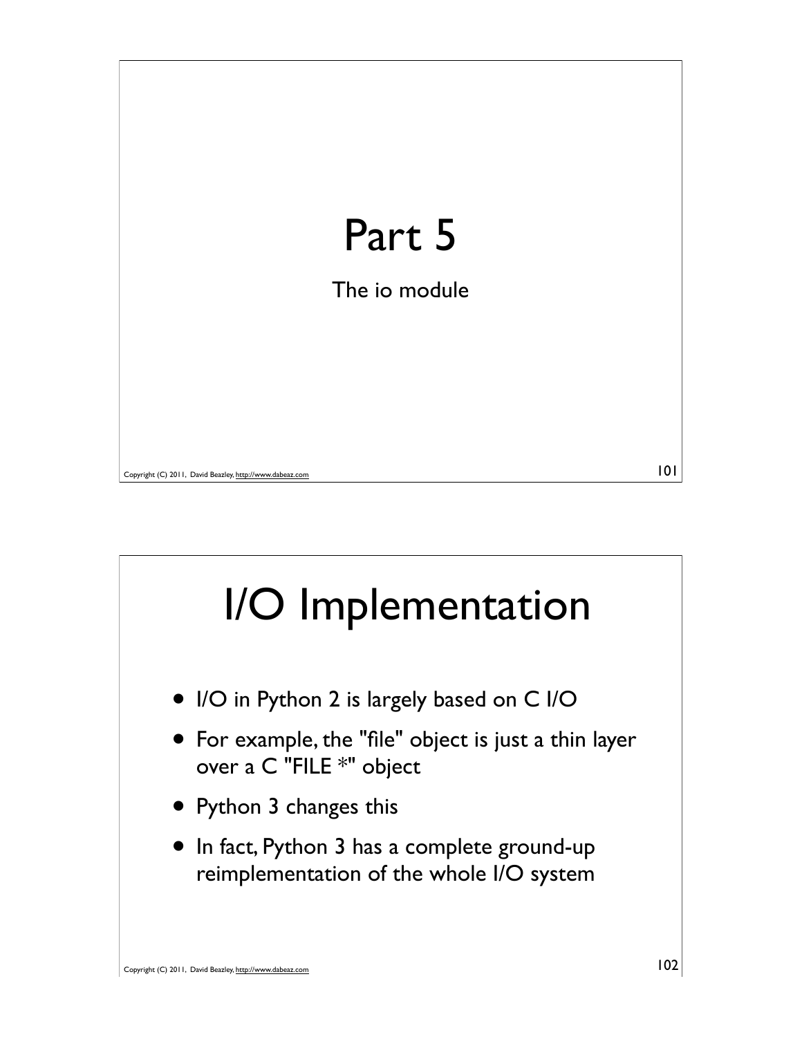# Part 5

The io module

# I/O Implementation

- I/O in Python 2 is largely based on C I/O
- For example, the "file" object is just a thin layer over a C "FILE *" object
- Python 3 changes this
- In fact, Python 3 has a complete ground-up reimplementation of the whole I/O system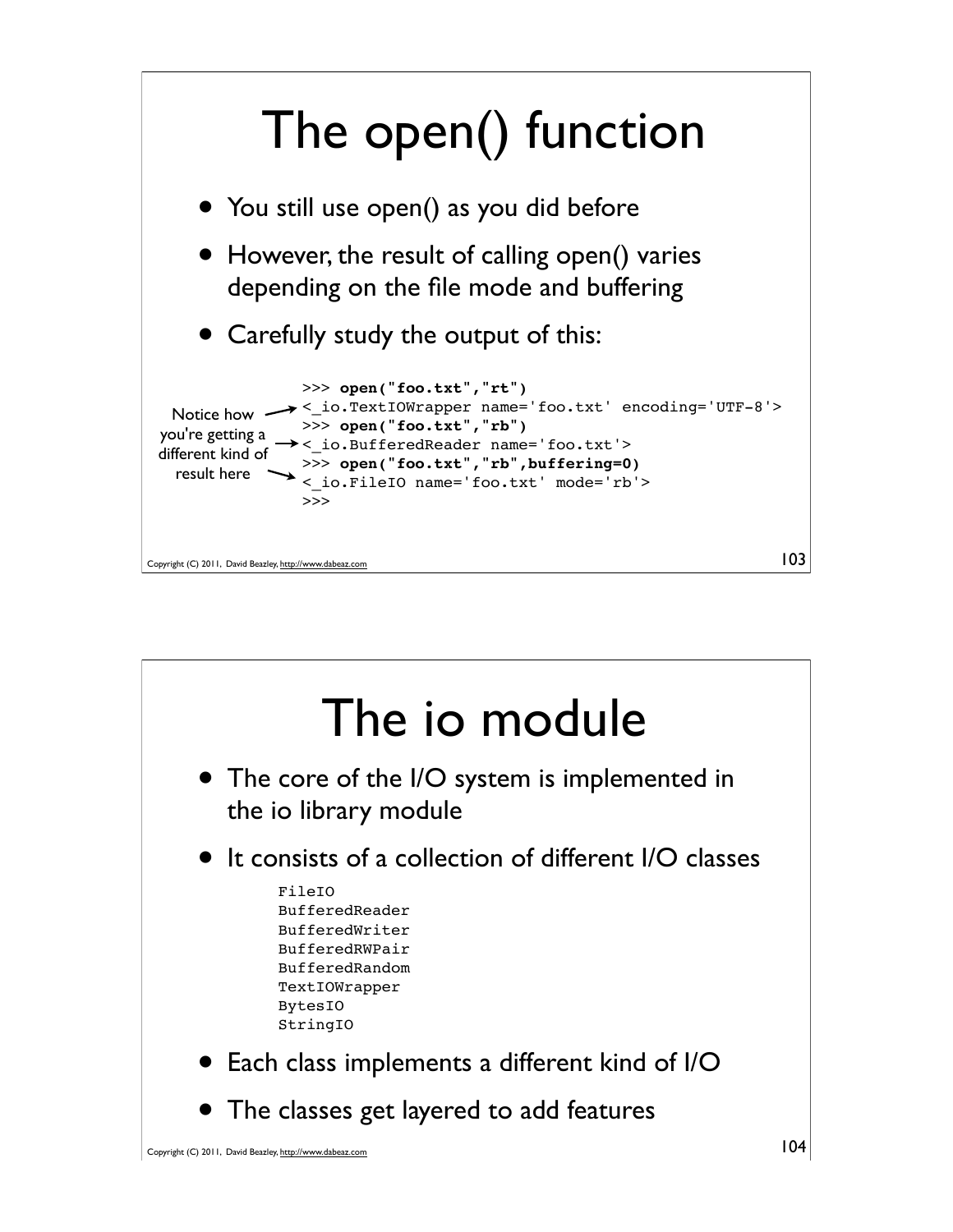# The open() function

- You still use open() as you did before
- However, the result of calling open() varies depending on the file mode and buffering
- Carefully study the output of this:

```
>>> open("foo.txt","rt")
<_io.TextIOWrapper name='foo.txt' encoding='UTF-8'>
>>> open("foo.txt","rb")
<_io.BufferedReader name='foo.txt'>
>>> open("foo.txt","rb",buffering=0)
<_io.FileIO name='foo.txt' mode='rb'>
>>>
```

Notice how you're getting a different kind of result here

# The io module

- The core of the I/O system is implemented in the io library module
- It consists of a collection of different I/O classes

```
FileIO
BufferedReader
BufferedWriter
BufferedRWPair
BufferedRandom
TextIOWrapper
BytesIO
StringIO
```

- Each class implements a different kind of I/O
- The classes get layered to add features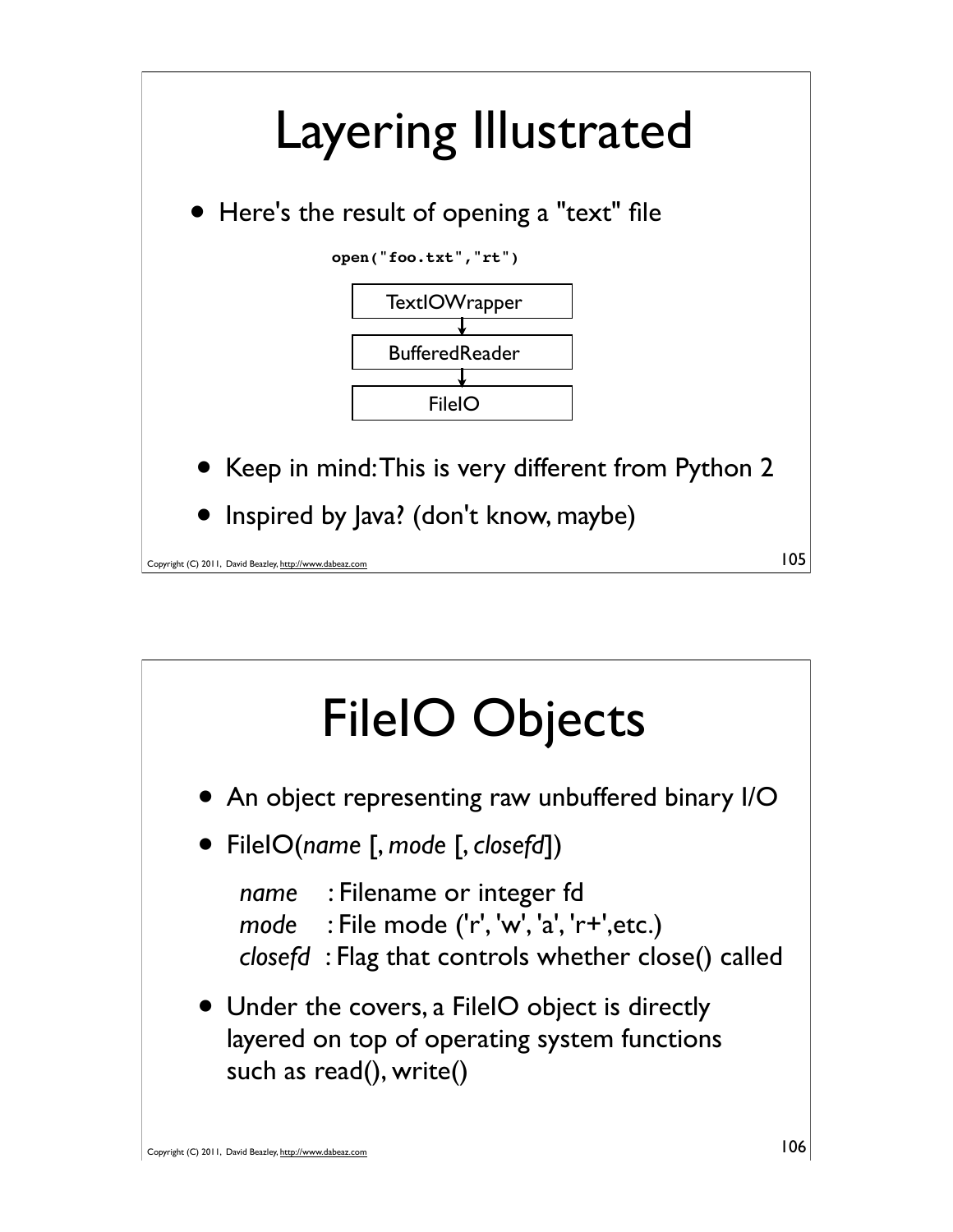# Layering Illustrated

- Here's the result of opening a "text" file

```
open("foo.txt","rt")
```

```
TextIOWrapper
      ↓
BufferedReader
      ↓
    FileIO
```

- Keep in mind: This is very different from Python 2
- Inspired by Java? (don't know, maybe)

# FileIO Objects

- An object representing raw unbuffered binary I/O
- FileIO(*name* [, *mode* [, *closefd*])

  *name* : Filename or integer fd
  *mode* : File mode ('r', 'w', 'a', 'r+',etc.)
  *closefd* : Flag that controls whether close() called

- Under the covers, a FileIO object is directly layered on top of operating system functions such as read(), write()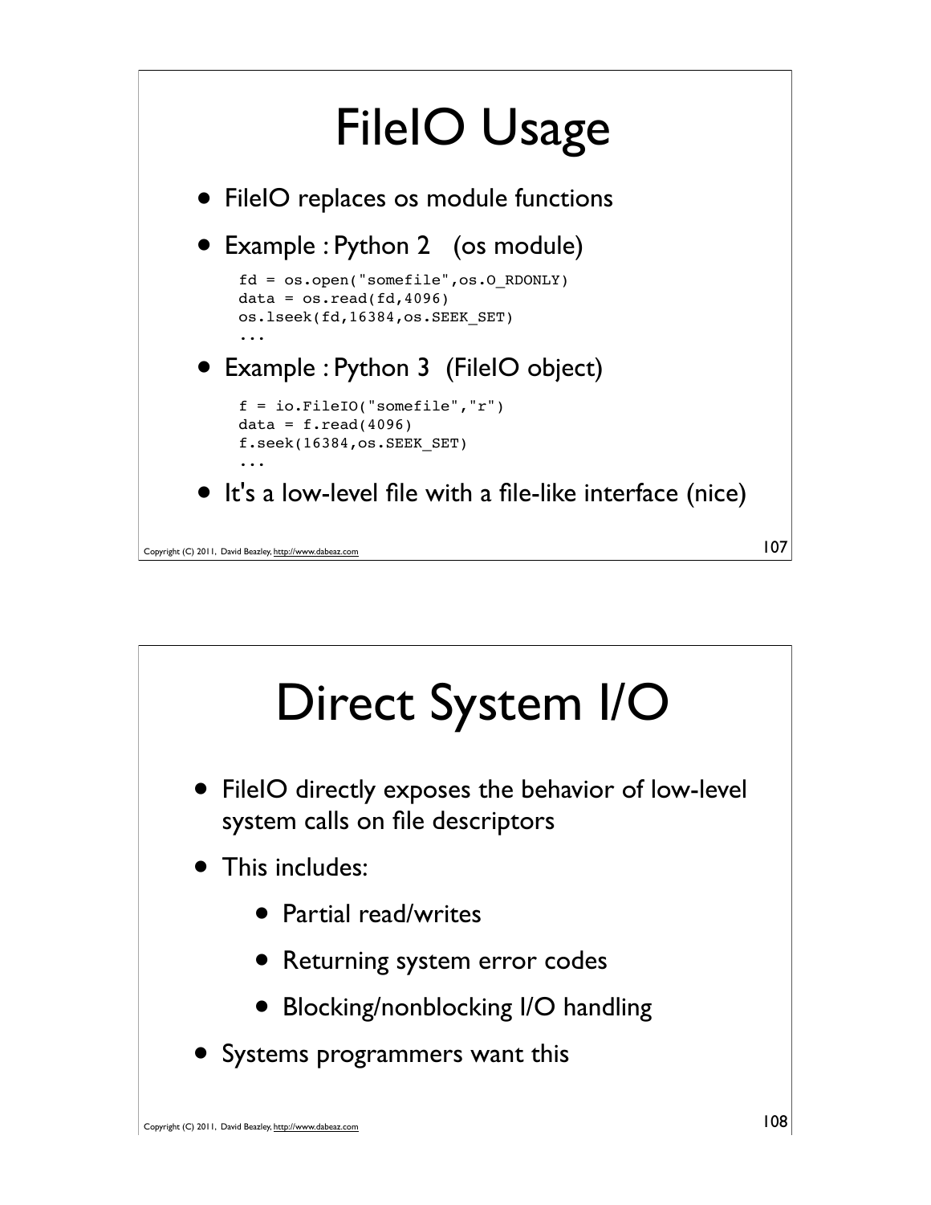# FileIO Usage

- FileIO replaces os module functions
- Example : Python 2 (os module)

```
fd = os.open("somefile",os.O_RDONLY)
data = os.read(fd,4096)
os.lseek(fd,16384,os.SEEK_SET)
...
```

- Example : Python 3 (FileIO object)

```
f = io.FileIO("somefile","r")
data = f.read(4096)
f.seek(16384,os.SEEK_SET)
...
```

- It's a low-level file with a file-like interface (nice)

# Direct System I/O

- FileIO directly exposes the behavior of low-level system calls on file descriptors
- This includes:
  - Partial read/writes
  - Returning system error codes
  - Blocking/nonblocking I/O handling
- Systems programmers want this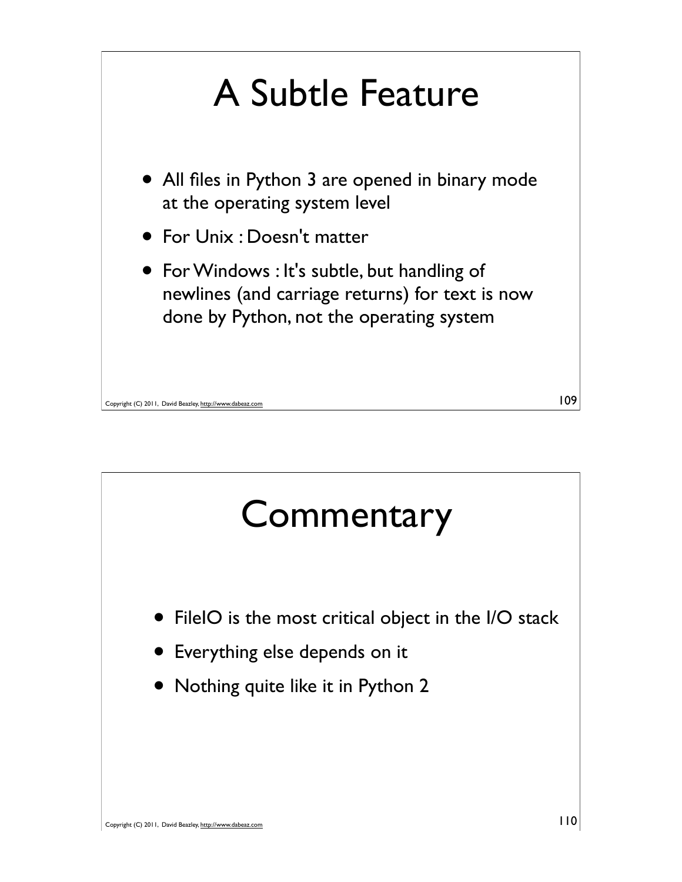# A Subtle Feature

- All files in Python 3 are opened in binary mode at the operating system level
- For Unix : Doesn't matter
- For Windows : It's subtle, but handling of newlines (and carriage returns) for text is now done by Python, not the operating system

# Commentary

- FileIO is the most critical object in the I/O stack
- Everything else depends on it
- Nothing quite like it in Python 2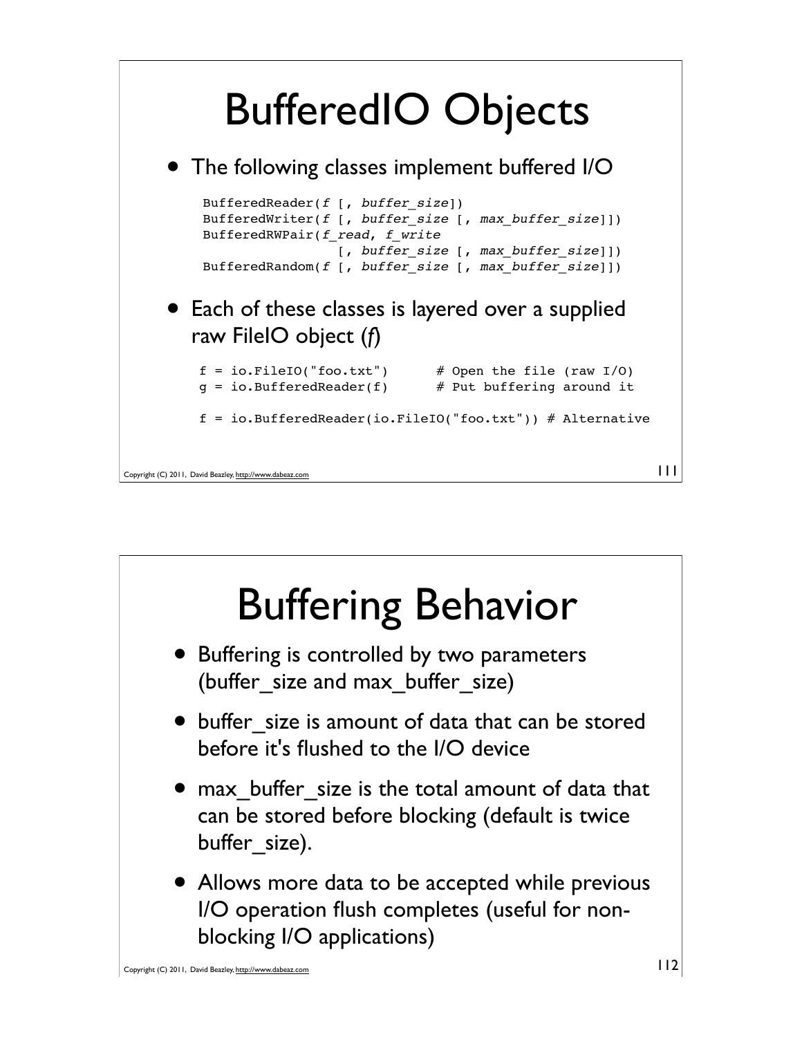# BufferedIO Objects

- The following classes implement buffered I/O

```
BufferedReader(f [, buffer_size])
BufferedWriter(f [, buffer_size [, max_buffer_size]])
BufferedRWPair(f_read, f_write
               [, buffer_size [, max_buffer_size]])
BufferedRandom(f [, buffer_size [, max_buffer_size]])
```

- Each of these classes is layered over a supplied raw FileIO object (*f*)

```
f = io.FileIO("foo.txt")      # Open the file (raw I/O)
g = io.BufferedReader(f)      # Put buffering around it

f = io.BufferedReader(io.FileIO("foo.txt")) # Alternative
```

# Buffering Behavior

- Buffering is controlled by two parameters (buffer_size and max_buffer_size)
- buffer_size is amount of data that can be stored before it's flushed to the I/O device
- max_buffer_size is the total amount of data that can be stored before blocking (default is twice buffer_size).
- Allows more data to be accepted while previous I/O operation flush completes (useful for non-blocking I/O applications)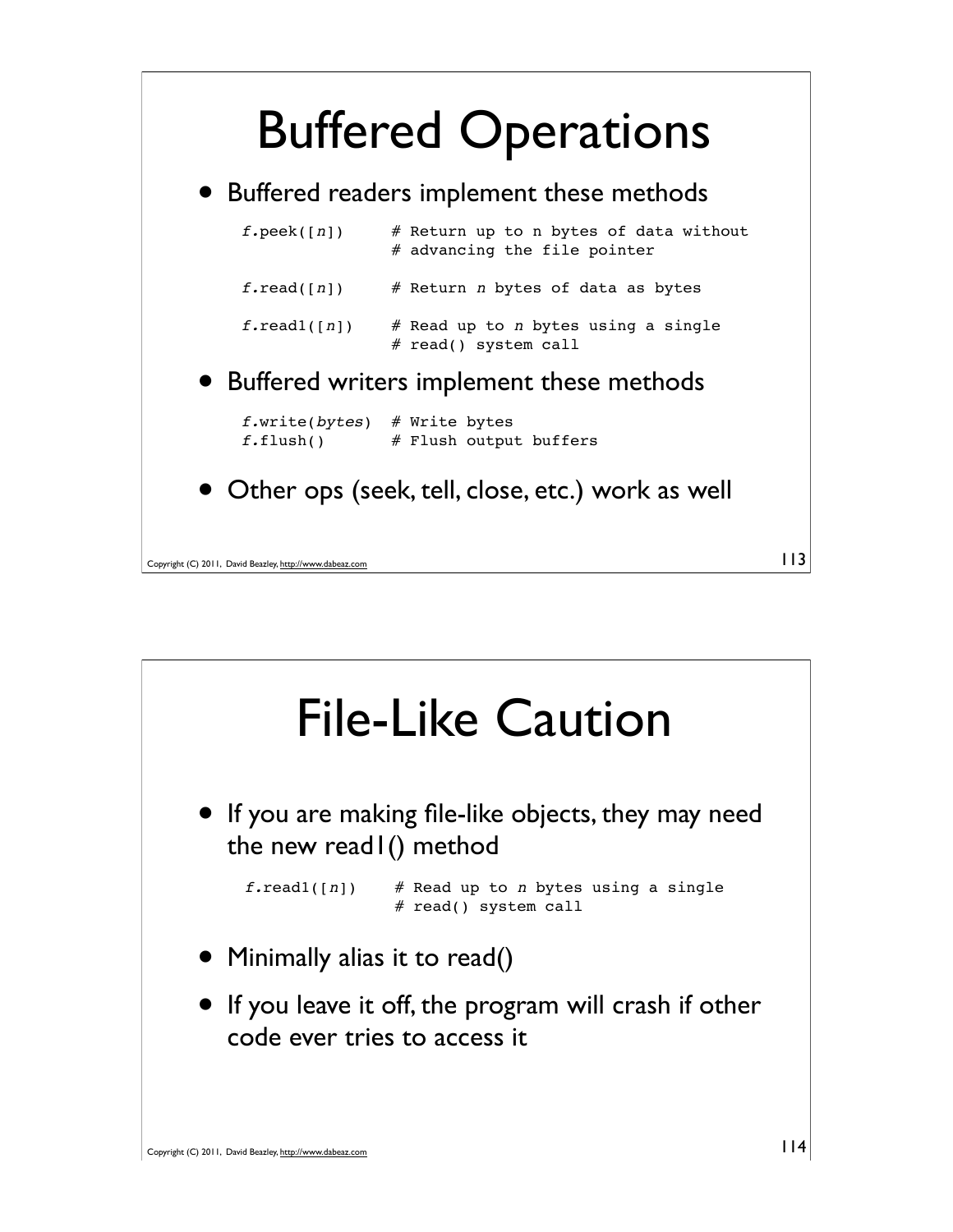# Buffered Operations

- Buffered readers implement these methods

```
f.peek([n])      # Return up to n bytes of data without
                 # advancing the file pointer

f.read([n])      # Return n bytes of data as bytes

f.read1([n])     # Read up to n bytes using a single
                 # read() system call
```

- Buffered writers implement these methods

```
f.write(bytes)  # Write bytes
f.flush()       # Flush output buffers
```

- Other ops (seek, tell, close, etc.) work as well

Copyright (C) 2011, David Beazley, http://www.dabeaz.com

# File-Like Caution

- If you are making file-like objects, they may need the new read1() method

```
f.read1([n])     # Read up to n bytes using a single
                 # read() system call
```

- Minimally alias it to read()
- If you leave it off, the program will crash if other code ever tries to access it

Copyright (C) 2011, David Beazley, http://www.dabeaz.com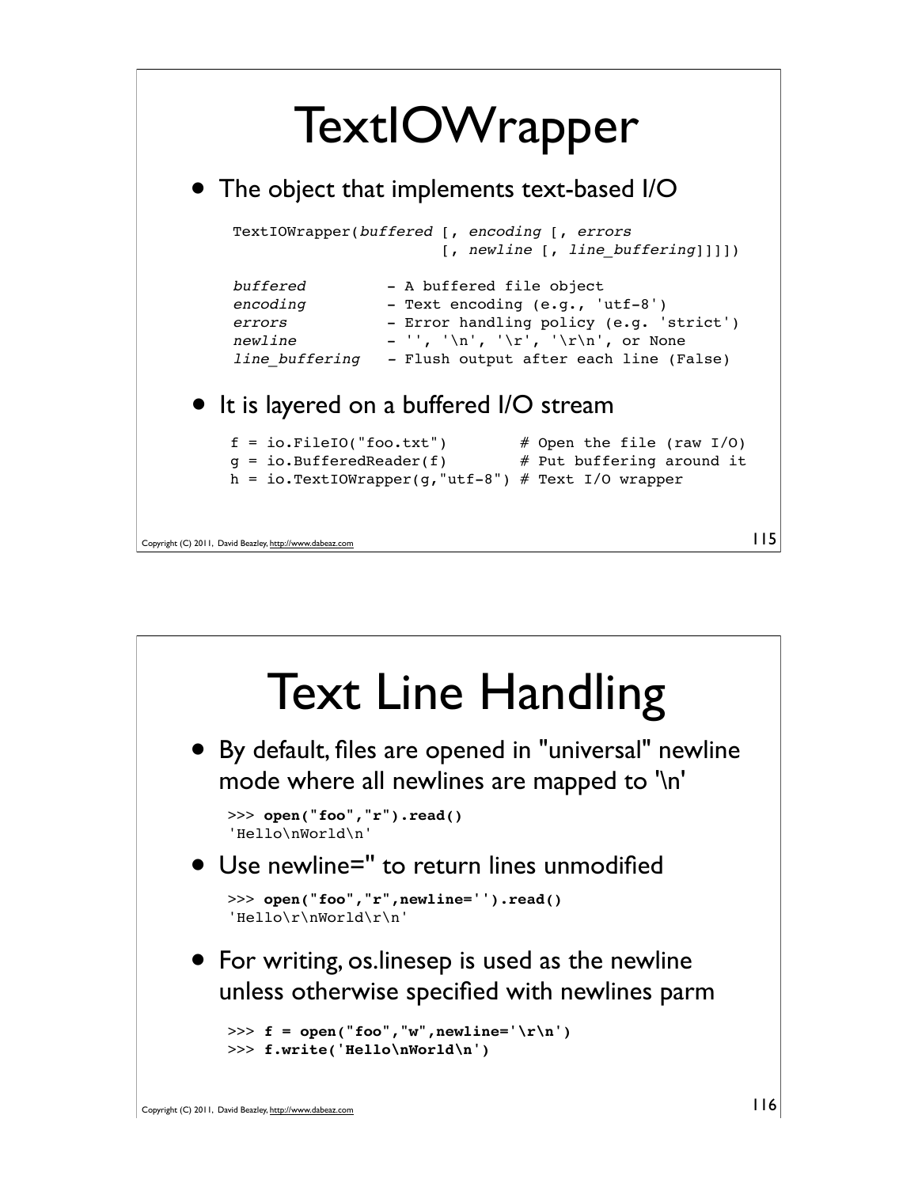# TextIOWrapper

- The object that implements text-based I/O

```
TextIOWrapper(buffered [, encoding [, errors
                       [, newline [, line_buffering]]]])

buffered        - A buffered file object
encoding        - Text encoding (e.g., 'utf-8')
errors          - Error handling policy (e.g. 'strict')
newline         - '', '\n', '\r', '\r\n', or None
line_buffering  - Flush output after each line (False)
```

- It is layered on a buffered I/O stream

```
f = io.FileIO("foo.txt")        # Open the file (raw I/O)
g = io.BufferedReader(f)        # Put buffering around it
h = io.TextIOWrapper(g,"utf-8") # Text I/O wrapper
```

# Text Line Handling

- By default, files are opened in "universal" newline mode where all newlines are mapped to '\n'

```
>>> open("foo","r").read()
'Hello\nWorld\n'
```

- Use newline='' to return lines unmodified

```
>>> open("foo","r",newline='').read()
'Hello\r\nWorld\r\n'
```

- For writing, os.linesep is used as the newline unless otherwise specified with newlines parm

```
>>> f = open("foo","w",newline='\r\n')
>>> f.write('Hello\nWorld\n')
```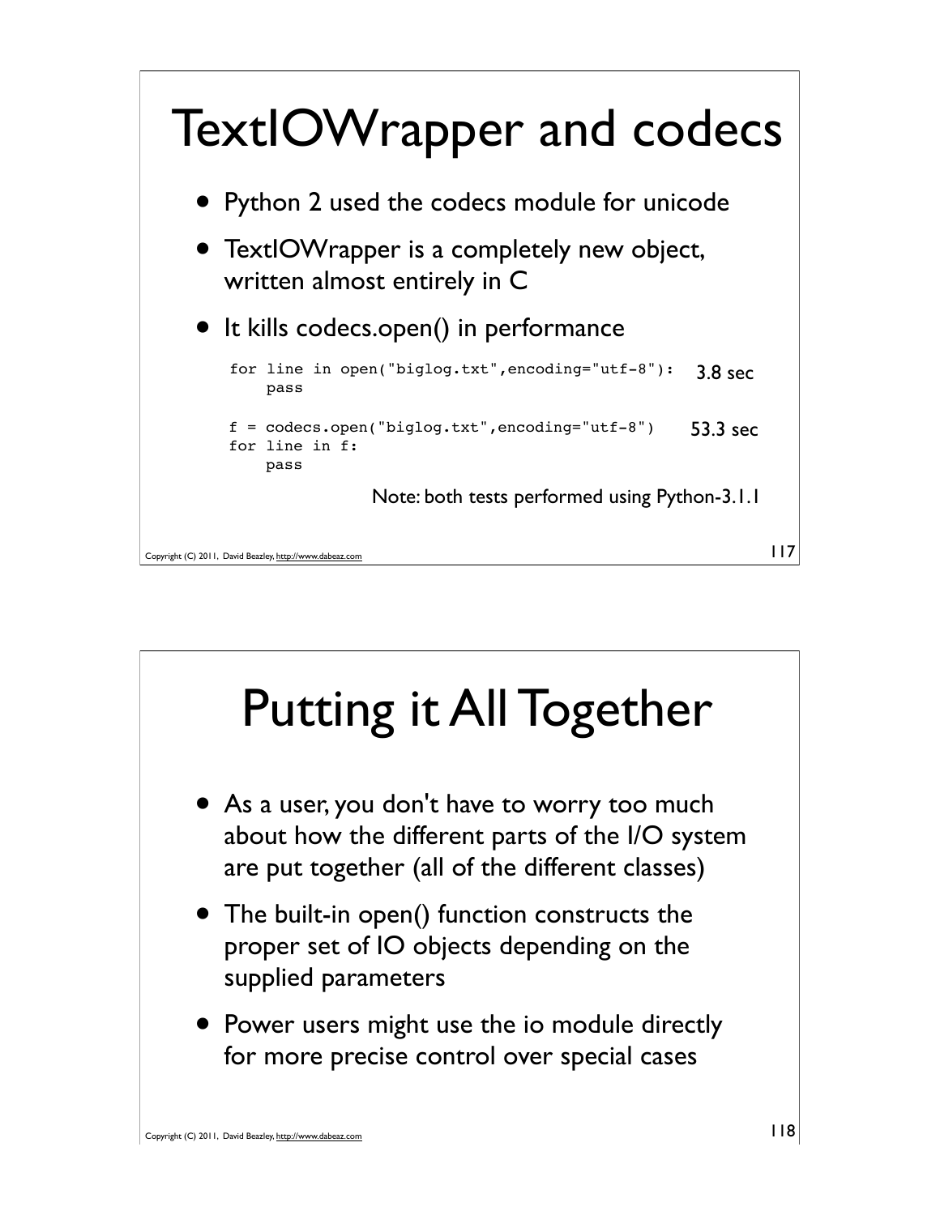# TextIOWrapper and codecs

- Python 2 used the codecs module for unicode
- TextIOWrapper is a completely new object, written almost entirely in C
- It kills codecs.open() in performance

```
for line in open("biglog.txt",encoding="utf-8"):
    pass
```

3.8 sec

```
f = codecs.open("biglog.txt",encoding="utf-8")
for line in f:
    pass
```

53.3 sec

Note: both tests performed using Python-3.1.1

# Putting it All Together

- As a user, you don't have to worry too much about how the different parts of the I/O system are put together (all of the different classes)
- The built-in open() function constructs the proper set of IO objects depending on the supplied parameters
- Power users might use the io module directly for more precise control over special cases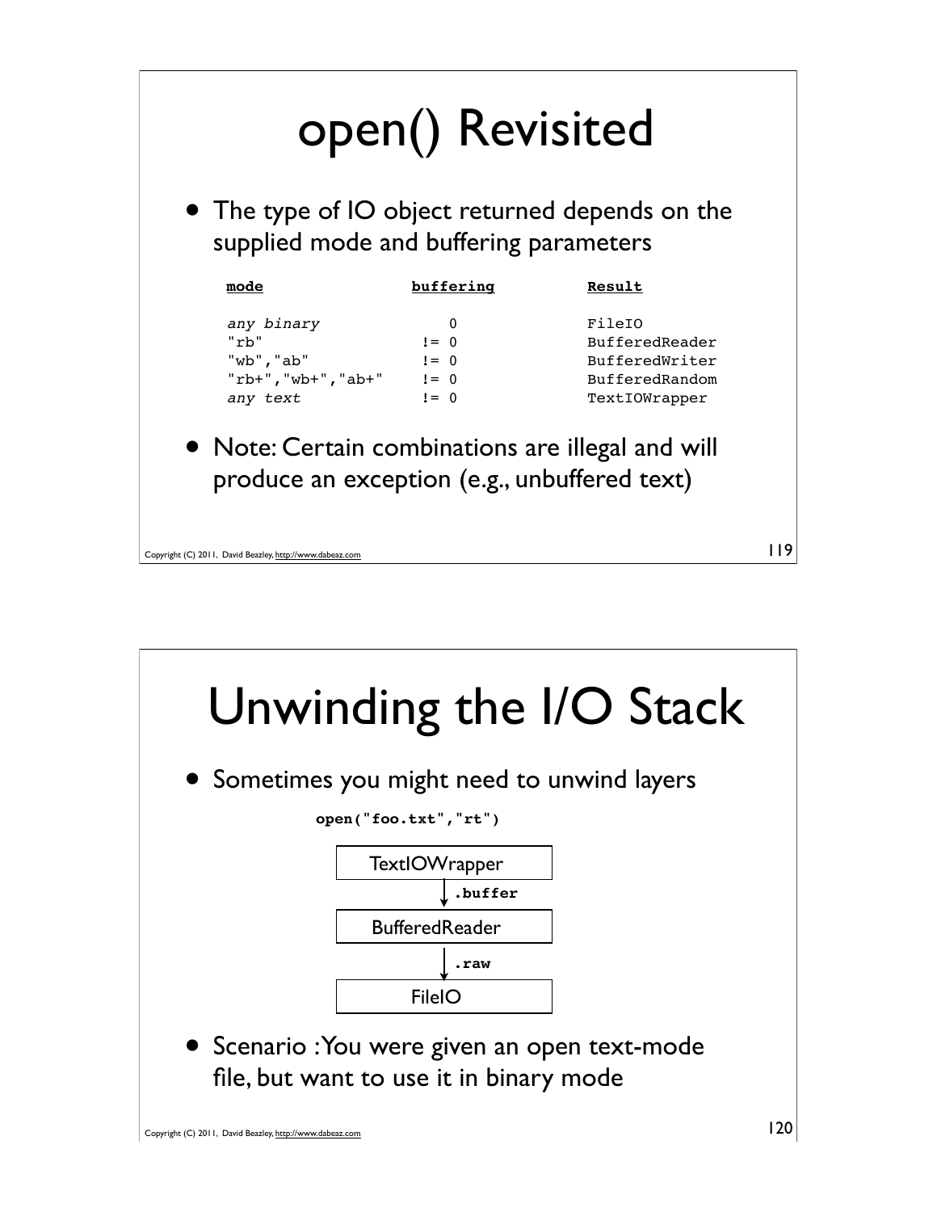# open() Revisited

- The type of IO object returned depends on the supplied mode and buffering parameters

| mode | buffering | Result |
|---|---|---|
| *any binary* | 0 | FileIO |
| "rb" | != 0 | BufferedReader |
| "wb","ab" | != 0 | BufferedWriter |
| "rb+","wb+","ab+" | != 0 | BufferedRandom |
| *any text* | != 0 | TextIOWrapper |

- Note: Certain combinations are illegal and will produce an exception (e.g., unbuffered text)

# Unwinding the I/O Stack

- Sometimes you might need to unwind layers

**`open("foo.txt","rt")`**

```
TextIOWrapper
      | .buffer
      v
BufferedReader
      | .raw
      v
FileIO
```

- Scenario : You were given an open text-mode file, but want to use it in binary mode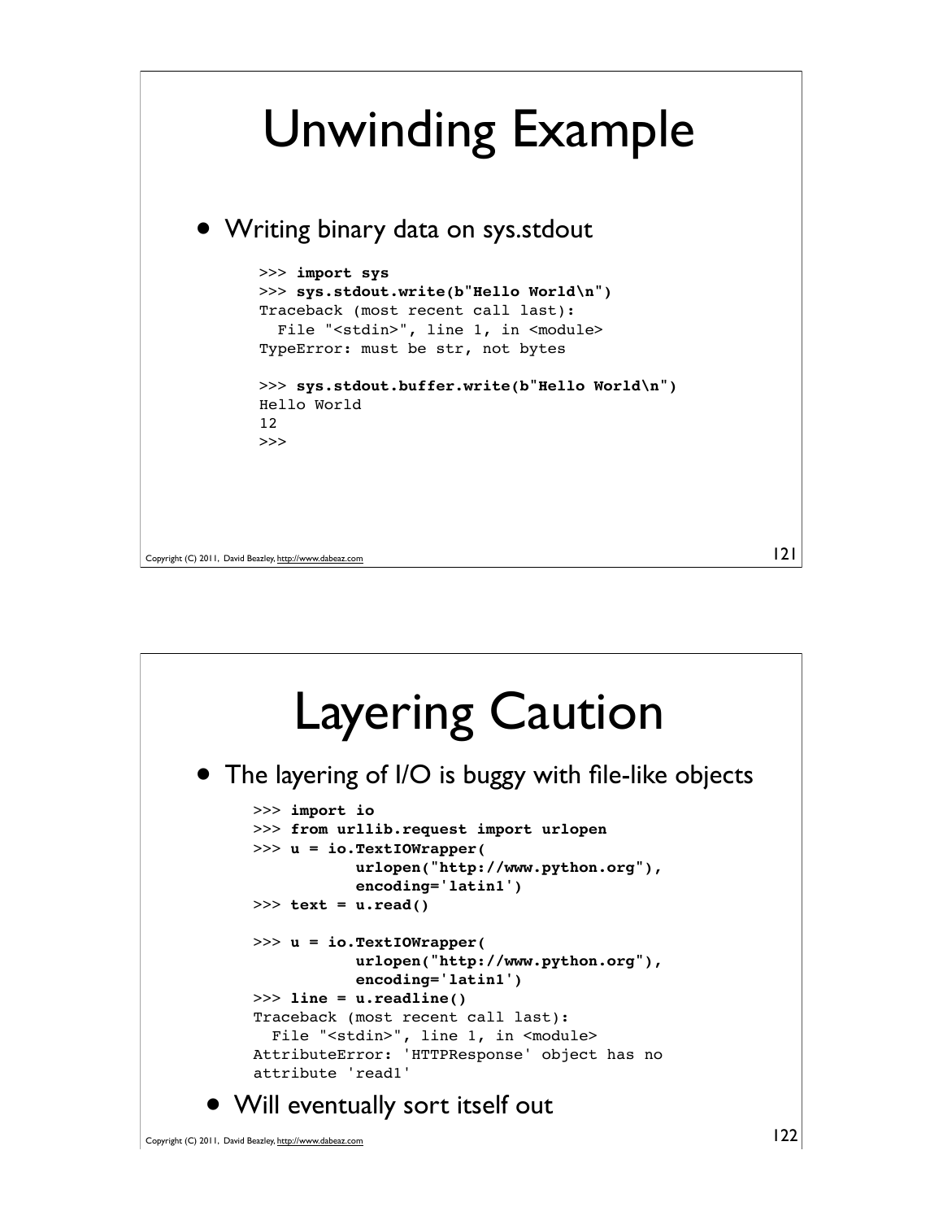# Unwinding Example

- Writing binary data on sys.stdout

```
>>> import sys
>>> sys.stdout.write(b"Hello World\n")
Traceback (most recent call last):
  File "<stdin>", line 1, in <module>
TypeError: must be str, not bytes

>>> sys.stdout.buffer.write(b"Hello World\n")
Hello World
12
>>>
```

# Layering Caution

- The layering of I/O is buggy with file-like objects

```
>>> import io
>>> from urllib.request import urlopen
>>> u = io.TextIOWrapper(
            urlopen("http://www.python.org"),
            encoding='latin1')
>>> text = u.read()

>>> u = io.TextIOWrapper(
            urlopen("http://www.python.org"),
            encoding='latin1')
>>> line = u.readline()
Traceback (most recent call last):
  File "<stdin>", line 1, in <module>
AttributeError: 'HTTPResponse' object has no
attribute 'read1'
```

- Will eventually sort itself out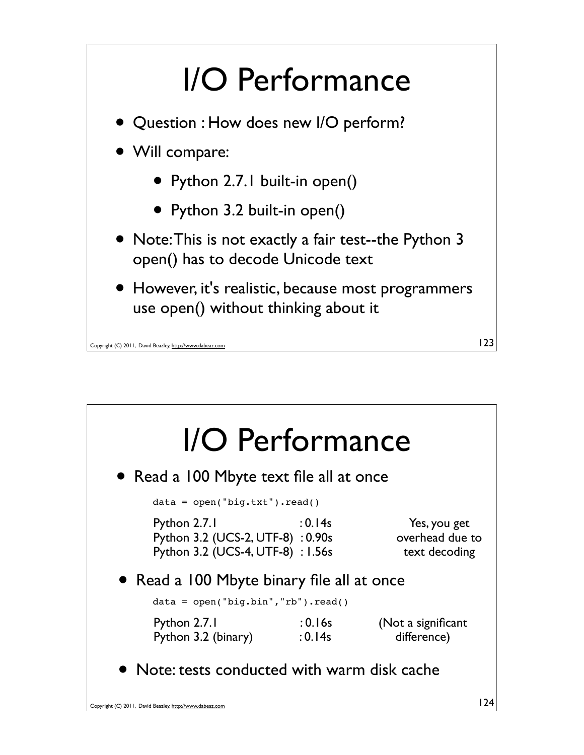# I/O Performance

- Question : How does new I/O perform?
- Will compare:
  - Python 2.7.1 built-in open()
  - Python 3.2 built-in open()
- Note: This is not exactly a fair test--the Python 3 open() has to decode Unicode text
- However, it's realistic, because most programmers use open() without thinking about it

# I/O Performance

- Read a 100 Mbyte text file all at once

```
data = open("big.txt").read()
```

| | | |
|---|---|---|
| Python 2.7.1 | : 0.14s | Yes, you get |
| Python 3.2 (UCS-2, UTF-8) | : 0.90s | overhead due to |
| Python 3.2 (UCS-4, UTF-8) | : 1.56s | text decoding |

- Read a 100 Mbyte binary file all at once

```
data = open("big.bin","rb").read()
```

| | | |
|---|---|---|
| Python 2.7.1 | : 0.16s | (Not a significant |
| Python 3.2 (binary) | : 0.14s | difference) |

- Note: tests conducted with warm disk cache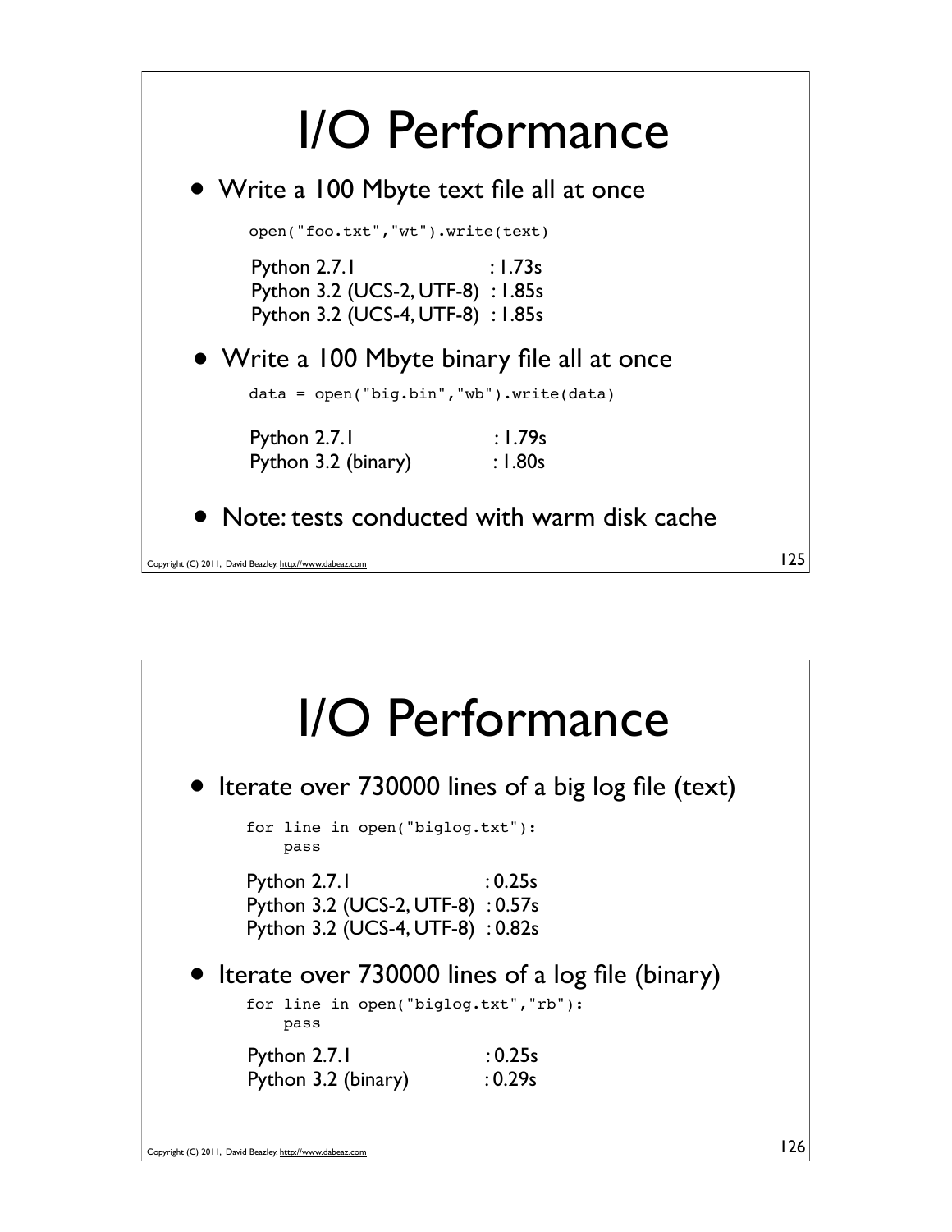# I/O Performance

- Write a 100 Mbyte text file all at once

```
open("foo.txt","wt").write(text)
```

Python 2.7.1 : 1.73s
Python 3.2 (UCS-2, UTF-8) : 1.85s
Python 3.2 (UCS-4, UTF-8) : 1.85s

- Write a 100 Mbyte binary file all at once

```
data = open("big.bin","wb").write(data)
```

Python 2.7.1 : 1.79s
Python 3.2 (binary) : 1.80s

- Note: tests conducted with warm disk cache

# I/O Performance

- Iterate over 730000 lines of a big log file (text)

```
for line in open("biglog.txt"):
    pass
```

Python 2.7.1 : 0.25s
Python 3.2 (UCS-2, UTF-8) : 0.57s
Python 3.2 (UCS-4, UTF-8) : 0.82s

- Iterate over 730000 lines of a log file (binary)

```
for line in open("biglog.txt","rb"):
    pass
```

Python 2.7.1 : 0.25s
Python 3.2 (binary) : 0.29s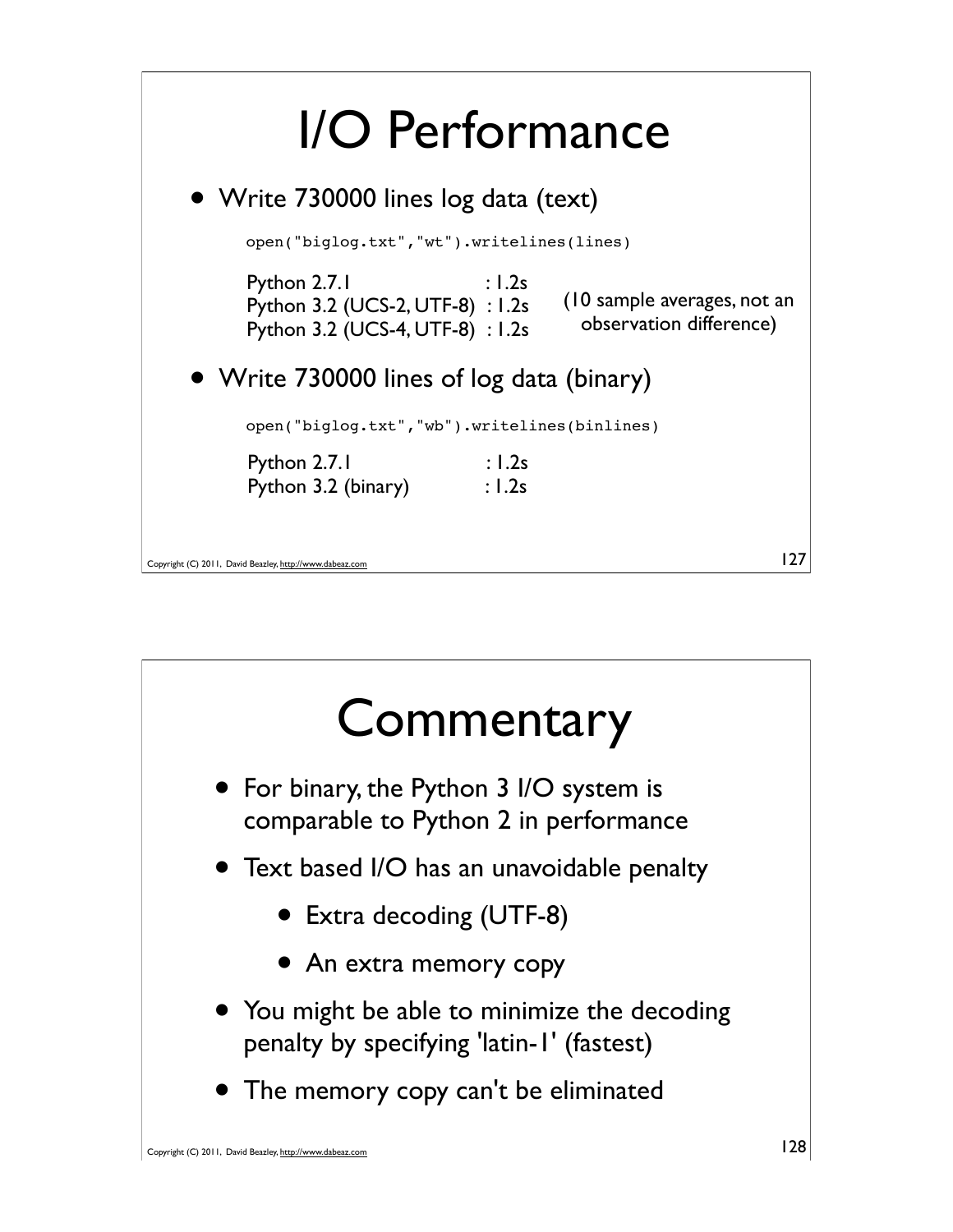# I/O Performance

- Write 730000 lines log data (text)

```
open("biglog.txt","wt").writelines(lines)
```

```
Python 2.7.1                : 1.2s
Python 3.2 (UCS-2, UTF-8)  : 1.2s
Python 3.2 (UCS-4, UTF-8)  : 1.2s
```

(10 sample averages, not an observation difference)

- Write 730000 lines of log data (binary)

```
open("biglog.txt","wb").writelines(binlines)
```

```
Python 2.7.1                : 1.2s
Python 3.2 (binary)         : 1.2s
```

# Commentary

- For binary, the Python 3 I/O system is comparable to Python 2 in performance
- Text based I/O has an unavoidable penalty
    - Extra decoding (UTF-8)
    - An extra memory copy
- You might be able to minimize the decoding penalty by specifying 'latin-1' (fastest)
- The memory copy can't be eliminated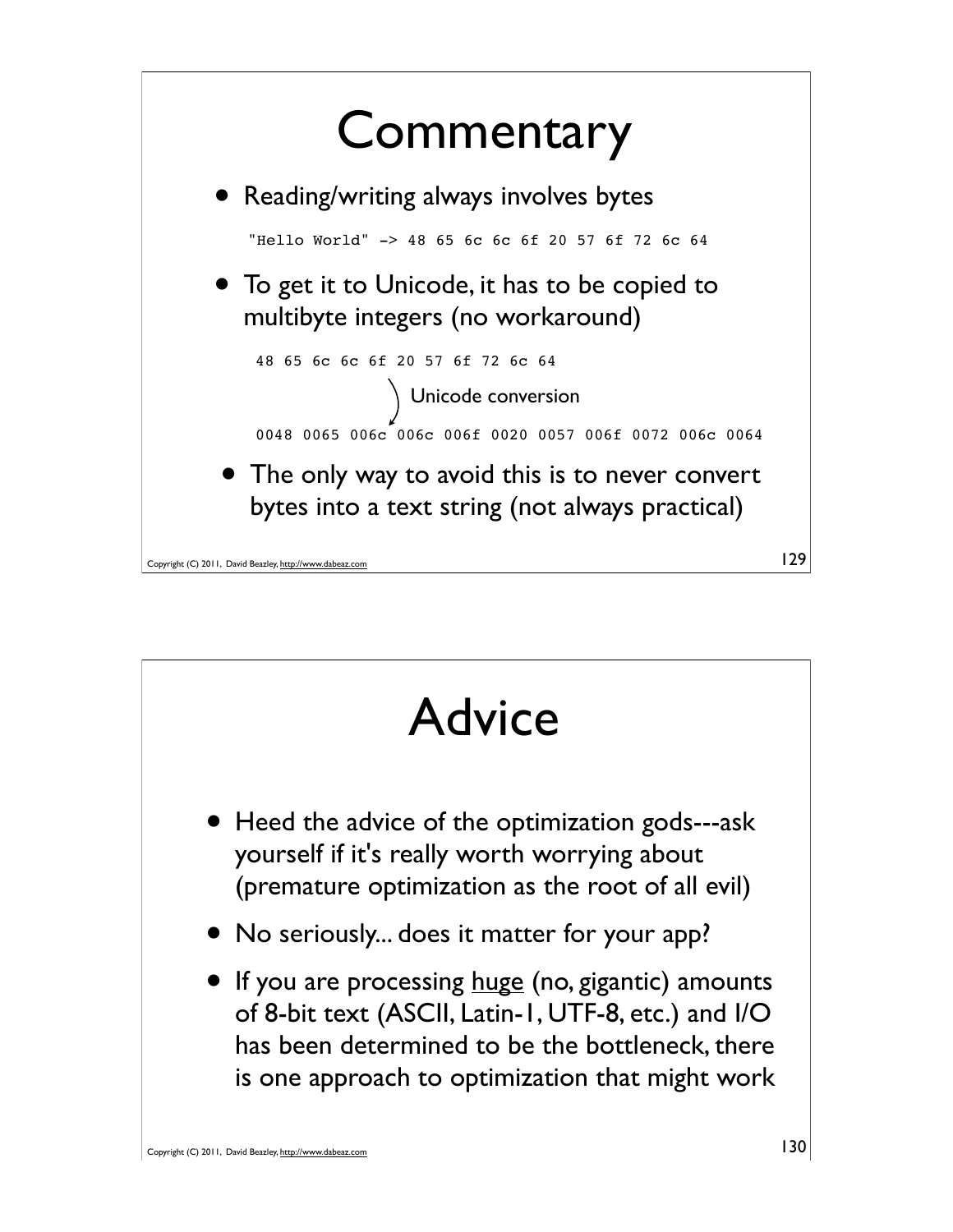# Commentary

- Reading/writing always involves bytes

```
"Hello World" -> 48 65 6c 6c 6f 20 57 6f 72 6c 64
```

- To get it to Unicode, it has to be copied to multibyte integers (no workaround)

```
48 65 6c 6c 6f 20 57 6f 72 6c 64
                 |  Unicode conversion
                 v
0048 0065 006c 006c 006f 0020 0057 006f 0072 006c 0064
```

- The only way to avoid this is to never convert bytes into a text string (not always practical)

# Advice

- Heed the advice of the optimization gods---ask yourself if it's really worth worrying about (premature optimization as the root of all evil)
- No seriously... does it matter for your app?
- If you are processing huge (no, gigantic) amounts of 8-bit text (ASCII, Latin-1, UTF-8, etc.) and I/O has been determined to be the bottleneck, there is one approach to optimization that might work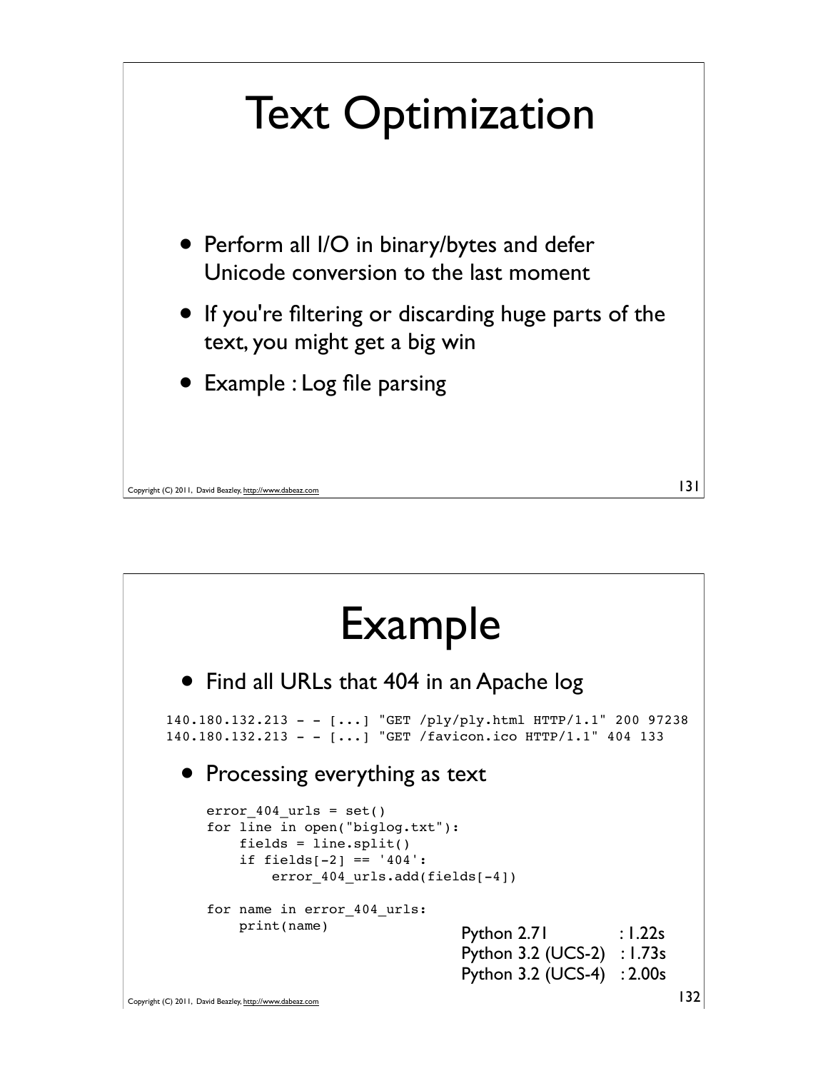# Text Optimization

- Perform all I/O in binary/bytes and defer Unicode conversion to the last moment
- If you're filtering or discarding huge parts of the text, you might get a big win
- Example : Log file parsing

# Example

- Find all URLs that 404 in an Apache log

```
140.180.132.213 - - [...] "GET /ply/ply.html HTTP/1.1" 200 97238
140.180.132.213 - - [...] "GET /favicon.ico HTTP/1.1" 404 133
```

- Processing everything as text

```
error_404_urls = set()
for line in open("biglog.txt"):
    fields = line.split()
    if fields[-2] == '404':
        error_404_urls.add(fields[-4])

for name in error_404_urls:
    print(name)
```

Python 2.71 : 1.22s
Python 3.2 (UCS-2) : 1.73s
Python 3.2 (UCS-4) : 2.00s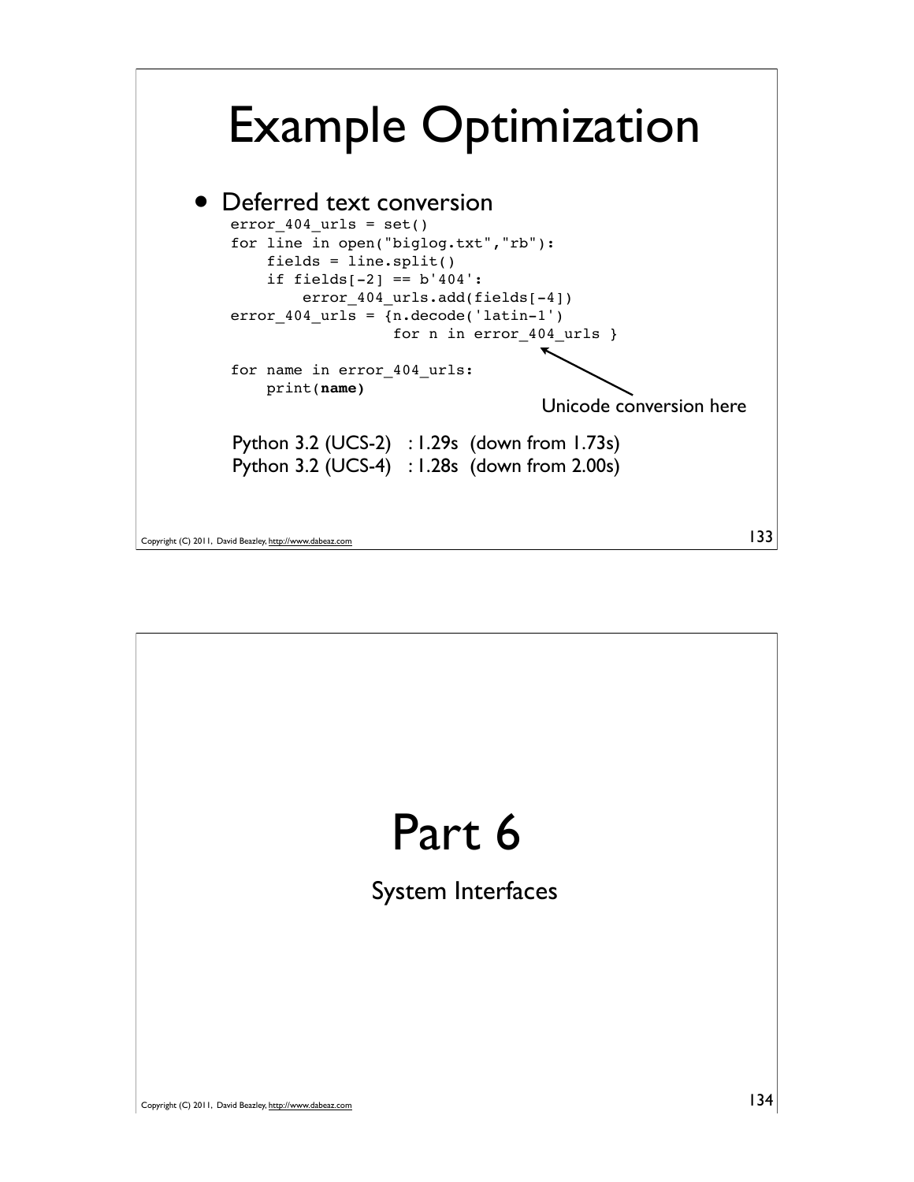# Example Optimization

- Deferred text conversion

```
error_404_urls = set()
for line in open("biglog.txt","rb"):
    fields = line.split()
    if fields[-2] == b'404':
        error_404_urls.add(fields[-4])
error_404_urls = {n.decode('latin-1')
                  for n in error_404_urls }

for name in error_404_urls:
    print(name)
```

Unicode conversion here

Python 3.2 (UCS-2) : 1.29s (down from 1.73s)
Python 3.2 (UCS-4) : 1.28s (down from 2.00s)

# Part 6

System Interfaces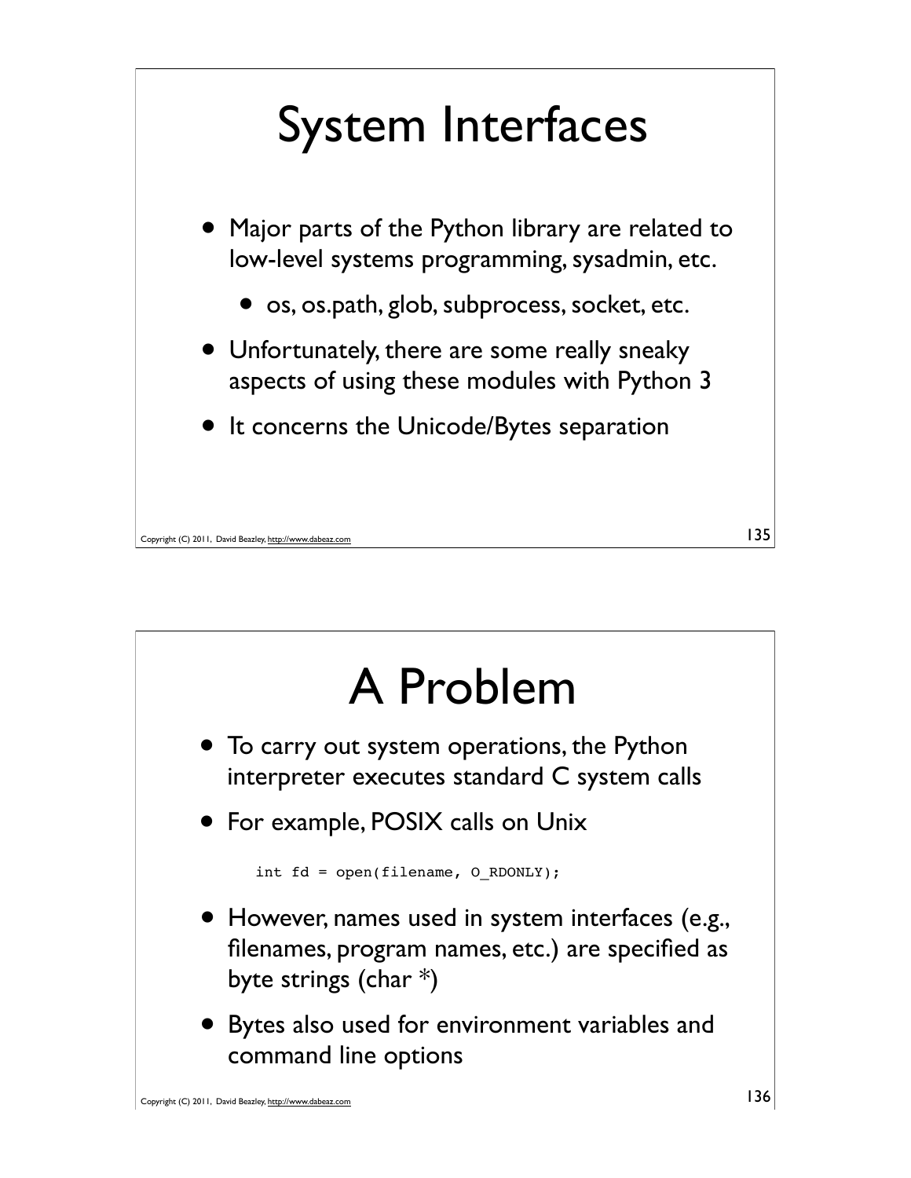# System Interfaces

- Major parts of the Python library are related to low-level systems programming, sysadmin, etc.
  - os, os.path, glob, subprocess, socket, etc.
- Unfortunately, there are some really sneaky aspects of using these modules with Python 3
- It concerns the Unicode/Bytes separation

# A Problem

- To carry out system operations, the Python interpreter executes standard C system calls
- For example, POSIX calls on Unix

```
int fd = open(filename, O_RDONLY);
```

- However, names used in system interfaces (e.g., filenames, program names, etc.) are specified as byte strings (char *)
- Bytes also used for environment variables and command line options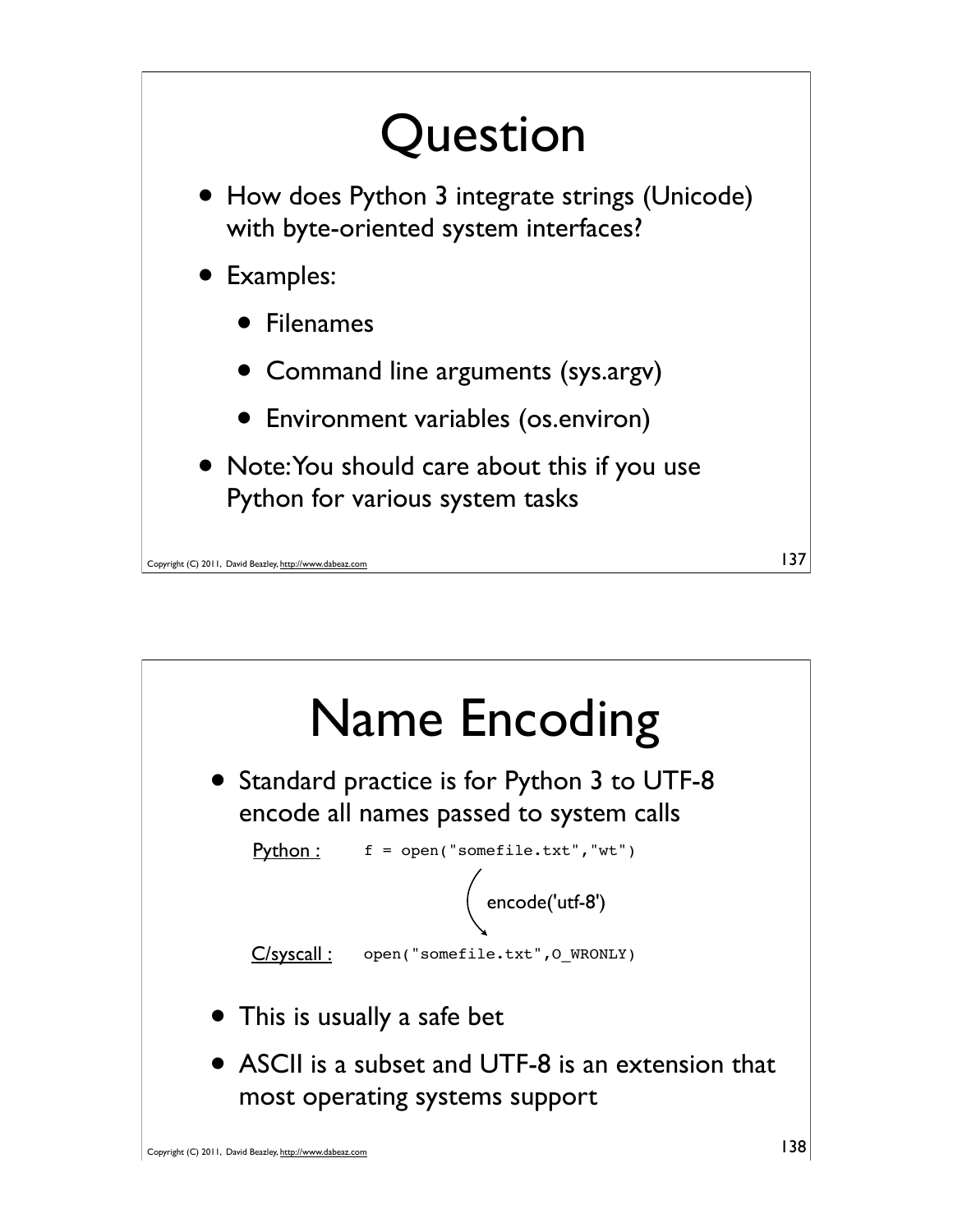# Question

- How does Python 3 integrate strings (Unicode) with byte-oriented system interfaces?
- Examples:
  - Filenames
  - Command line arguments (sys.argv)
  - Environment variables (os.environ)
- Note: You should care about this if you use Python for various system tasks

# Name Encoding

- Standard practice is for Python 3 to UTF-8 encode all names passed to system calls

```
Python :      f = open("somefile.txt","wt")

                        encode('utf-8')

C/syscall :   open("somefile.txt",O_WRONLY)
```

- This is usually a safe bet
- ASCII is a subset and UTF-8 is an extension that most operating systems support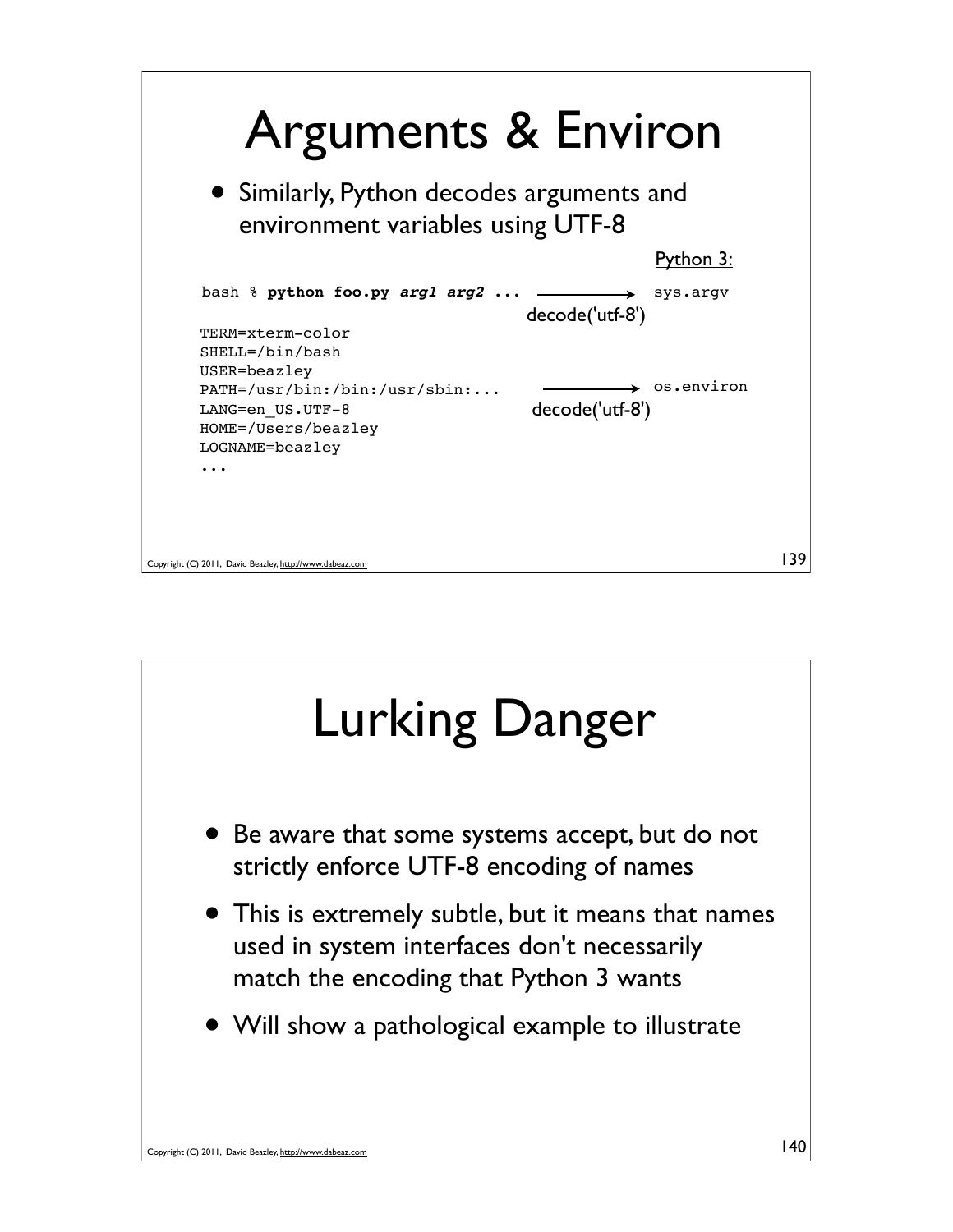# Arguments & Environ

- Similarly, Python decodes arguments and environment variables using UTF-8

Python 3:

```
bash % python foo.py arg1 arg2 ...   ──decode('utf-8')──>   sys.argv

TERM=xterm-color
SHELL=/bin/bash
USER=beazley
PATH=/usr/bin:/bin:/usr/sbin:...     ──decode('utf-8')──>   os.environ
LANG=en_US.UTF-8
HOME=/Users/beazley
LOGNAME=beazley
...
```

# Lurking Danger

- Be aware that some systems accept, but do not strictly enforce UTF-8 encoding of names
- This is extremely subtle, but it means that names used in system interfaces don't necessarily match the encoding that Python 3 wants
- Will show a pathological example to illustrate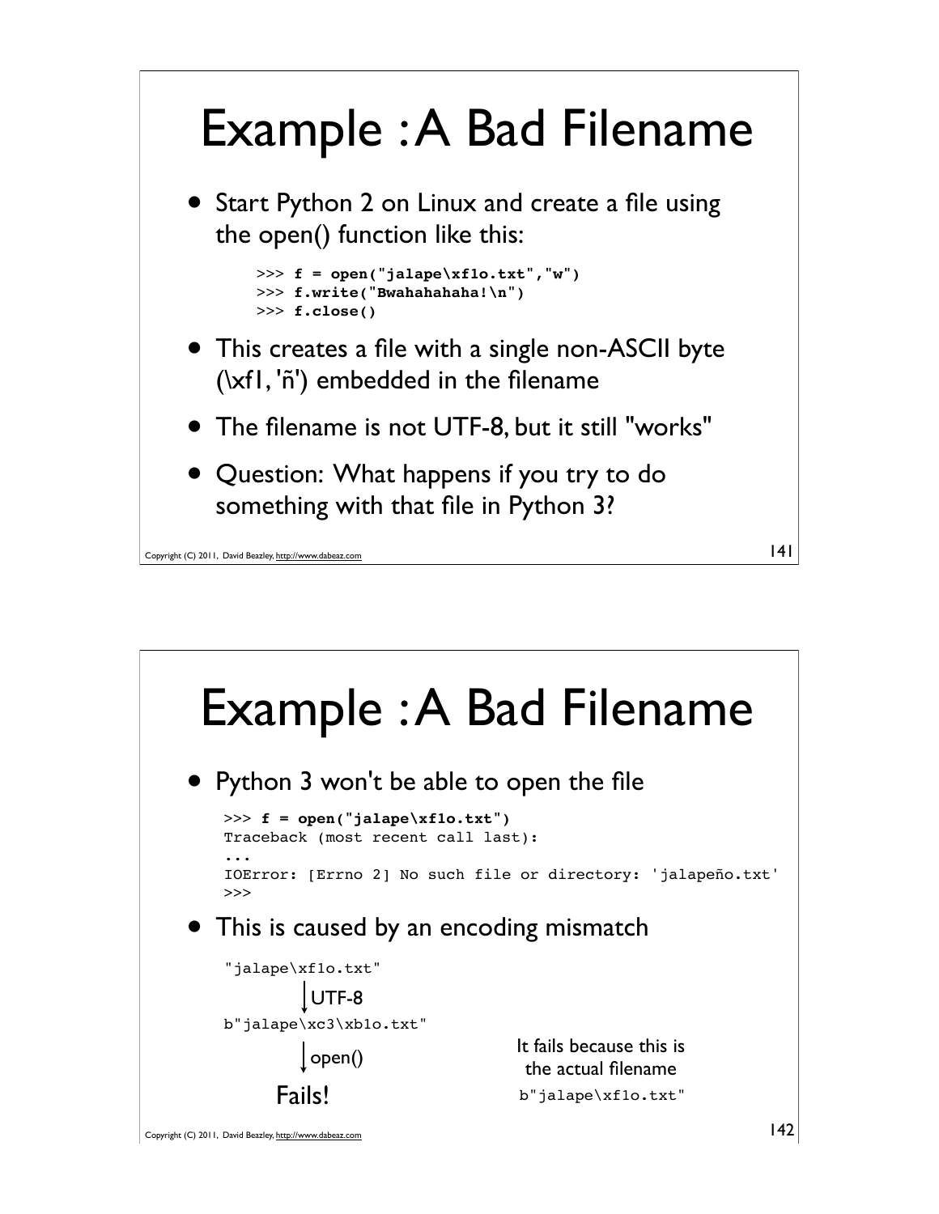# Example : A Bad Filename

- Start Python 2 on Linux and create a file using the open() function like this:

```
>>> f = open("jalape\xf1o.txt","w")
>>> f.write("Bwahahahaha!\n")
>>> f.close()
```

- This creates a file with a single non-ASCII byte (\xf1, 'ñ') embedded in the filename
- The filename is not UTF-8, but it still "works"
- Question: What happens if you try to do something with that file in Python 3?

# Example : A Bad Filename

- Python 3 won't be able to open the file

```
>>> f = open("jalape\xf1o.txt")
Traceback (most recent call last):
...
IOError: [Errno 2] No such file or directory: 'jalapeño.txt'
>>>
```

- This is caused by an encoding mismatch

```
"jalape\xf1o.txt"
        | UTF-8
        v
b"jalape\xc3\xb1o.txt"
        | open()
        v
      Fails!
```

It fails because this is the actual filename

```
b"jalape\xf1o.txt"
```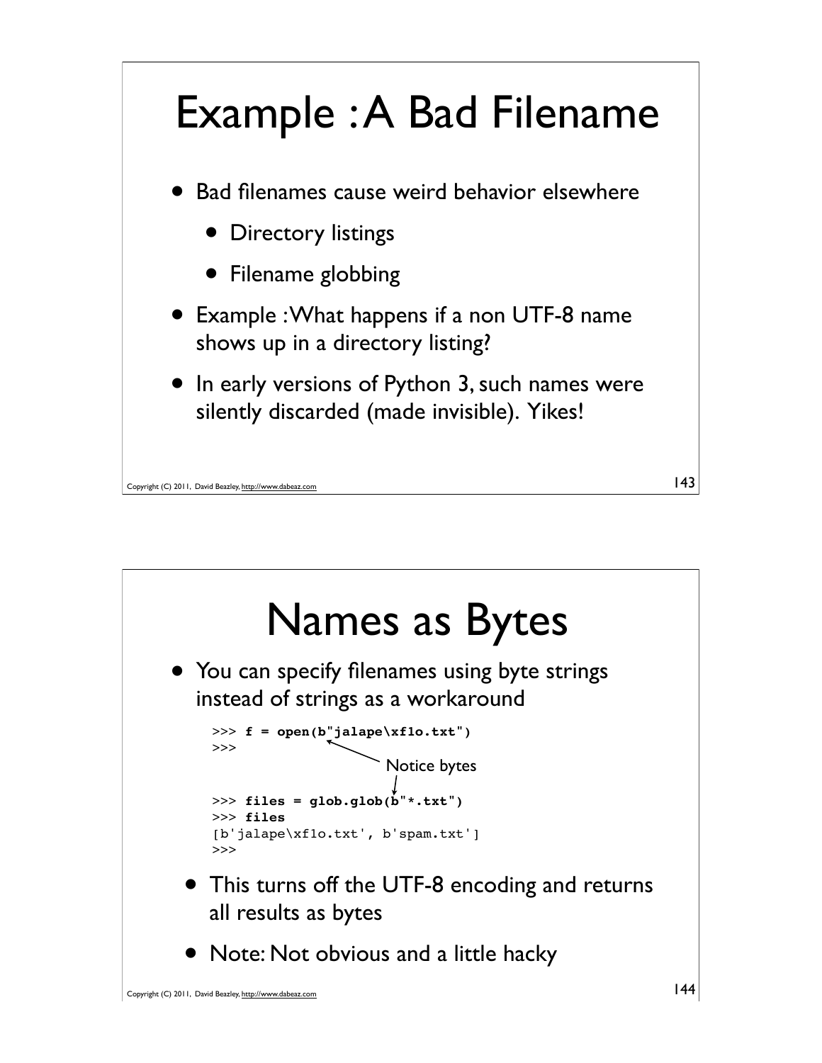# Example : A Bad Filename

- Bad filenames cause weird behavior elsewhere
  - Directory listings
  - Filename globbing
- Example : What happens if a non UTF-8 name shows up in a directory listing?
- In early versions of Python 3, such names were silently discarded (made invisible). Yikes!

# Names as Bytes

- You can specify filenames using byte strings instead of strings as a workaround

```
>>> f = open(b"jalape\xf1o.txt")
>>>
```

Notice bytes

```
>>> files = glob.glob(b"*.txt")
>>> files
[b'jalape\xf1o.txt', b'spam.txt']
>>>
```

- This turns off the UTF-8 encoding and returns all results as bytes
- Note: Not obvious and a little hacky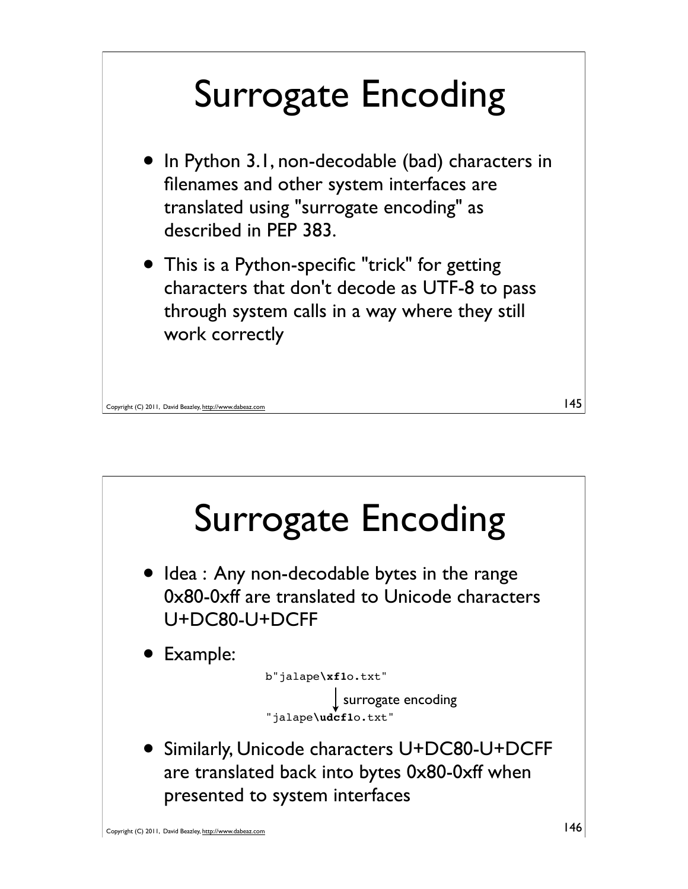# Surrogate Encoding

- In Python 3.1, non-decodable (bad) characters in filenames and other system interfaces are translated using "surrogate encoding" as described in PEP 383.
- This is a Python-specific "trick" for getting characters that don't decode as UTF-8 to pass through system calls in a way where they still work correctly

# Surrogate Encoding

- Idea : Any non-decodable bytes in the range 0x80-0xff are translated to Unicode characters U+DC80-U+DCFF
- Example:

```
b"jalape\xf1o.txt"
        |  surrogate encoding
        v
"jalape\udcf1o.txt"
```

- Similarly, Unicode characters U+DC80-U+DCFF are translated back into bytes 0x80-0xff when presented to system interfaces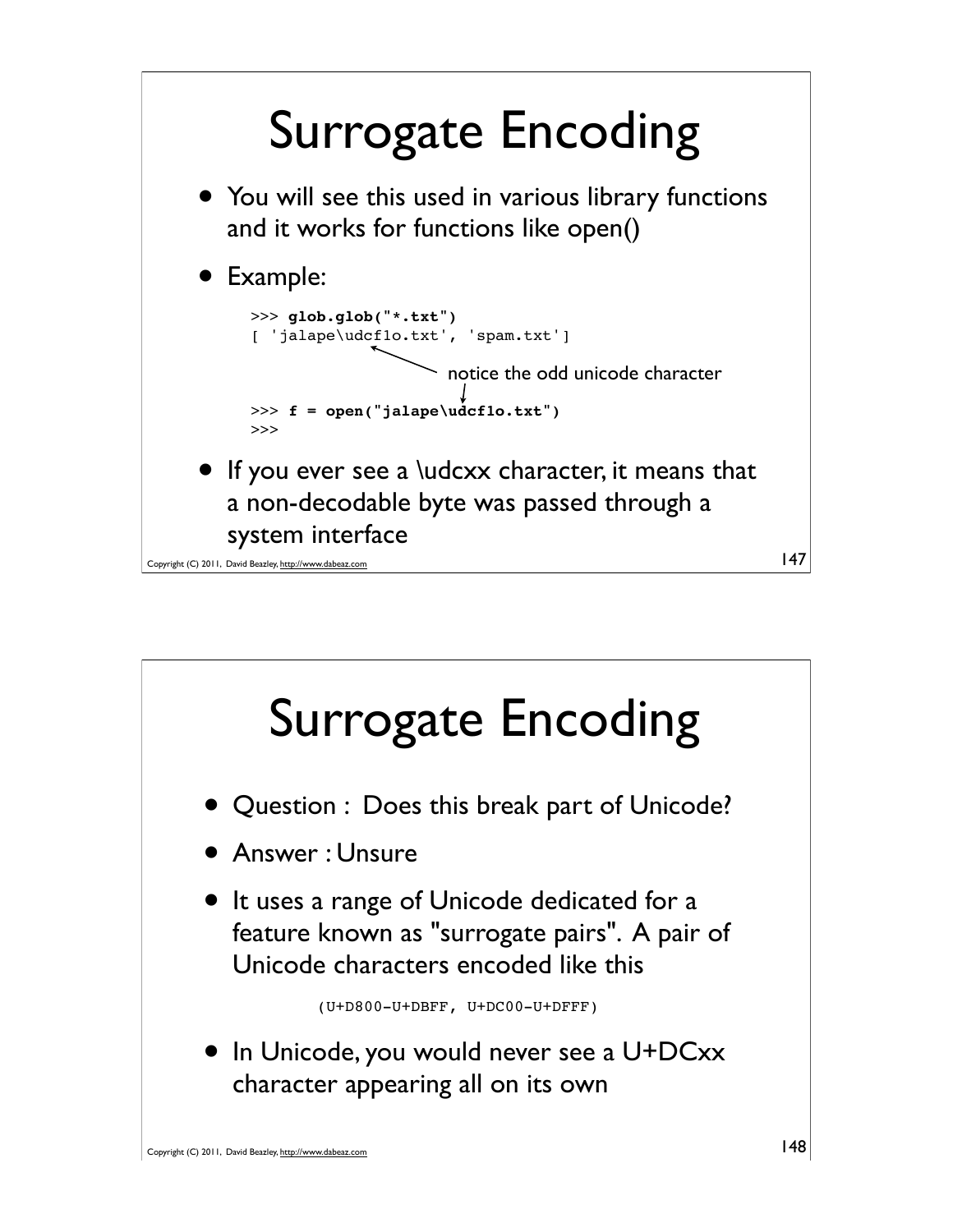# Surrogate Encoding

- You will see this used in various library functions and it works for functions like open()
- Example:

```
>>> glob.glob("*.txt")
[ 'jalape\udcf1o.txt', 'spam.txt']
```

notice the odd unicode character

```
>>> f = open("jalape\udcf1o.txt")
>>>
```

- If you ever see a \udcxx character, it means that a non-decodable byte was passed through a system interface

Copyright (C) 2011, David Beazley, http://www.dabeaz.com

# Surrogate Encoding

- Question : Does this break part of Unicode?
- Answer : Unsure
- It uses a range of Unicode dedicated for a feature known as "surrogate pairs". A pair of Unicode characters encoded like this

```
(U+D800-U+DBFF, U+DC00-U+DFFF)
```

- In Unicode, you would never see a U+DCxx character appearing all on its own

Copyright (C) 2011, David Beazley, http://www.dabeaz.com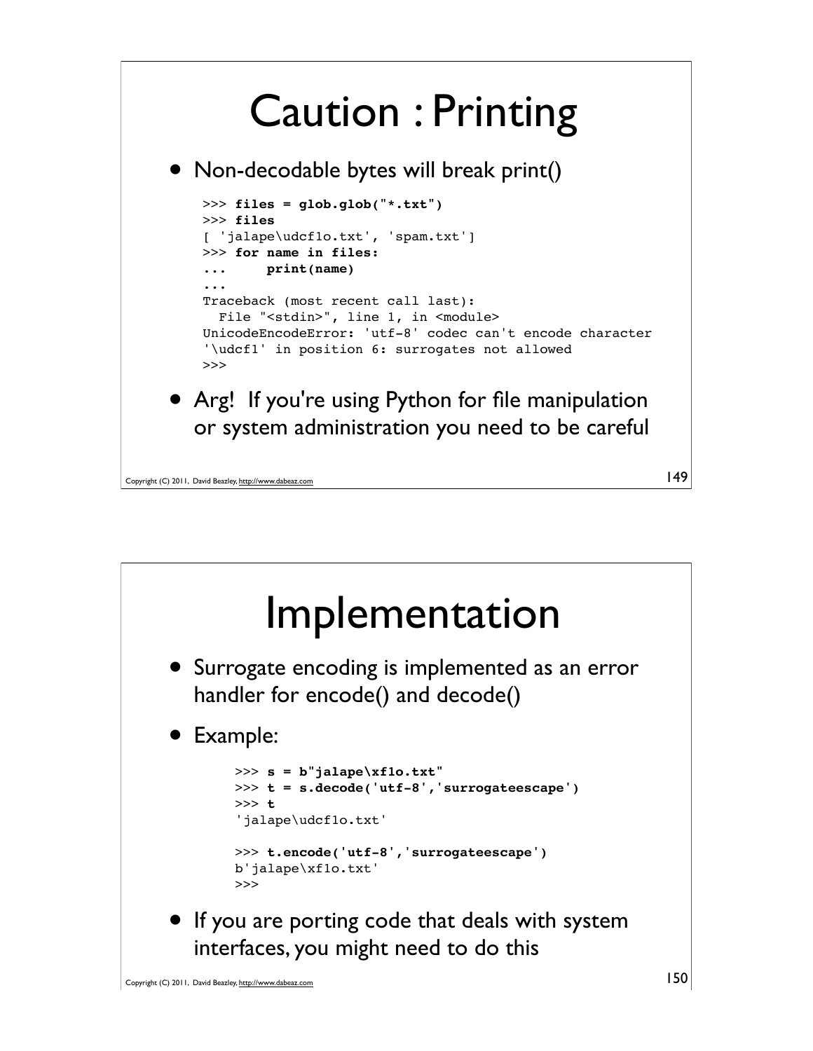# Caution : Printing

- Non-decodable bytes will break print()

```
>>> files = glob.glob("*.txt")
>>> files
[ 'jalape\udcf1o.txt', 'spam.txt']
>>> for name in files:
...     print(name)
...
Traceback (most recent call last):
  File "<stdin>", line 1, in <module>
UnicodeEncodeError: 'utf-8' codec can't encode character
'\udcf1' in position 6: surrogates not allowed
>>>
```

- Arg! If you're using Python for file manipulation or system administration you need to be careful

# Implementation

- Surrogate encoding is implemented as an error handler for encode() and decode()
- Example:

```
>>> s = b"jalape\xf1o.txt"
>>> t = s.decode('utf-8','surrogateescape')
>>> t
'jalape\udcf1o.txt'

>>> t.encode('utf-8','surrogateescape')
b'jalape\xf1o.txt'
>>>
```

- If you are porting code that deals with system interfaces, you might need to do this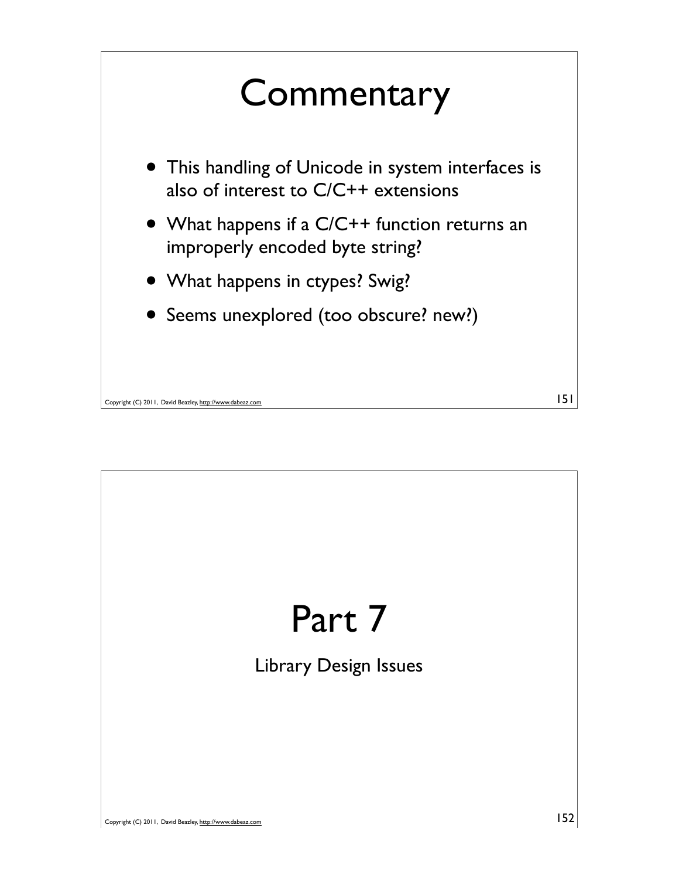# Commentary

- This handling of Unicode in system interfaces is also of interest to C/C++ extensions
- What happens if a C/C++ function returns an improperly encoded byte string?
- What happens in ctypes? Swig?
- Seems unexplored (too obscure? new?)

# Part 7

Library Design Issues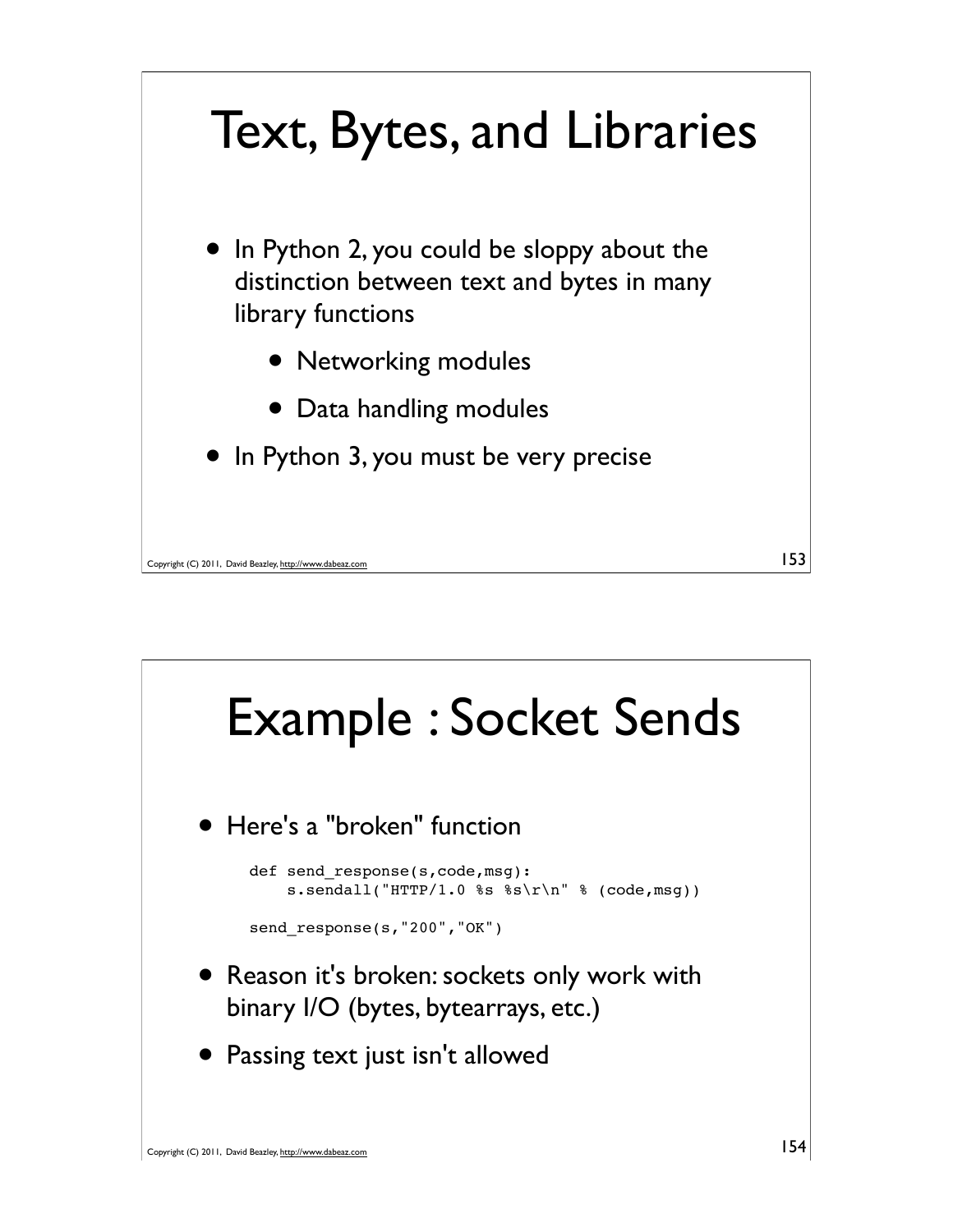# Text, Bytes, and Libraries

- In Python 2, you could be sloppy about the distinction between text and bytes in many library functions
  - Networking modules
  - Data handling modules
- In Python 3, you must be very precise

# Example : Socket Sends

- Here's a "broken" function

```
def send_response(s,code,msg):
    s.sendall("HTTP/1.0 %s %s\r\n" % (code,msg))

send_response(s,"200","OK")
```

- Reason it's broken: sockets only work with binary I/O (bytes, bytearrays, etc.)
- Passing text just isn't allowed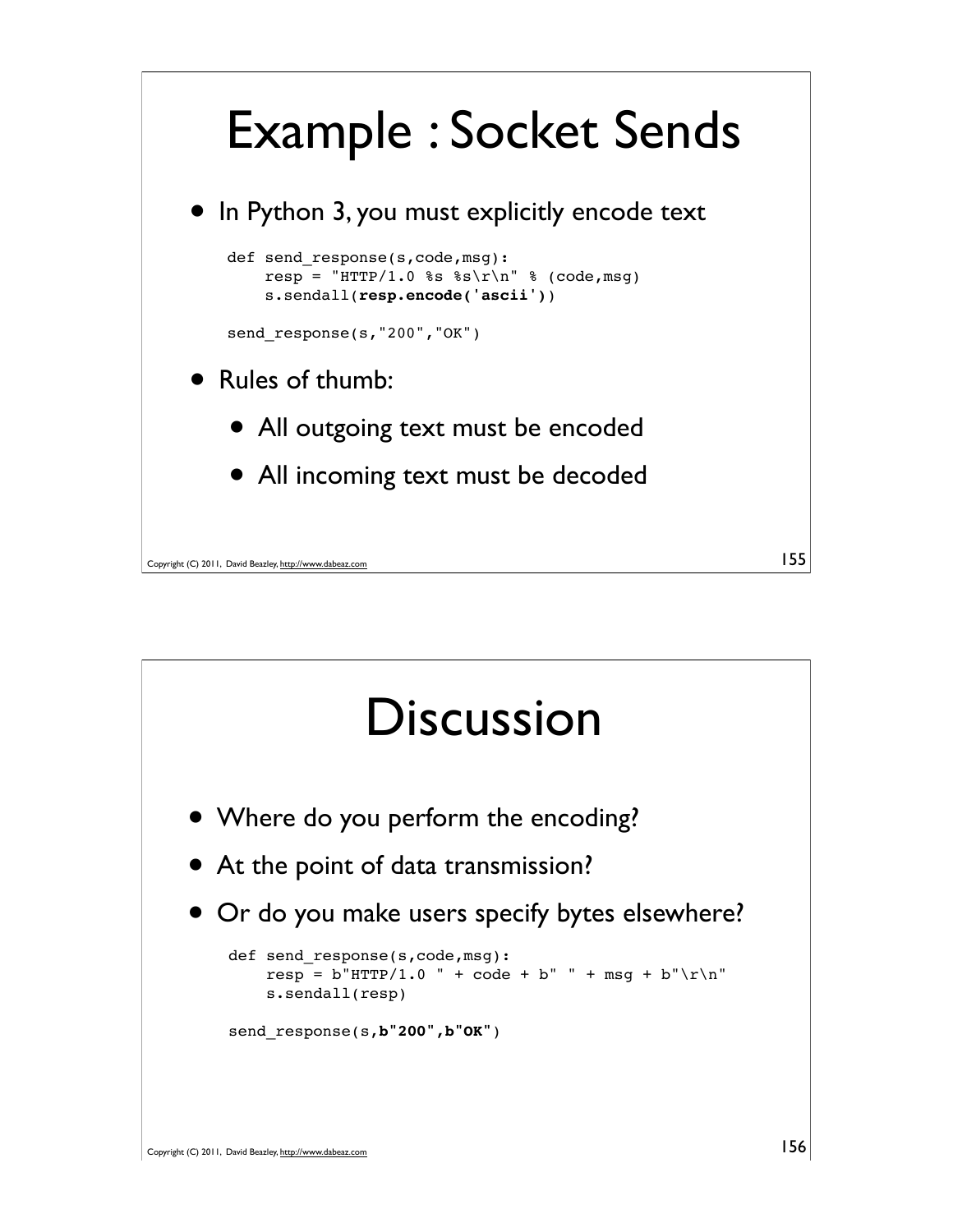# Example : Socket Sends

- In Python 3, you must explicitly encode text

```
def send_response(s,code,msg):
    resp = "HTTP/1.0 %s %s\r\n" % (code,msg)
    s.sendall(resp.encode('ascii'))

send_response(s,"200","OK")
```

- Rules of thumb:
  - All outgoing text must be encoded
  - All incoming text must be decoded

# Discussion

- Where do you perform the encoding?
- At the point of data transmission?
- Or do you make users specify bytes elsewhere?

```
def send_response(s,code,msg):
    resp = b"HTTP/1.0 " + code + b" " + msg + b"\r\n"
    s.sendall(resp)

send_response(s,b"200",b"OK")
```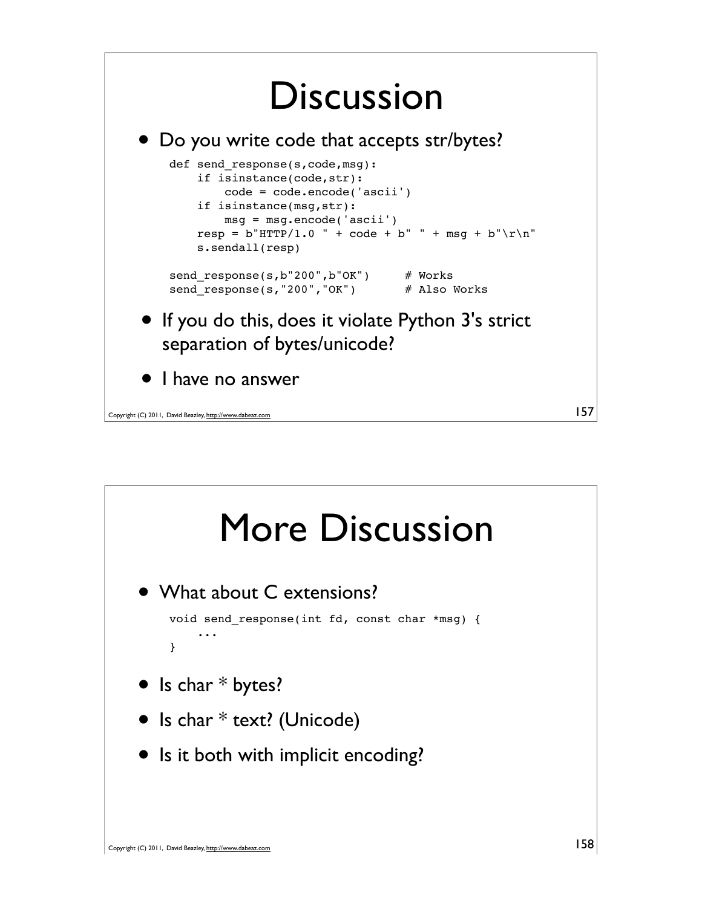# Discussion

- Do you write code that accepts str/bytes?

```
def send_response(s,code,msg):
    if isinstance(code,str):
        code = code.encode('ascii')
    if isinstance(msg,str):
        msg = msg.encode('ascii')
    resp = b"HTTP/1.0 " + code + b" " + msg + b"\r\n"
    s.sendall(resp)

send_response(s,b"200",b"OK")      # Works
send_response(s,"200","OK")        # Also Works
```

- If you do this, does it violate Python 3's strict separation of bytes/unicode?
- I have no answer

# More Discussion

- What about C extensions?

```
void send_response(int fd, const char *msg) {
    ...
}
```

- Is char * bytes?
- Is char * text? (Unicode)
- Is it both with implicit encoding?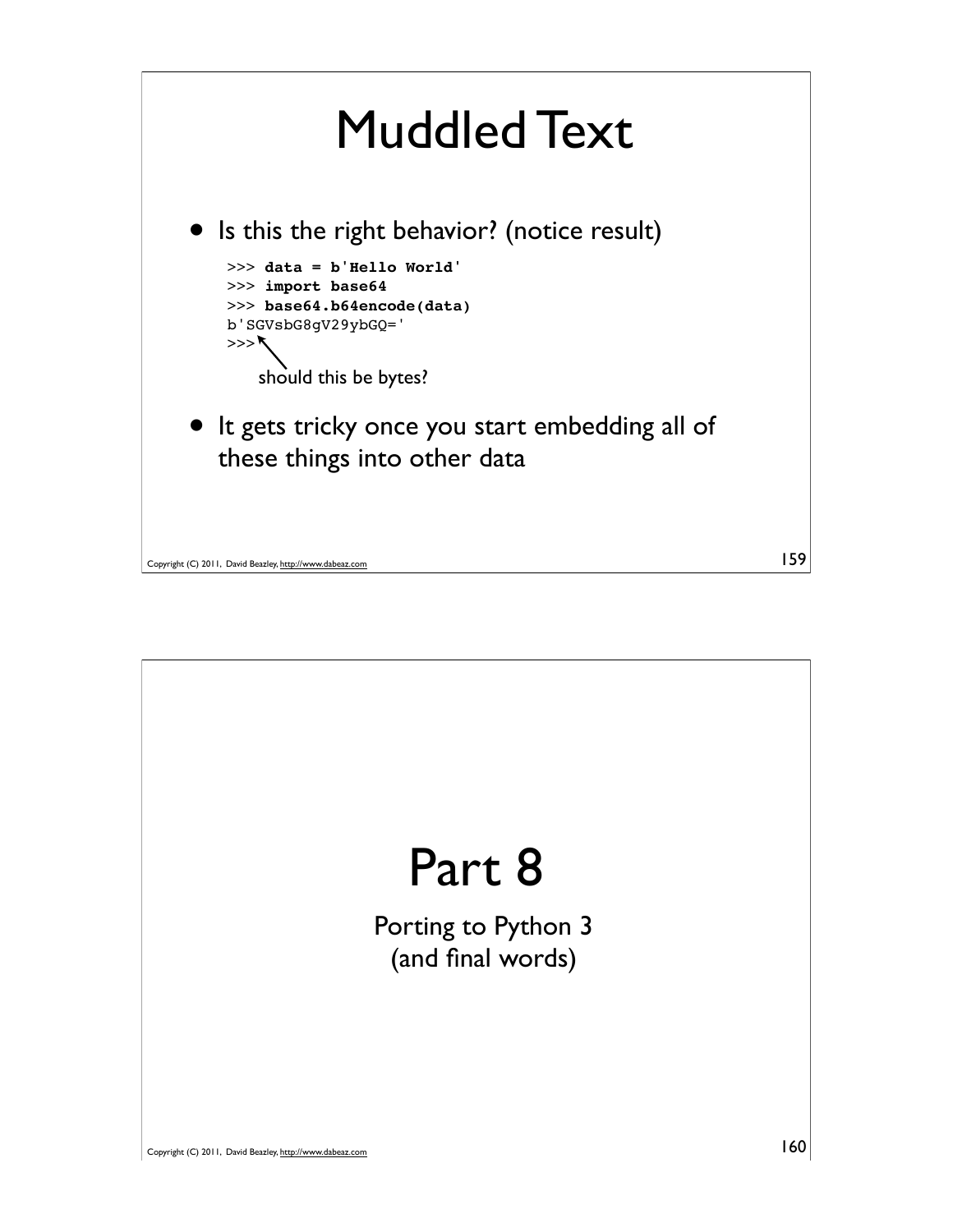# Muddled Text

- Is this the right behavior? (notice result)

```
>>> data = b'Hello World'
>>> import base64
>>> base64.b64encode(data)
b'SGVsbG8gV29ybGQ='
>>>
```

should this be bytes?

- It gets tricky once you start embedding all of these things into other data

# Part 8

Porting to Python 3
(and final words)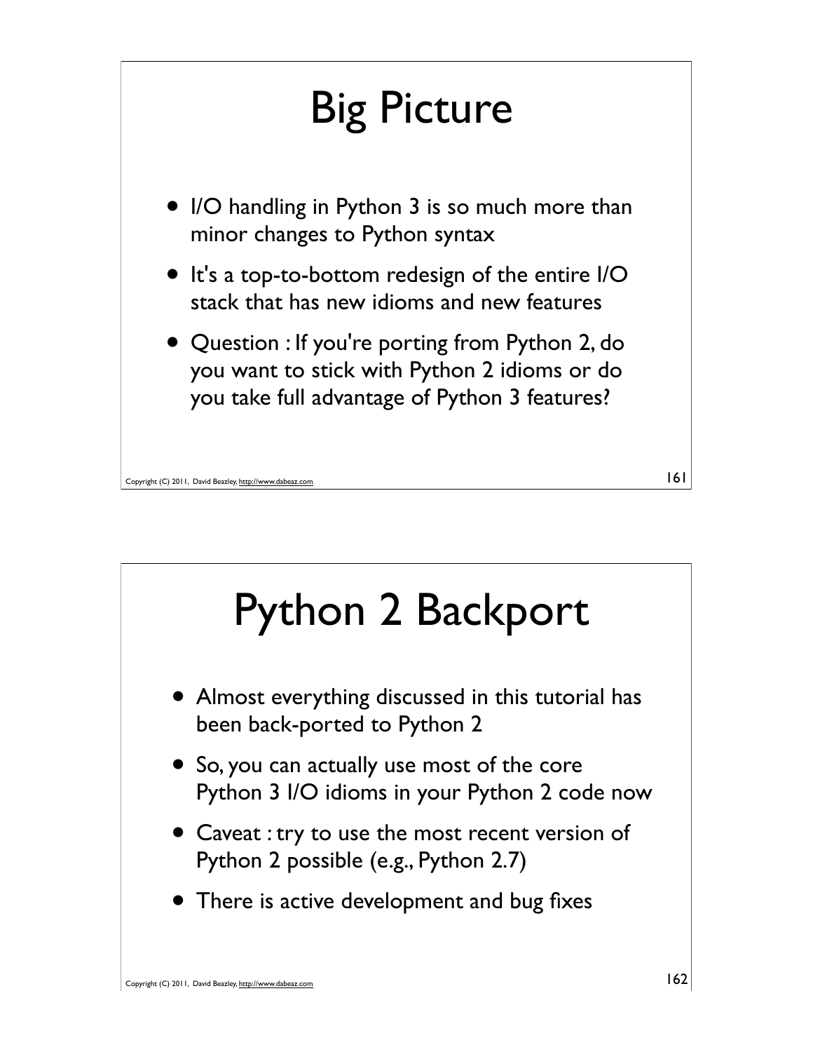# Big Picture

- I/O handling in Python 3 is so much more than minor changes to Python syntax
- It's a top-to-bottom redesign of the entire I/O stack that has new idioms and new features
- Question : If you're porting from Python 2, do you want to stick with Python 2 idioms or do you take full advantage of Python 3 features?

# Python 2 Backport

- Almost everything discussed in this tutorial has been back-ported to Python 2
- So, you can actually use most of the core Python 3 I/O idioms in your Python 2 code now
- Caveat : try to use the most recent version of Python 2 possible (e.g., Python 2.7)
- There is active development and bug fixes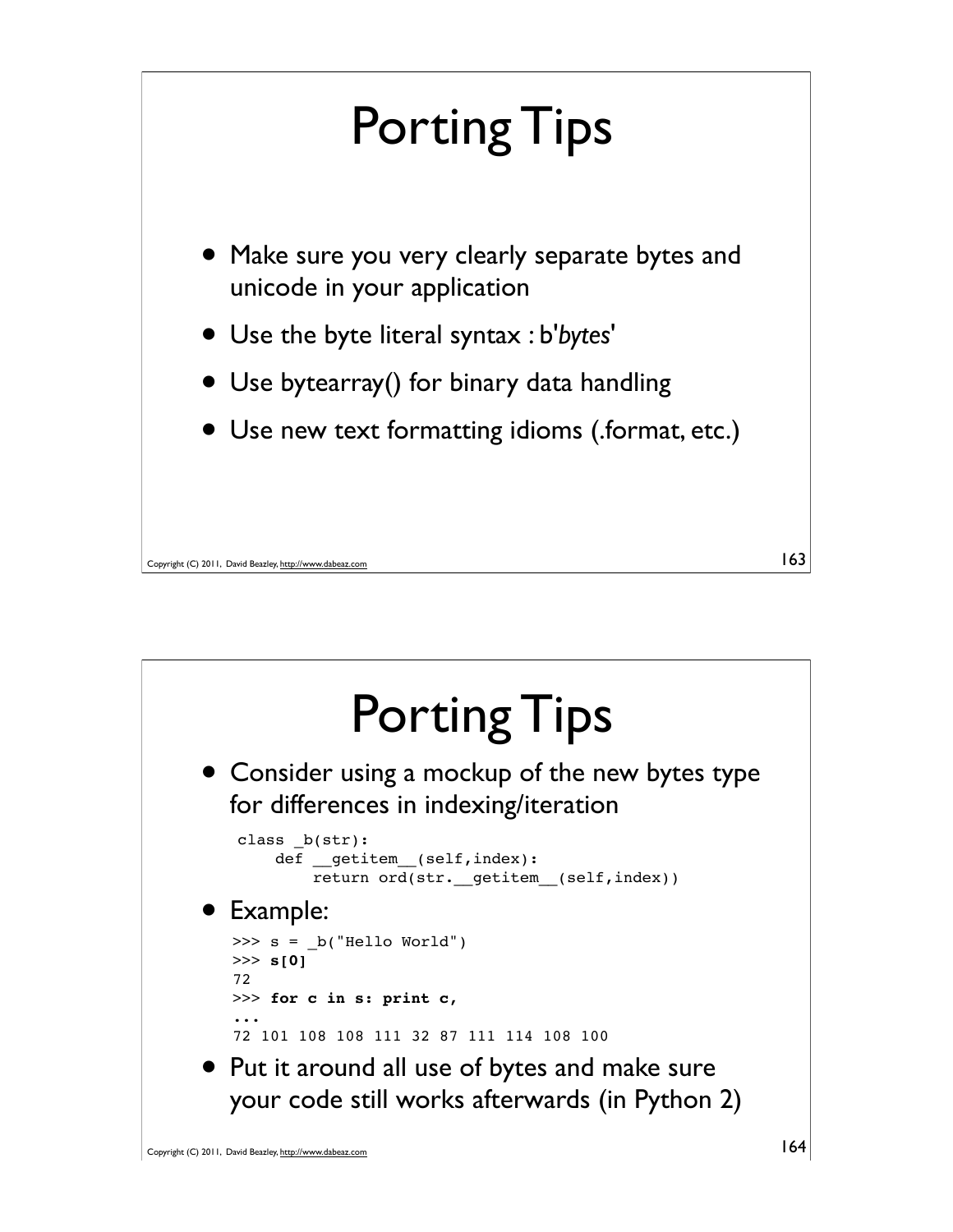# Porting Tips

- Make sure you very clearly separate bytes and unicode in your application
- Use the byte literal syntax : b'*bytes*'
- Use bytearray() for binary data handling
- Use new text formatting idioms (.format, etc.)

# Porting Tips

- Consider using a mockup of the new bytes type for differences in indexing/iteration

```
class _b(str):
    def __getitem__(self,index):
        return ord(str.__getitem__(self,index))
```

- Example:

```
>>> s = _b("Hello World")
>>> s[0]
72
>>> for c in s: print c,
...
72 101 108 108 111 32 87 111 114 108 100
```

- Put it around all use of bytes and make sure your code still works afterwards (in Python 2)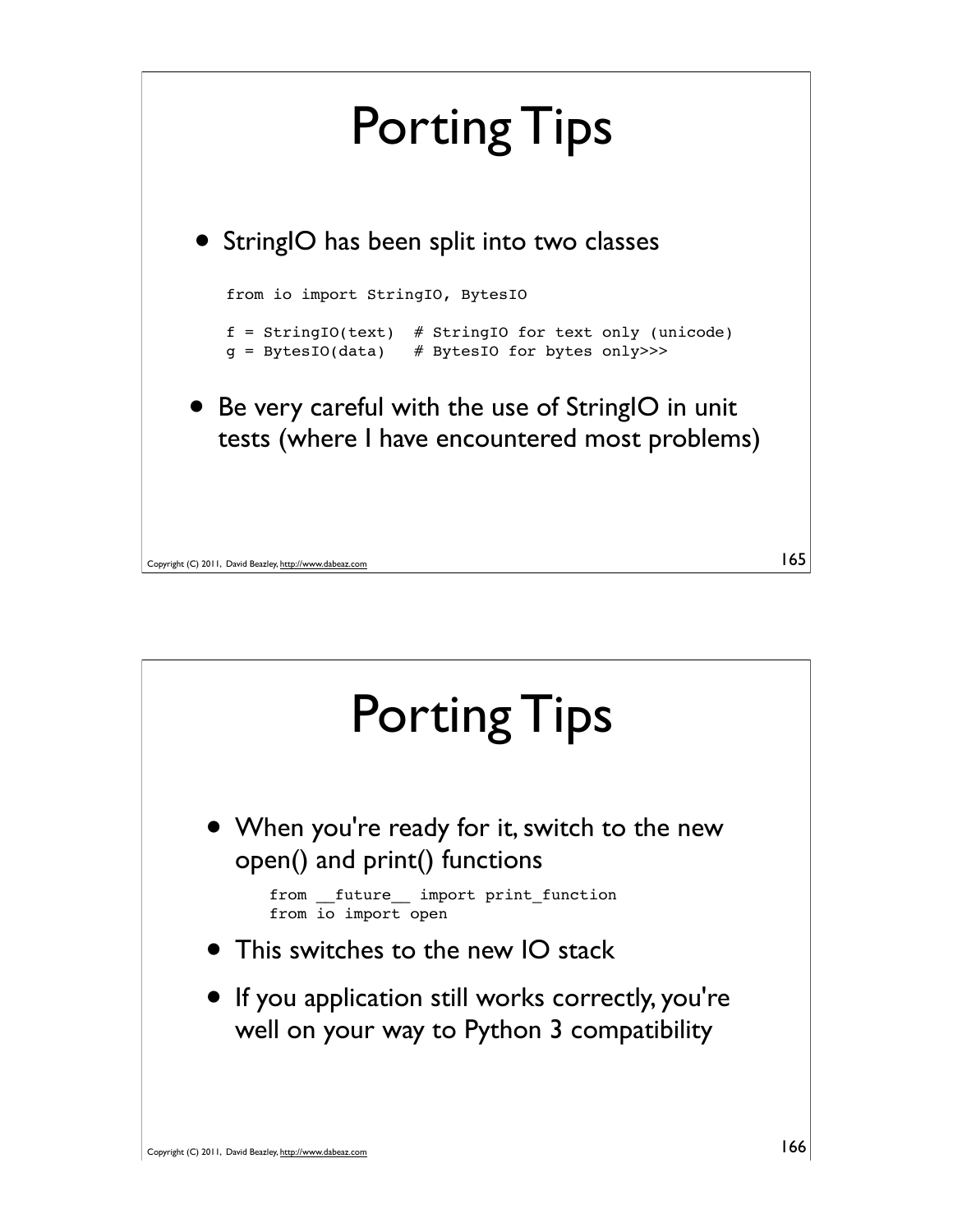# Porting Tips

- StringIO has been split into two classes

```
from io import StringIO, BytesIO

f = StringIO(text)  # StringIO for text only (unicode)
g = BytesIO(data)   # BytesIO for bytes only>>>
```

- Be very careful with the use of StringIO in unit tests (where I have encountered most problems)

# Porting Tips

- When you're ready for it, switch to the new open() and print() functions

```
from __future__ import print_function
from io import open
```

- This switches to the new IO stack
- If you application still works correctly, you're well on your way to Python 3 compatibility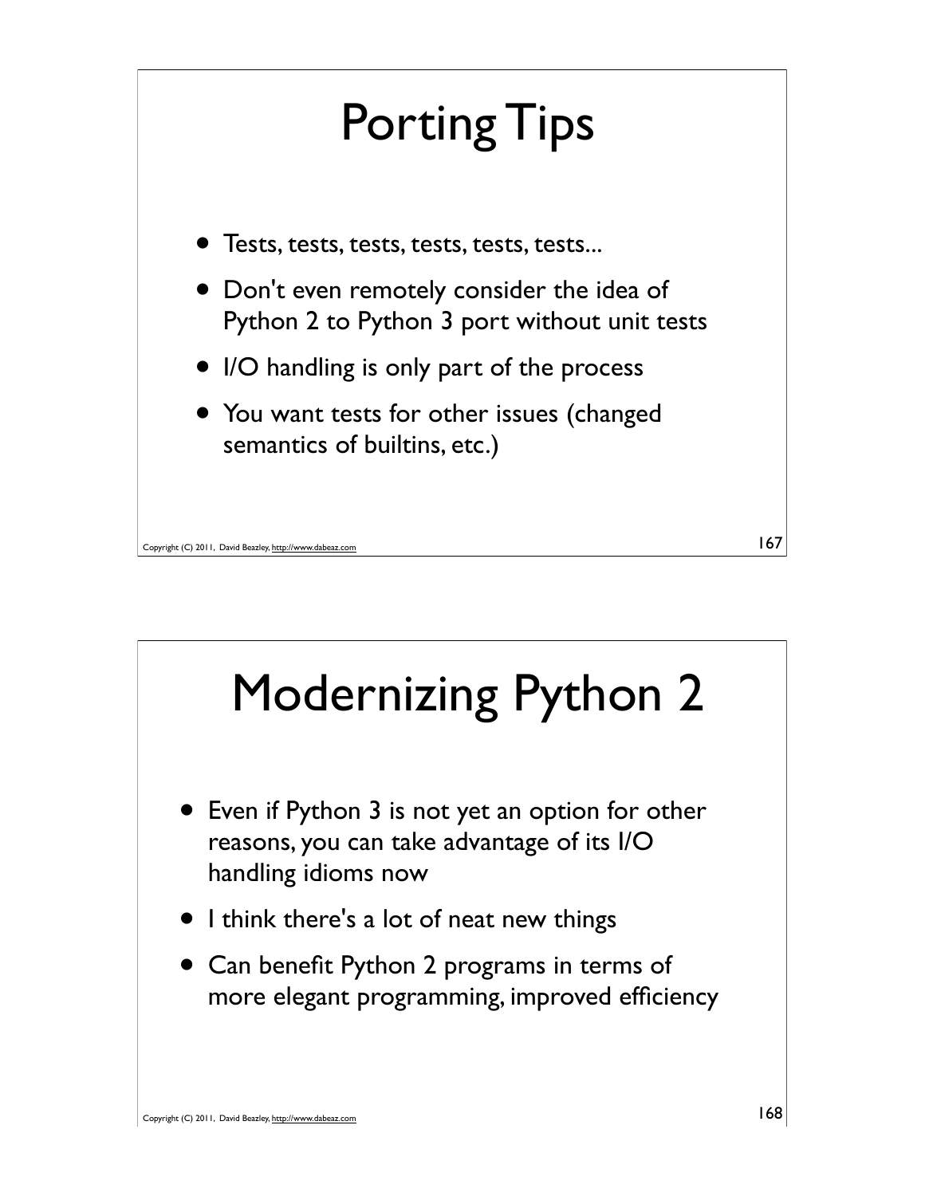# Porting Tips

- Tests, tests, tests, tests, tests, tests...
- Don't even remotely consider the idea of Python 2 to Python 3 port without unit tests
- I/O handling is only part of the process
- You want tests for other issues (changed semantics of builtins, etc.)

# Modernizing Python 2

- Even if Python 3 is not yet an option for other reasons, you can take advantage of its I/O handling idioms now
- I think there's a lot of neat new things
- Can benefit Python 2 programs in terms of more elegant programming, improved efficiency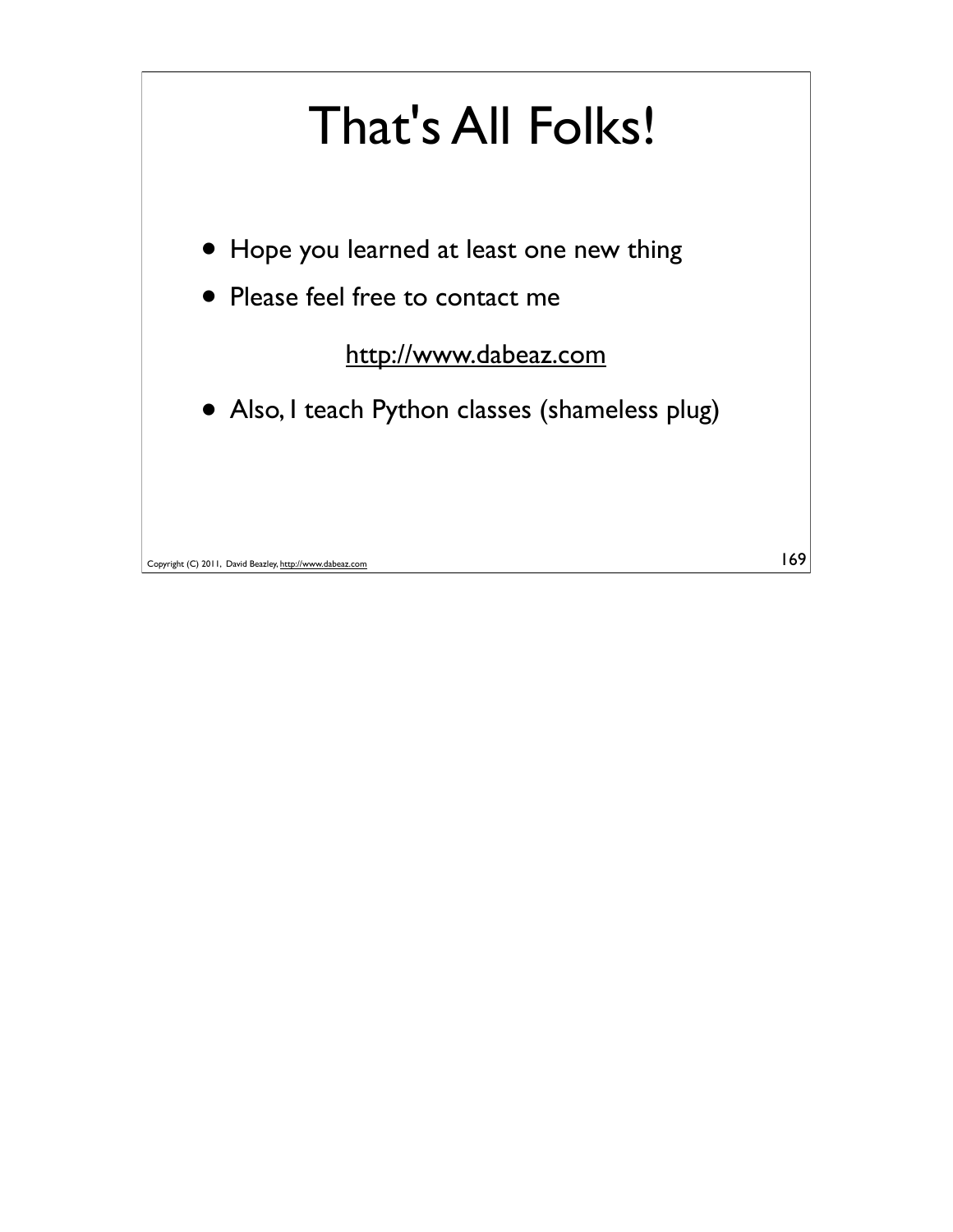# That's All Folks!

- Hope you learned at least one new thing
- Please feel free to contact me

http://www.dabeaz.com

- Also, I teach Python classes (shameless plug)